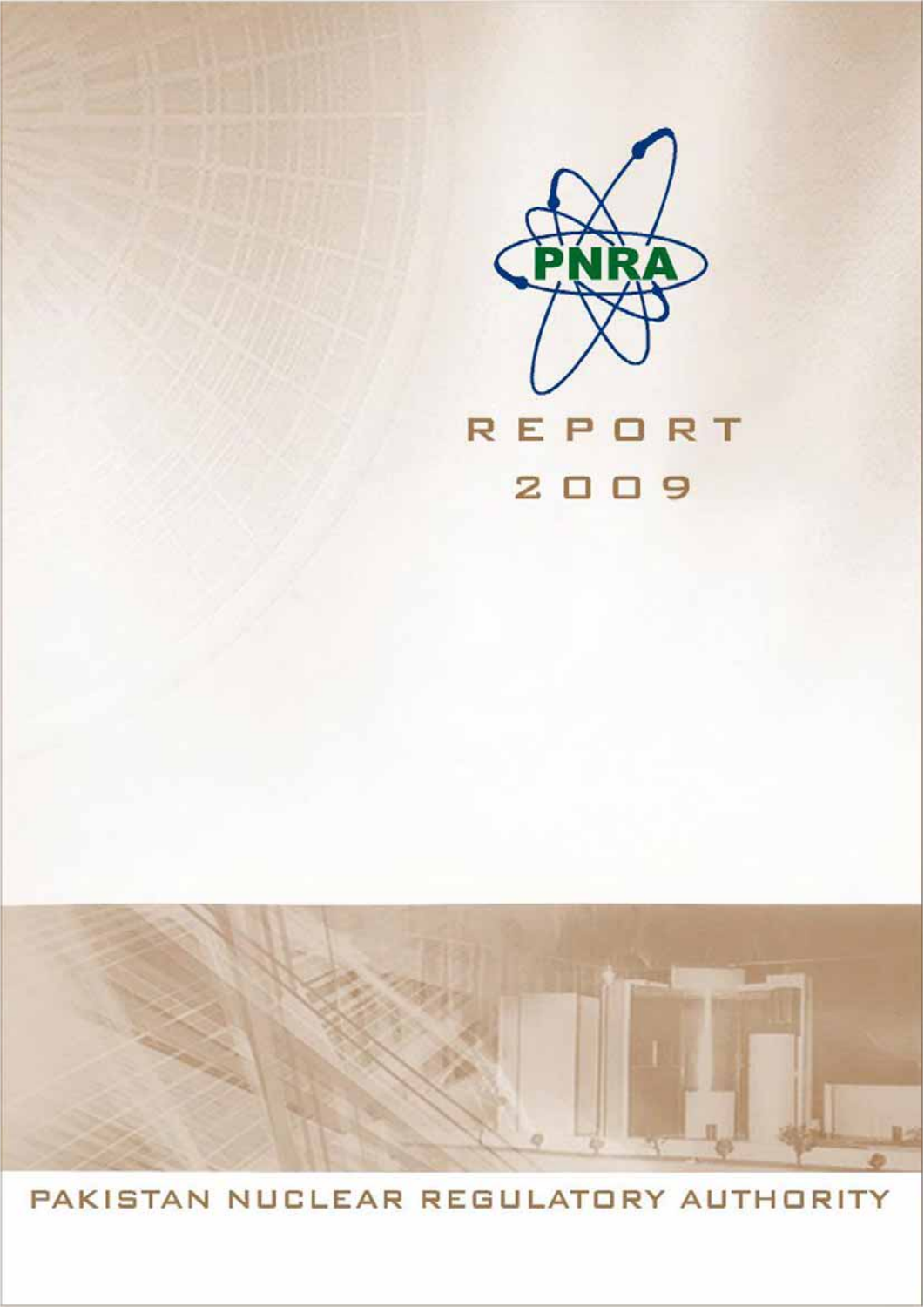PNRA

# REPORT 2009

PAKISTAN NUCLEAR REGULATORY AUTHORITY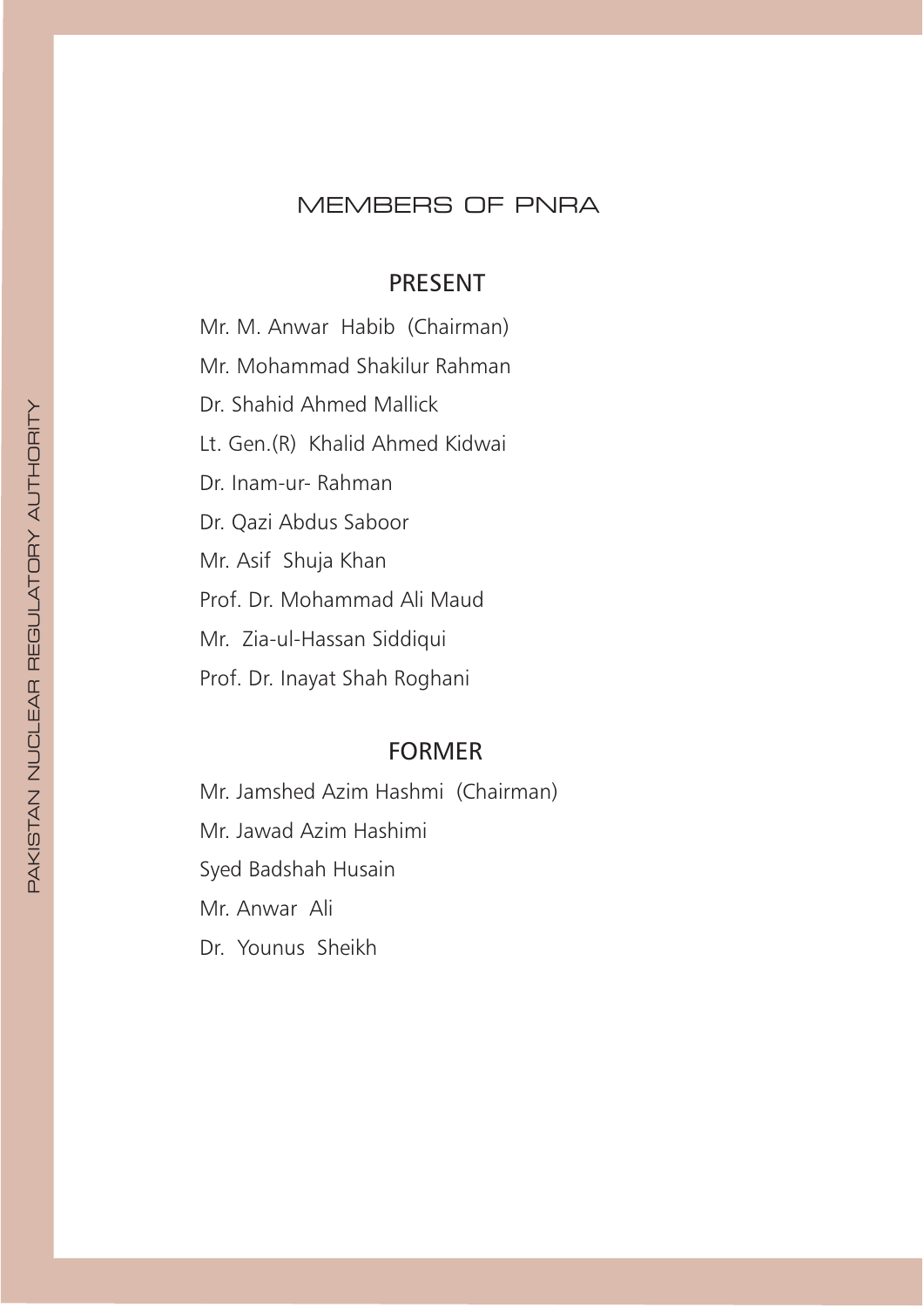# MEMBERS OF PNRA

## PRESENT

Mr. M. Anwar Habib (Chairman)

Mr. Mohammad Shakilur Rahman

Dr. Shahid Ahmed Mallick

Lt. Gen.(R) Khalid Ahmed Kidwai

Dr. Inam-ur- Rahman

Dr. Qazi Abdus Saboor

Mr. Asif Shuja Khan

Prof. Dr. Mohammad Ali Maud

Mr. Zia-ul-Hassan Siddiqui

Prof. Dr. Inayat Shah Roghani

## FORMER

Mr. Jamshed Azim Hashmi (Chairman)

Mr. Jawad Azim Hashimi

Syed Badshah Husain

Mr. Anwar Ali

Dr. Younus Sheikh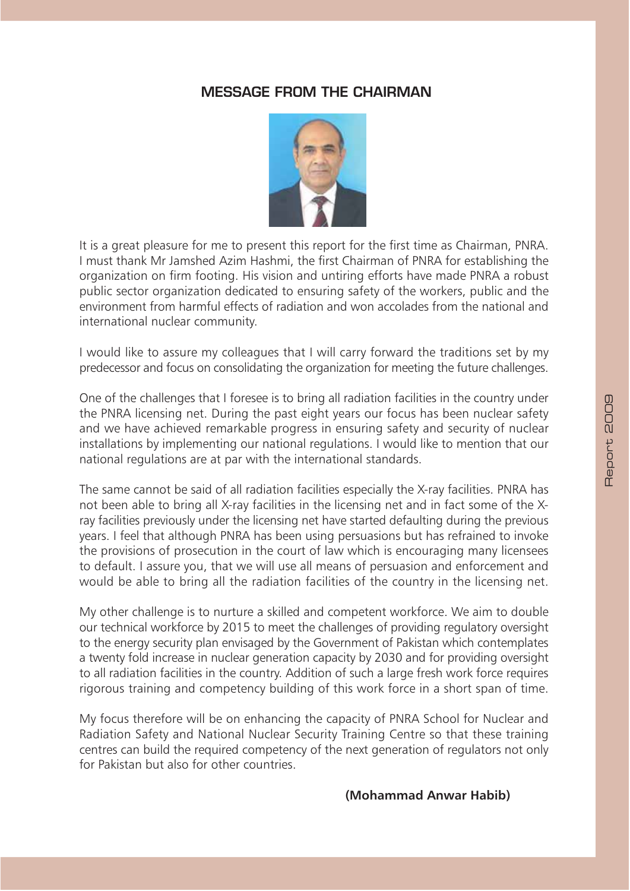## MESSAGE FROM THE CHAIRMAN

It is a great pleasure for me to present this report for the first time as Chairman, PNRA. I must thank Mr Jamshed Azim Hashmi, the first Chairman of PNRA for establishing the organization on firm footing. His vision and untiring efforts have made PNRA a robust public sector organization dedicated to ensuring safety of the workers, public and the environment from harmful effects of radiation and won accolades from the national and international nuclear community.

I would like to assure my colleagues that I will carry forward the traditions set by my predecessor and focus on consolidating the organization for meeting the future challenges.

One of the challenges that I foresee is to bring all radiation facilities in the country under the PNRA licensing net. During the past eight years our focus has been nuclear safety and we have achieved remarkable progress in ensuring safety and security of nuclear installations by implementing our national regulations. I would like to mention that our national regulations are at par with the international standards.

The same cannot be said of all radiation facilities especially the X-ray facilities. PNRA has not been able to bring all X-ray facilities in the licensing net and in fact some of the X-ray facilities previously under the licensing net have started defaulting during the previous years. I feel that although PNRA has been using persuasions but has refrained to invoke the provisions of prosecution in the court of law which is encouraging many licensees to default. I assure you, that we will use all means of persuasion and enforcement and would be able to bring all the radiation facilities of the country in the licensing net.

My other challenge is to nurture a skilled and competent workforce. We aim to double our technical workforce by 2015 to meet the challenges of providing regulatory oversight to the energy security plan envisaged by the Government of Pakistan which contemplates a twenty fold increase in nuclear generation capacity by 2030 and for providing oversight to all radiation facilities in the country. Addition of such a large fresh work force requires rigorous training and competency building of this work force in a short span of time.

My focus therefore will be on enhancing the capacity of PNRA School for Nuclear and Radiation Safety and National Nuclear Security Training Centre so that these training centres can build the required competency of the next generation of regulators not only for Pakistan but also for other countries.

**(Mohammad Anwar Habib)**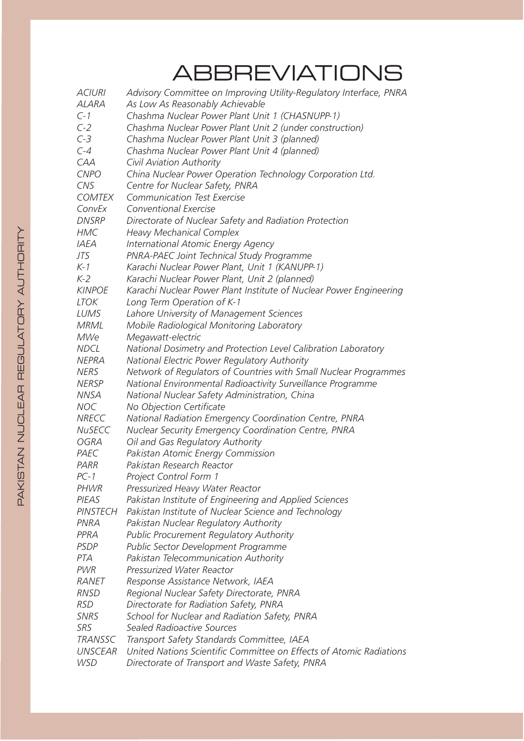# ABBREVIATIONS

| | |
|---|---|
| *ACIURI* | *Advisory Committee on Improving Utility-Regulatory Interface, PNRA* |
| *ALARA* | *As Low As Reasonably Achievable* |
| *C-1* | *Chashma Nuclear Power Plant Unit 1 (CHASNUPP-1)* |
| *C-2* | *Chashma Nuclear Power Plant Unit 2 (under construction)* |
| *C-3* | *Chashma Nuclear Power Plant Unit 3 (planned)* |
| *C-4* | *Chashma Nuclear Power Plant Unit 4 (planned)* |
| *CAA* | *Civil Aviation Authority* |
| *CNPO* | *China Nuclear Power Operation Technology Corporation Ltd.* |
| *CNS* | *Centre for Nuclear Safety, PNRA* |
| *COMTEX* | *Communication Test Exercise* |
| *ConvEx* | *Conventional Exercise* |
| *DNSRP* | *Directorate of Nuclear Safety and Radiation Protection* |
| *HMC* | *Heavy Mechanical Complex* |
| *IAEA* | *International Atomic Energy Agency* |
| *JTS* | *PNRA-PAEC Joint Technical Study Programme* |
| *K-1* | *Karachi Nuclear Power Plant, Unit 1 (KANUPP-1)* |
| *K-2* | *Karachi Nuclear Power Plant, Unit 2 (planned)* |
| *KINPOE* | *Karachi Nuclear Power Plant Institute of Nuclear Power Engineering* |
| *LTOK* | *Long Term Operation of K-1* |
| *LUMS* | *Lahore University of Management Sciences* |
| *MRML* | *Mobile Radiological Monitoring Laboratory* |
| *MWe* | *Megawatt-electric* |
| *NDCL* | *National Dosimetry and Protection Level Calibration Laboratory* |
| *NEPRA* | *National Electric Power Regulatory Authority* |
| *NERS* | *Network of Regulators of Countries with Small Nuclear Programmes* |
| *NERSP* | *National Environmental Radioactivity Surveillance Programme* |
| *NNSA* | *National Nuclear Safety Administration, China* |
| *NOC* | *No Objection Certificate* |
| *NRECC* | *National Radiation Emergency Coordination Centre, PNRA* |
| *NuSECC* | *Nuclear Security Emergency Coordination Centre, PNRA* |
| *OGRA* | *Oil and Gas Regulatory Authority* |
| *PAEC* | *Pakistan Atomic Energy Commission* |
| *PARR* | *Pakistan Research Reactor* |
| *PC-1* | *Project Control Form 1* |
| *PHWR* | *Pressurized Heavy Water Reactor* |
| *PIEAS* | *Pakistan Institute of Engineering and Applied Sciences* |
| *PINSTECH* | *Pakistan Institute of Nuclear Science and Technology* |
| *PNRA* | *Pakistan Nuclear Regulatory Authority* |
| *PPRA* | *Public Procurement Regulatory Authority* |
| *PSDP* | *Public Sector Development Programme* |
| *PTA* | *Pakistan Telecommunication Authority* |
| *PWR* | *Pressurized Water Reactor* |
| *RANET* | *Response Assistance Network, IAEA* |
| *RNSD* | *Regional Nuclear Safety Directorate, PNRA* |
| *RSD* | *Directorate for Radiation Safety, PNRA* |
| *SNRS* | *School for Nuclear and Radiation Safety, PNRA* |
| *SRS* | *Sealed Radioactive Sources* |
| *TRANSSC* | *Transport Safety Standards Committee, IAEA* |
| *UNSCEAR* | *United Nations Scientific Committee on Effects of Atomic Radiations* |
| *WSD* | *Directorate of Transport and Waste Safety, PNRA* |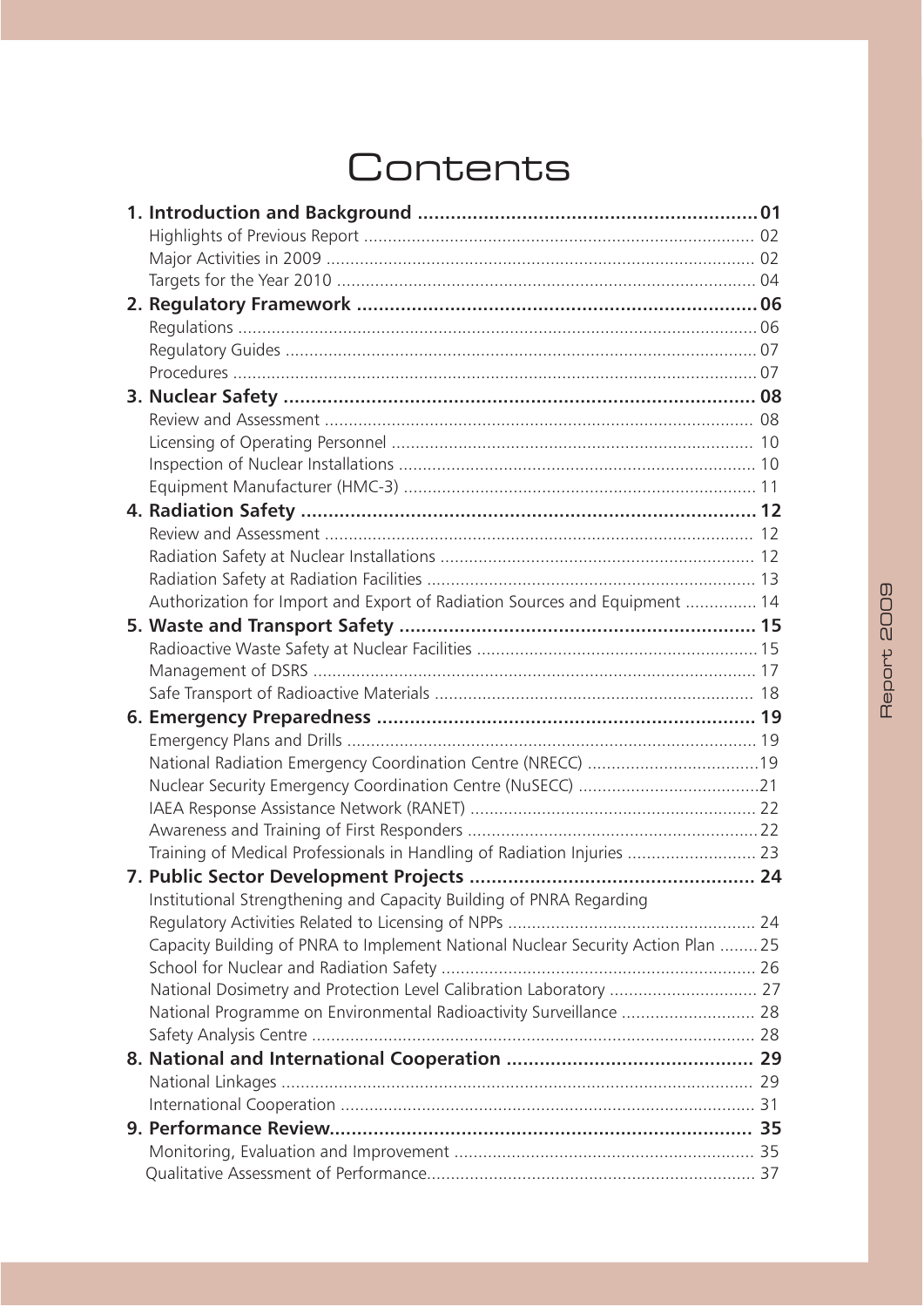# Contents

**1. Introduction and Background .............................................................. 01**

Highlights of Previous Report ................................................................................ 02

Major Activities in 2009 ........................................................................................ 02

Targets for the Year 2010 ...................................................................................... 04

**2. Regulatory Framework ........................................................................ 06**

Regulations ........................................................................................................... 06

Regulatory Guides ................................................................................................. 07

Procedures ............................................................................................................ 07

**3. Nuclear Safety ...................................................................................... 08**

Review and Assessment ......................................................................................... 08

Licensing of Operating Personnel ........................................................................... 10

Inspection of Nuclear Installations .......................................................................... 10

Equipment Manufacturer (HMC-3) ......................................................................... 11

**4. Radiation Safety .................................................................................... 12**

Review and Assessment ......................................................................................... 12

Radiation Safety at Nuclear Installations ................................................................. 12

Radiation Safety at Radiation Facilities .................................................................... 13

Authorization for Import and Export of Radiation Sources and Equipment ............... 14

**5. Waste and Transport Safety ................................................................. 15**

Radioactive Waste Safety at Nuclear Facilities .......................................................... 15

Management of DSRS ........................................................................................... 17

Safe Transport of Radioactive Materials .................................................................. 18

**6. Emergency Preparedness ..................................................................... 19**

Emergency Plans and Drills ..................................................................................... 19

National Radiation Emergency Coordination Centre (NRECC) ....................................19

Nuclear Security Emergency Coordination Centre (NuSECC) ......................................21

IAEA Response Assistance Network (RANET) ........................................................... 22

Awareness and Training of First Responders ............................................................22

Training of Medical Professionals in Handling of Radiation Injuries ........................... 23

**7. Public Sector Development Projects .................................................... 24**

Institutional Strengthening and Capacity Building of PNRA Regarding Regulatory Activities Related to Licensing of NPPs .................................................... 24

Capacity Building of PNRA to Implement National Nuclear Security Action Plan ........ 25

School for Nuclear and Radiation Safety ................................................................. 26

National Dosimetry and Protection Level Calibration Laboratory ............................... 27

National Programme on Environmental Radioactivity Surveillance ............................ 28

Safety Analysis Centre ............................................................................................ 28

**8. National and International Cooperation ............................................. 29**

National Linkages .................................................................................................. 29

International Cooperation ...................................................................................... 31

**9. Performance Review............................................................................. 35**

Monitoring, Evaluation and Improvement .............................................................. 35

Qualitative Assessment of Performance.................................................................... 37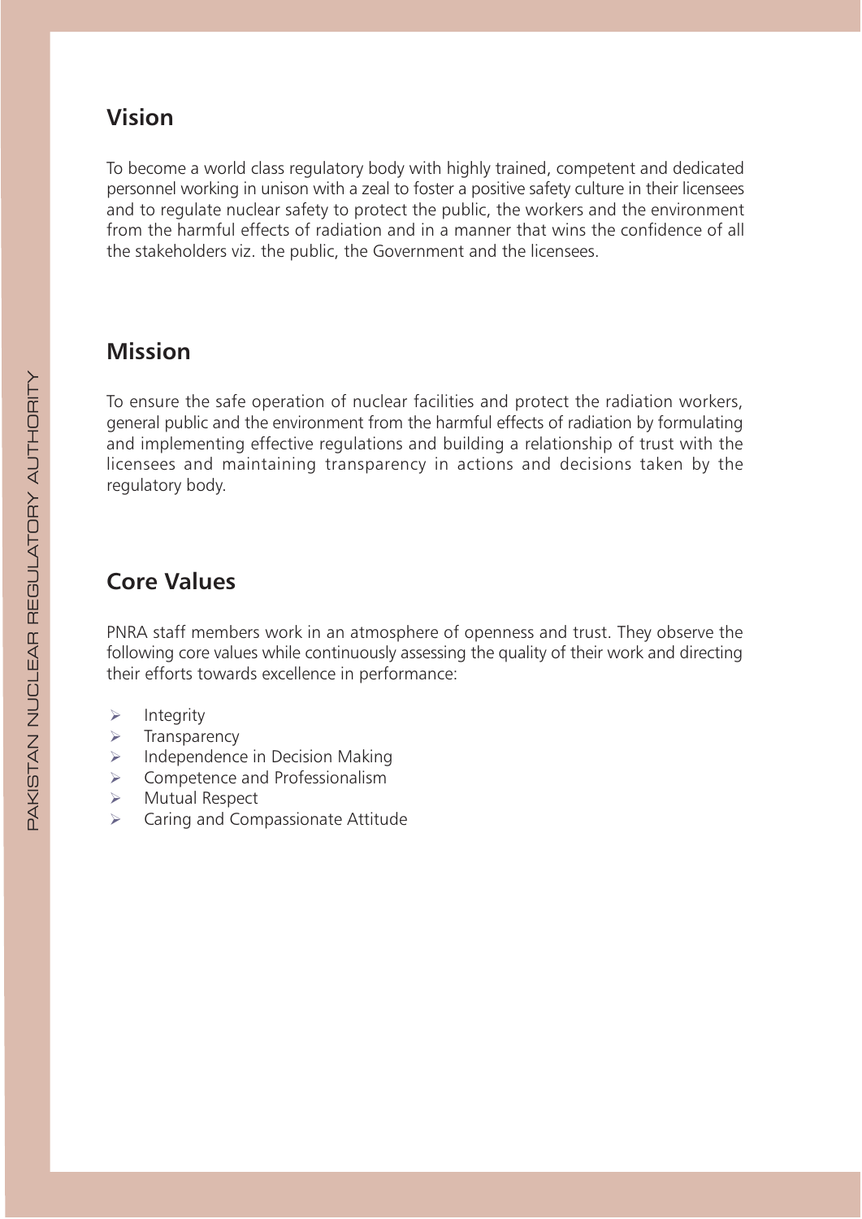## Vision

To become a world class regulatory body with highly trained, competent and dedicated personnel working in unison with a zeal to foster a positive safety culture in their licensees and to regulate nuclear safety to protect the public, the workers and the environment from the harmful effects of radiation and in a manner that wins the confidence of all the stakeholders viz. the public, the Government and the licensees.

## Mission

To ensure the safe operation of nuclear facilities and protect the radiation workers, general public and the environment from the harmful effects of radiation by formulating and implementing effective regulations and building a relationship of trust with the licensees and maintaining transparency in actions and decisions taken by the regulatory body.

## Core Values

PNRA staff members work in an atmosphere of openness and trust. They observe the following core values while continuously assessing the quality of their work and directing their efforts towards excellence in performance:

- Integrity
- Transparency
- Independence in Decision Making
- Competence and Professionalism
- Mutual Respect
- Caring and Compassionate Attitude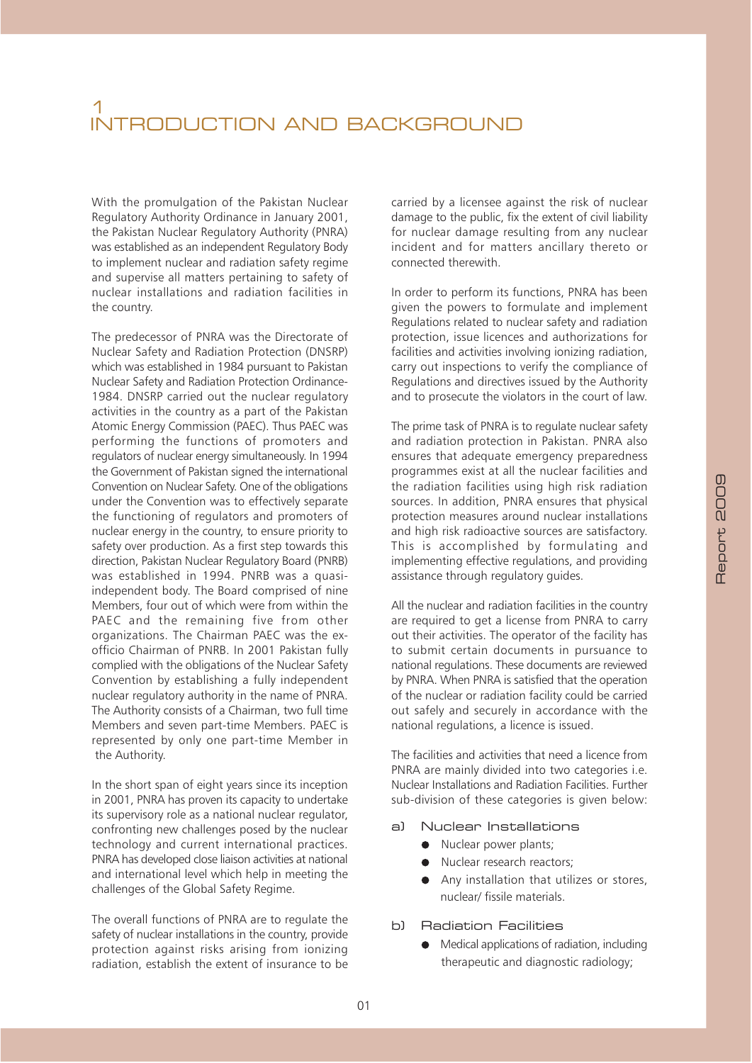# 1 INTRODUCTION AND BACKGROUND

With the promulgation of the Pakistan Nuclear Regulatory Authority Ordinance in January 2001, the Pakistan Nuclear Regulatory Authority (PNRA) was established as an independent Regulatory Body to implement nuclear and radiation safety regime and supervise all matters pertaining to safety of nuclear installations and radiation facilities in the country.

The predecessor of PNRA was the Directorate of Nuclear Safety and Radiation Protection (DNSRP) which was established in 1984 pursuant to Pakistan Nuclear Safety and Radiation Protection Ordinance-1984. DNSRP carried out the nuclear regulatory activities in the country as a part of the Pakistan Atomic Energy Commission (PAEC). Thus PAEC was performing the functions of promoters and regulators of nuclear energy simultaneously. In 1994 the Government of Pakistan signed the international Convention on Nuclear Safety. One of the obligations under the Convention was to effectively separate the functioning of regulators and promoters of nuclear energy in the country, to ensure priority to safety over production. As a first step towards this direction, Pakistan Nuclear Regulatory Board (PNRB) was established in 1994. PNRB was a quasi-independent body. The Board comprised of nine Members, four out of which were from within the PAEC and the remaining five from other organizations. The Chairman PAEC was the ex-officio Chairman of PNRB. In 2001 Pakistan fully complied with the obligations of the Nuclear Safety Convention by establishing a fully independent nuclear regulatory authority in the name of PNRA. The Authority consists of a Chairman, two full time Members and seven part-time Members. PAEC is represented by only one part-time Member in the Authority.

In the short span of eight years since its inception in 2001, PNRA has proven its capacity to undertake its supervisory role as a national nuclear regulator, confronting new challenges posed by the nuclear technology and current international practices. PNRA has developed close liaison activities at national and international level which help in meeting the challenges of the Global Safety Regime.

The overall functions of PNRA are to regulate the safety of nuclear installations in the country, provide protection against risks arising from ionizing radiation, establish the extent of insurance to be carried by a licensee against the risk of nuclear damage to the public, fix the extent of civil liability for nuclear damage resulting from any nuclear incident and for matters ancillary thereto or connected therewith.

In order to perform its functions, PNRA has been given the powers to formulate and implement Regulations related to nuclear safety and radiation protection, issue licences and authorizations for facilities and activities involving ionizing radiation, carry out inspections to verify the compliance of Regulations and directives issued by the Authority and to prosecute the violators in the court of law.

The prime task of PNRA is to regulate nuclear safety and radiation protection in Pakistan. PNRA also ensures that adequate emergency preparedness programmes exist at all the nuclear facilities and the radiation facilities using high risk radiation sources. In addition, PNRA ensures that physical protection measures around nuclear installations and high risk radioactive sources are satisfactory. This is accomplished by formulating and implementing effective regulations, and providing assistance through regulatory guides.

All the nuclear and radiation facilities in the country are required to get a license from PNRA to carry out their activities. The operator of the facility has to submit certain documents in pursuance to national regulations. These documents are reviewed by PNRA. When PNRA is satisfied that the operation of the nuclear or radiation facility could be carried out safely and securely in accordance with the national regulations, a licence is issued.

The facilities and activities that need a licence from PNRA are mainly divided into two categories i.e. Nuclear Installations and Radiation Facilities. Further sub-division of these categories is given below:

a) Nuclear Installations

- Nuclear power plants;
- Nuclear research reactors;
- Any installation that utilizes or stores, nuclear/ fissile materials.

b) Radiation Facilities

- Medical applications of radiation, including therapeutic and diagnostic radiology;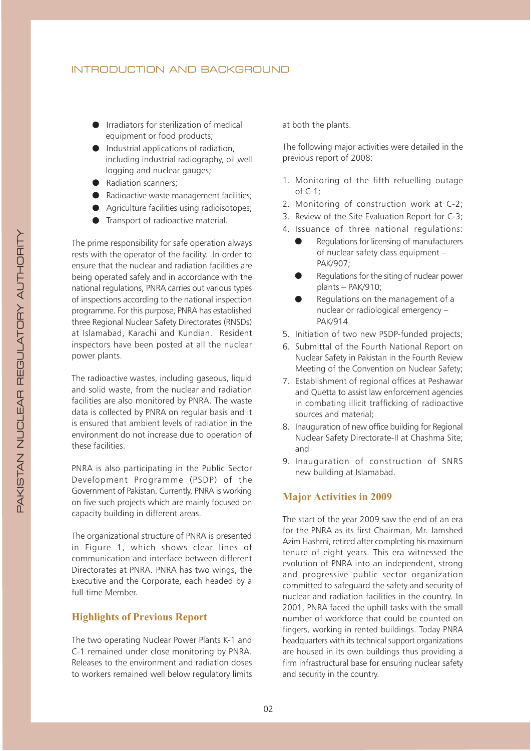- Irradiators for sterilization of medical equipment or food products;
- Industrial applications of radiation, including industrial radiography, oil well logging and nuclear gauges;
- Radiation scanners;
- Radioactive waste management facilities;
- Agriculture facilities using radioisotopes;
- Transport of radioactive material.

The prime responsibility for safe operation always rests with the operator of the facility. In order to ensure that the nuclear and radiation facilities are being operated safely and in accordance with the national regulations, PNRA carries out various types of inspections according to the national inspection programme. For this purpose, PNRA has established three Regional Nuclear Safety Directorates (RNSDs) at Islamabad, Karachi and Kundian. Resident inspectors have been posted at all the nuclear power plants.

The radioactive wastes, including gaseous, liquid and solid waste, from the nuclear and radiation facilities are also monitored by PNRA. The waste data is collected by PNRA on regular basis and it is ensured that ambient levels of radiation in the environment do not increase due to operation of these facilities.

PNRA is also participating in the Public Sector Development Programme (PSDP) of the Government of Pakistan. Currently, PNRA is working on five such projects which are mainly focused on capacity building in different areas.

The organizational structure of PNRA is presented in Figure 1, which shows clear lines of communication and interface between different Directorates at PNRA. PNRA has two wings, the Executive and the Corporate, each headed by a full-time Member.

## Highlights of Previous Report

The two operating Nuclear Power Plants K-1 and C-1 remained under close monitoring by PNRA. Releases to the environment and radiation doses to workers remained well below regulatory limits at both the plants.

The following major activities were detailed in the previous report of 2008:

1. Monitoring of the fifth refuelling outage of C-1;
2. Monitoring of construction work at C-2;
3. Review of the Site Evaluation Report for C-3;
4. Issuance of three national regulations:
   - Regulations for licensing of manufacturers of nuclear safety class equipment – PAK/907;
   - Regulations for the siting of nuclear power plants – PAK/910;
   - Regulations on the management of a nuclear or radiological emergency – PAK/914.
5. Initiation of two new PSDP-funded projects;
6. Submittal of the Fourth National Report on Nuclear Safety in Pakistan in the Fourth Review Meeting of the Convention on Nuclear Safety;
7. Establishment of regional offices at Peshawar and Quetta to assist law enforcement agencies in combating illicit trafficking of radioactive sources and material;
8. Inauguration of new office building for Regional Nuclear Safety Directorate-II at Chashma Site; and
9. Inauguration of construction of SNRS new building at Islamabad.

## Major Activities in 2009

The start of the year 2009 saw the end of an era for the PNRA as its first Chairman, Mr. Jamshed Azim Hashmi, retired after completing his maximum tenure of eight years. This era witnessed the evolution of PNRA into an independent, strong and progressive public sector organization committed to safeguard the safety and security of nuclear and radiation facilities in the country. In 2001, PNRA faced the uphill tasks with the small number of workforce that could be counted on fingers, working in rented buildings. Today PNRA headquarters with its technical support organizations are housed in its own buildings thus providing a firm infrastructural base for ensuring nuclear safety and security in the country.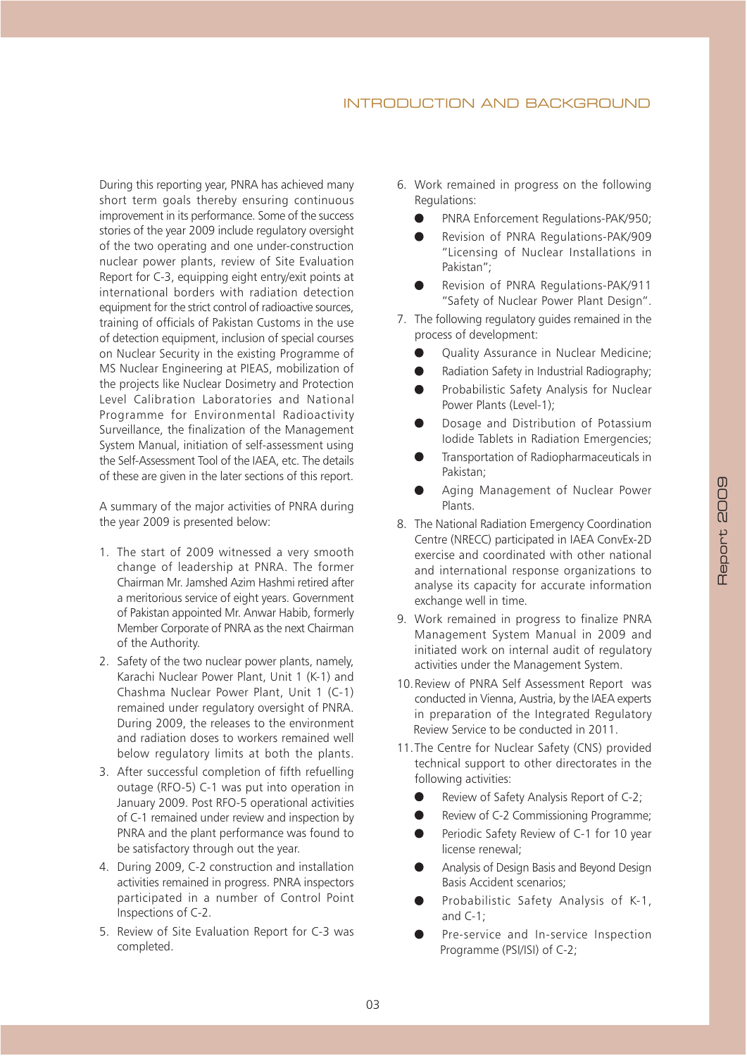During this reporting year, PNRA has achieved many short term goals thereby ensuring continuous improvement in its performance. Some of the success stories of the year 2009 include regulatory oversight of the two operating and one under-construction nuclear power plants, review of Site Evaluation Report for C-3, equipping eight entry/exit points at international borders with radiation detection equipment for the strict control of radioactive sources, training of officials of Pakistan Customs in the use of detection equipment, inclusion of special courses on Nuclear Security in the existing Programme of MS Nuclear Engineering at PIEAS, mobilization of the projects like Nuclear Dosimetry and Protection Level Calibration Laboratories and National Programme for Environmental Radioactivity Surveillance, the finalization of the Management System Manual, initiation of self-assessment using the Self-Assessment Tool of the IAEA, etc. The details of these are given in the later sections of this report.

A summary of the major activities of PNRA during the year 2009 is presented below:

1. The start of 2009 witnessed a very smooth change of leadership at PNRA. The former Chairman Mr. Jamshed Azim Hashmi retired after a meritorious service of eight years. Government of Pakistan appointed Mr. Anwar Habib, formerly Member Corporate of PNRA as the next Chairman of the Authority.
2. Safety of the two nuclear power plants, namely, Karachi Nuclear Power Plant, Unit 1 (K-1) and Chashma Nuclear Power Plant, Unit 1 (C-1) remained under regulatory oversight of PNRA. During 2009, the releases to the environment and radiation doses to workers remained well below regulatory limits at both the plants.
3. After successful completion of fifth refuelling outage (RFO-5) C-1 was put into operation in January 2009. Post RFO-5 operational activities of C-1 remained under review and inspection by PNRA and the plant performance was found to be satisfactory through out the year.
4. During 2009, C-2 construction and installation activities remained in progress. PNRA inspectors participated in a number of Control Point Inspections of C-2.
5. Review of Site Evaluation Report for C-3 was completed.
6. Work remained in progress on the following Regulations:
   - PNRA Enforcement Regulations-PAK/950;
   - Revision of PNRA Regulations-PAK/909 "Licensing of Nuclear Installations in Pakistan";
   - Revision of PNRA Regulations-PAK/911 "Safety of Nuclear Power Plant Design".
7. The following regulatory guides remained in the process of development:
   - Quality Assurance in Nuclear Medicine;
   - Radiation Safety in Industrial Radiography;
   - Probabilistic Safety Analysis for Nuclear Power Plants (Level-1);
   - Dosage and Distribution of Potassium Iodide Tablets in Radiation Emergencies;
   - Transportation of Radiopharmaceuticals in Pakistan;
   - Aging Management of Nuclear Power Plants.
8. The National Radiation Emergency Coordination Centre (NRECC) participated in IAEA ConvEx-2D exercise and coordinated with other national and international response organizations to analyse its capacity for accurate information exchange well in time.
9. Work remained in progress to finalize PNRA Management System Manual in 2009 and initiated work on internal audit of regulatory activities under the Management System.
10. Review of PNRA Self Assessment Report was conducted in Vienna, Austria, by the IAEA experts in preparation of the Integrated Regulatory Review Service to be conducted in 2011.
11. The Centre for Nuclear Safety (CNS) provided technical support to other directorates in the following activities:
    - Review of Safety Analysis Report of C-2;
    - Review of C-2 Commissioning Programme;
    - Periodic Safety Review of C-1 for 10 year license renewal;
    - Analysis of Design Basis and Beyond Design Basis Accident scenarios;
    - Probabilistic Safety Analysis of K-1, and C-1;
    - Pre-service and In-service Inspection Programme (PSI/ISI) of C-2;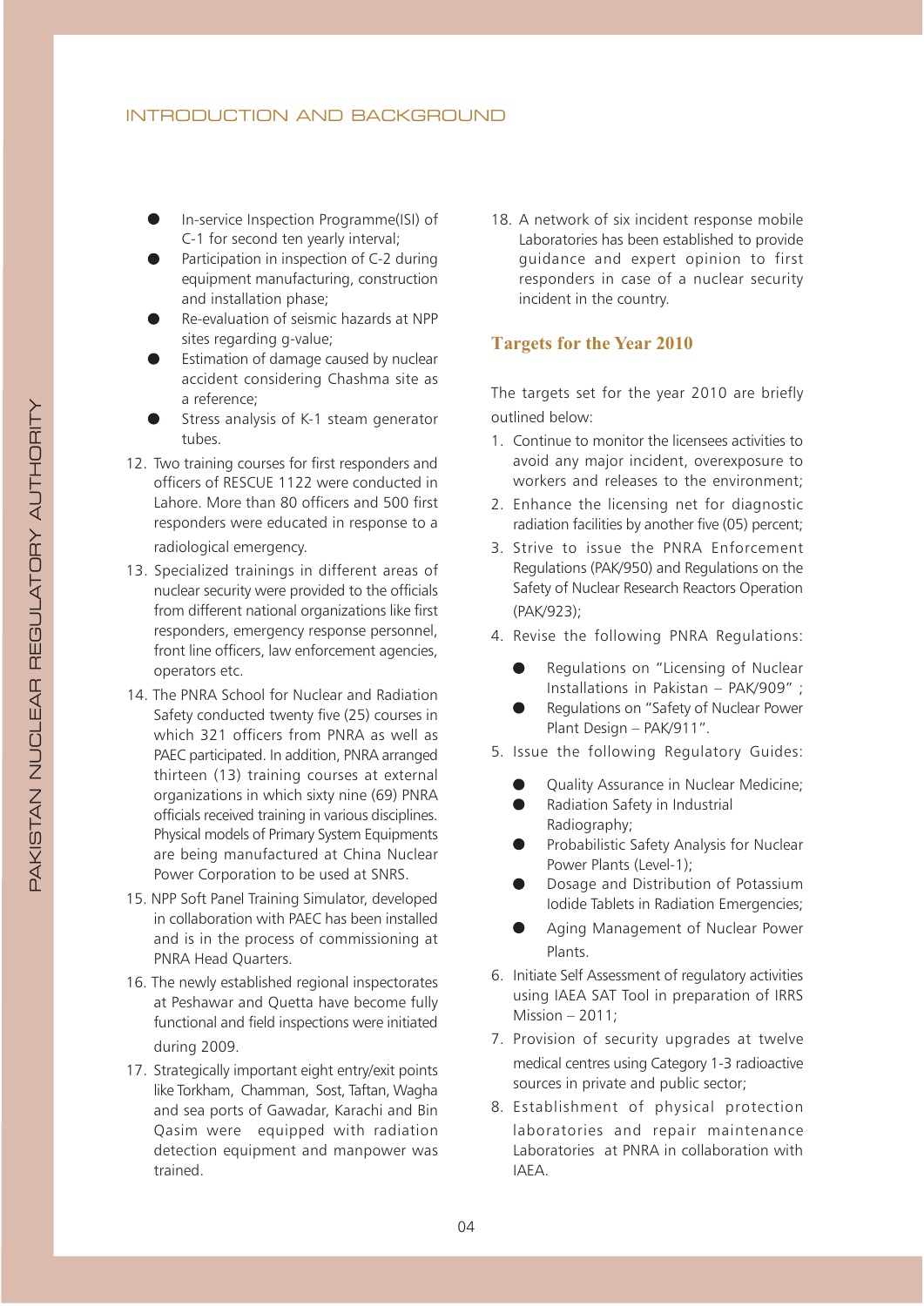- In-service Inspection Programme(ISI) of C-1 for second ten yearly interval;
- Participation in inspection of C-2 during equipment manufacturing, construction and installation phase;
- Re-evaluation of seismic hazards at NPP sites regarding g-value;
- Estimation of damage caused by nuclear accident considering Chashma site as a reference;
- Stress analysis of K-1 steam generator tubes.

12. Two training courses for first responders and officers of RESCUE 1122 were conducted in Lahore. More than 80 officers and 500 first responders were educated in response to a radiological emergency.
13. Specialized trainings in different areas of nuclear security were provided to the officials from different national organizations like first responders, emergency response personnel, front line officers, law enforcement agencies, operators etc.
14. The PNRA School for Nuclear and Radiation Safety conducted twenty five (25) courses in which 321 officers from PNRA as well as PAEC participated. In addition, PNRA arranged thirteen (13) training courses at external organizations in which sixty nine (69) PNRA officials received training in various disciplines. Physical models of Primary System Equipments are being manufactured at China Nuclear Power Corporation to be used at SNRS.
15. NPP Soft Panel Training Simulator, developed in collaboration with PAEC has been installed and is in the process of commissioning at PNRA Head Quarters.
16. The newly established regional inspectorates at Peshawar and Quetta have become fully functional and field inspections were initiated during 2009.
17. Strategically important eight entry/exit points like Torkham, Chamman, Sost, Taftan, Wagha and sea ports of Gawadar, Karachi and Bin Qasim were equipped with radiation detection equipment and manpower was trained.
18. A network of six incident response mobile Laboratories has been established to provide guidance and expert opinion to first responders in case of a nuclear security incident in the country.

## Targets for the Year 2010

The targets set for the year 2010 are briefly outlined below:

1. Continue to monitor the licensees activities to avoid any major incident, overexposure to workers and releases to the environment;
2. Enhance the licensing net for diagnostic radiation facilities by another five (05) percent;
3. Strive to issue the PNRA Enforcement Regulations (PAK/950) and Regulations on the Safety of Nuclear Research Reactors Operation (PAK/923);
4. Revise the following PNRA Regulations:
   - Regulations on "Licensing of Nuclear Installations in Pakistan – PAK/909" ;
   - Regulations on "Safety of Nuclear Power Plant Design – PAK/911".
5. Issue the following Regulatory Guides:
   - Quality Assurance in Nuclear Medicine;
   - Radiation Safety in Industrial Radiography;
   - Probabilistic Safety Analysis for Nuclear Power Plants (Level-1);
   - Dosage and Distribution of Potassium Iodide Tablets in Radiation Emergencies;
   - Aging Management of Nuclear Power Plants.
6. Initiate Self Assessment of regulatory activities using IAEA SAT Tool in preparation of IRRS Mission – 2011;
7. Provision of security upgrades at twelve medical centres using Category 1-3 radioactive sources in private and public sector;
8. Establishment of physical protection laboratories and repair maintenance Laboratories at PNRA in collaboration with IAEA.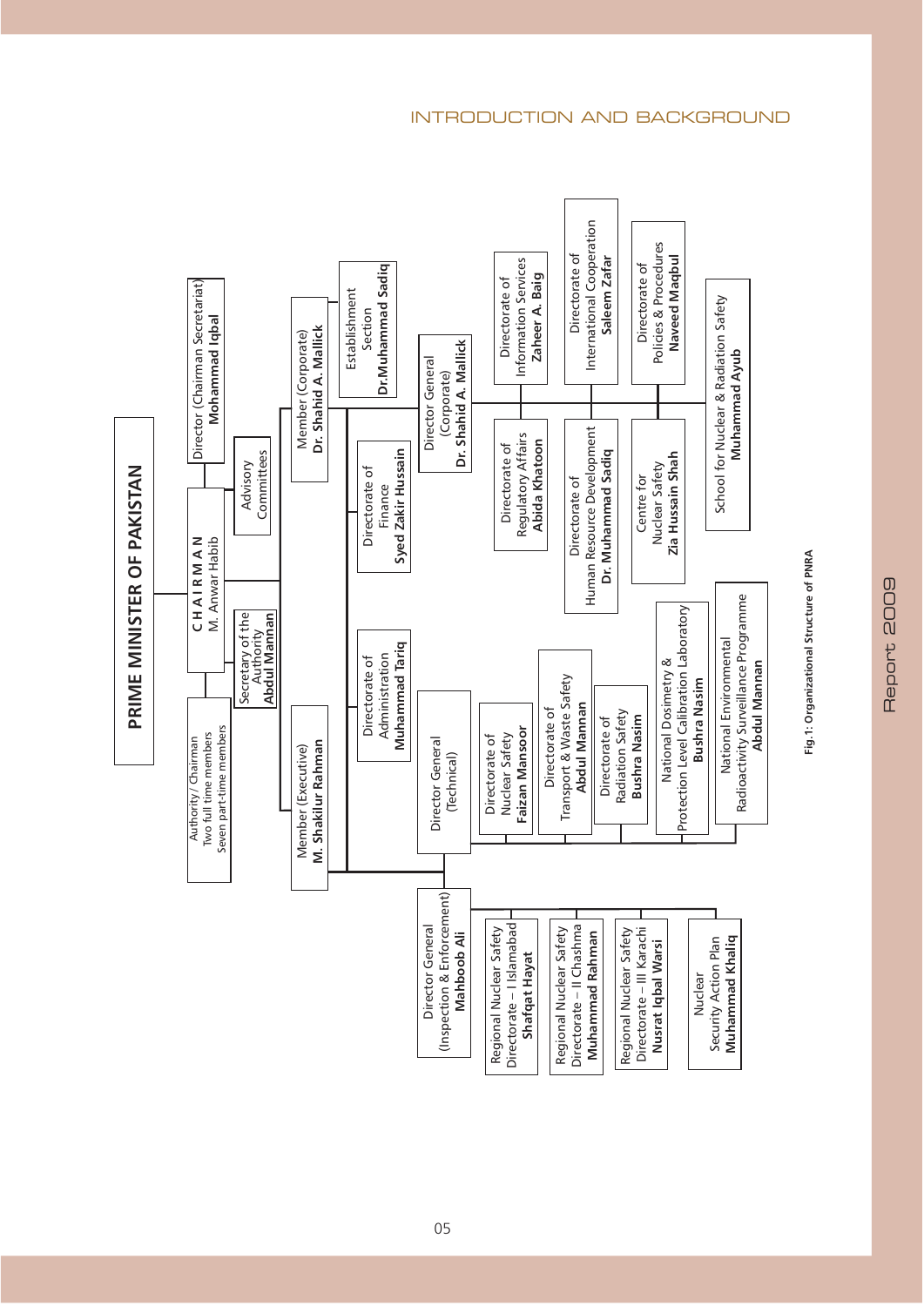# PRIME MINISTER OF PAKISTAN

- **CHAIRMAN** — M. Anwar Habib
  - Authority / Chairman: Two full time members, Seven part-time members
  - Director (Chairman Secretariat) — **Mohammad Iqbal**
  - Secretary of the Authority — **Abdul Mannan**
  - Advisory Committees
  - **Member (Executive)** — **M. Shakilur Rahman**
    - Director General (Inspection & Enforcement) — **Mahboob Ali**
      - Regional Nuclear Safety Directorate – I Islamabad — **Shafqat Hayat**
      - Regional Nuclear Safety Directorate – II Chashma — **Muhammad Rahman**
      - Regional Nuclear Safety Directorate – III Karachi — **Nusrat Iqbal Warsi**
      - Nuclear Security Action Plan — **Muhammad Khaliq**
    - Director General (Technical)
      - Directorate of Nuclear Safety — **Faizan Mansoor**
      - Directorate of Transport & Waste Safety — **Abdul Mannan**
      - Directorate of Radiation Safety — **Bushra Nasim**
      - National Dosimetry & Protection Level Calibration Laboratory — **Bushra Nasim**
      - National Environmental Radioactivity Surveillance Programme — **Abdul Mannan**
  - Directorate of Administration — **Muhammad Tariq**
  - Directorate of Finance — **Syed Zakir Hussain**
  - **Member (Corporate)** — **Dr. Shahid A. Mallick**
    - Establishment Section — **Dr. Muhammad Sadiq**
    - Director General (Corporate) — **Dr. Shahid A. Mallick**
      - Directorate of Regulatory Affairs — **Abida Khatoon**
      - Directorate of Information Services — **Zaheer A. Baig**
      - Directorate of Human Resource Development — **Dr. Muhammad Sadiq**
      - Directorate of International Cooperation — **Saleem Zafar**
      - Centre for Nuclear Safety — **Zia Hussain Shah**
      - Directorate of Policies & Procedures — **Naveed Maqbul**
      - School for Nuclear & Radiation Safety — **Muhammad Ayub**

**Fig.1: Organizational Structure of PNRA**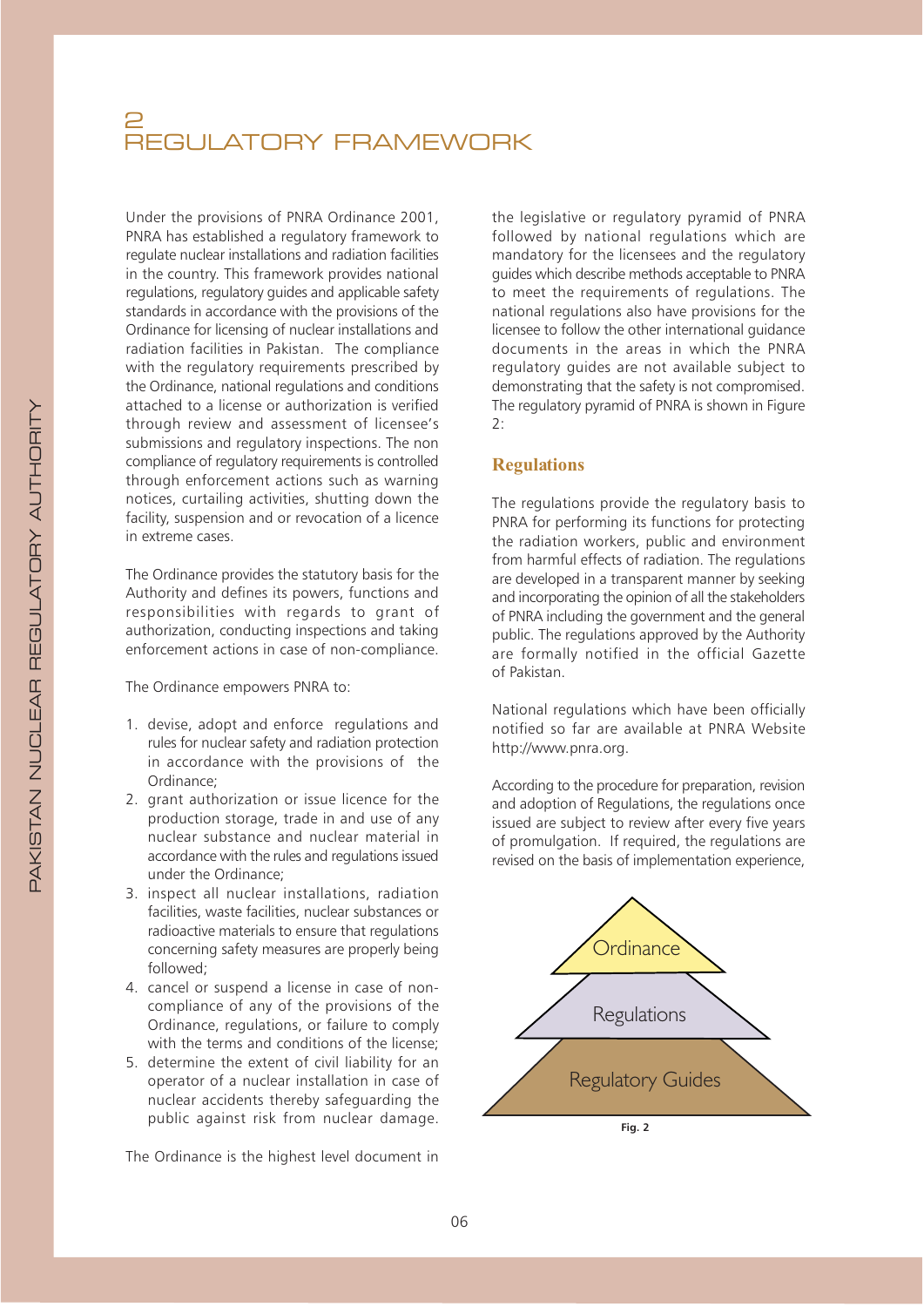# 2 REGULATORY FRAMEWORK

Under the provisions of PNRA Ordinance 2001, PNRA has established a regulatory framework to regulate nuclear installations and radiation facilities in the country. This framework provides national regulations, regulatory guides and applicable safety standards in accordance with the provisions of the Ordinance for licensing of nuclear installations and radiation facilities in Pakistan. The compliance with the regulatory requirements prescribed by the Ordinance, national regulations and conditions attached to a license or authorization is verified through review and assessment of licensee's submissions and regulatory inspections. The non compliance of regulatory requirements is controlled through enforcement actions such as warning notices, curtailing activities, shutting down the facility, suspension and or revocation of a licence in extreme cases.

The Ordinance provides the statutory basis for the Authority and defines its powers, functions and responsibilities with regards to grant of authorization, conducting inspections and taking enforcement actions in case of non-compliance.

The Ordinance empowers PNRA to:

1. devise, adopt and enforce regulations and rules for nuclear safety and radiation protection in accordance with the provisions of the Ordinance;
2. grant authorization or issue licence for the production storage, trade in and use of any nuclear substance and nuclear material in accordance with the rules and regulations issued under the Ordinance;
3. inspect all nuclear installations, radiation facilities, waste facilities, nuclear substances or radioactive materials to ensure that regulations concerning safety measures are properly being followed;
4. cancel or suspend a license in case of non-compliance of any of the provisions of the Ordinance, regulations, or failure to comply with the terms and conditions of the license;
5. determine the extent of civil liability for an operator of a nuclear installation in case of nuclear accidents thereby safeguarding the public against risk from nuclear damage.

The Ordinance is the highest level document in the legislative or regulatory pyramid of PNRA followed by national regulations which are mandatory for the licensees and the regulatory guides which describe methods acceptable to PNRA to meet the requirements of regulations. The national regulations also have provisions for the licensee to follow the other international guidance documents in the areas in which the PNRA regulatory guides are not available subject to demonstrating that the safety is not compromised. The regulatory pyramid of PNRA is shown in Figure 2:

## Regulations

The regulations provide the regulatory basis to PNRA for performing its functions for protecting the radiation workers, public and environment from harmful effects of radiation. The regulations are developed in a transparent manner by seeking and incorporating the opinion of all the stakeholders of PNRA including the government and the general public. The regulations approved by the Authority are formally notified in the official Gazette of Pakistan.

National regulations which have been officially notified so far are available at PNRA Website http://www.pnra.org.

According to the procedure for preparation, revision and adoption of Regulations, the regulations once issued are subject to review after every five years of promulgation. If required, the regulations are revised on the basis of implementation experience,

Ordinance

Regulations

Regulatory Guides

Fig. 2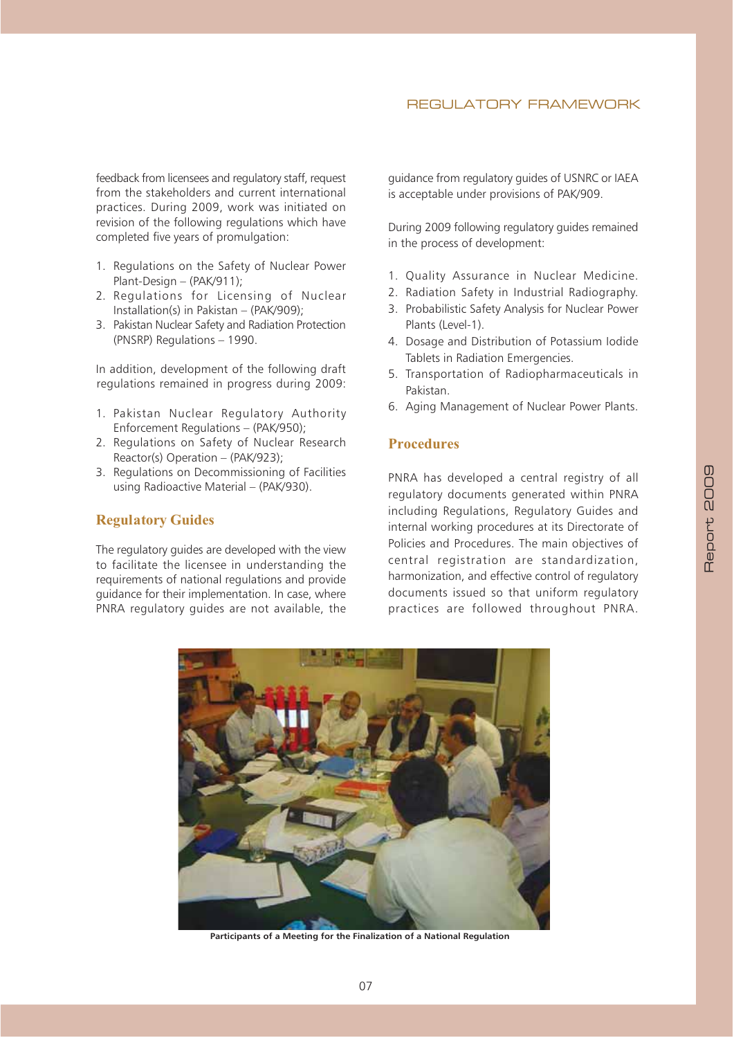feedback from licensees and regulatory staff, request from the stakeholders and current international practices. During 2009, work was initiated on revision of the following regulations which have completed five years of promulgation:

1. Regulations on the Safety of Nuclear Power Plant-Design – (PAK/911);
2. Regulations for Licensing of Nuclear Installation(s) in Pakistan – (PAK/909);
3. Pakistan Nuclear Safety and Radiation Protection (PNSRP) Regulations – 1990.

In addition, development of the following draft regulations remained in progress during 2009:

1. Pakistan Nuclear Regulatory Authority Enforcement Regulations – (PAK/950);
2. Regulations on Safety of Nuclear Research Reactor(s) Operation – (PAK/923);
3. Regulations on Decommissioning of Facilities using Radioactive Material – (PAK/930).

## Regulatory Guides

The regulatory guides are developed with the view to facilitate the licensee in understanding the requirements of national regulations and provide guidance for their implementation. In case, where PNRA regulatory guides are not available, the guidance from regulatory guides of USNRC or IAEA is acceptable under provisions of PAK/909.

During 2009 following regulatory guides remained in the process of development:

1. Quality Assurance in Nuclear Medicine.
2. Radiation Safety in Industrial Radiography.
3. Probabilistic Safety Analysis for Nuclear Power Plants (Level-1).
4. Dosage and Distribution of Potassium Iodide Tablets in Radiation Emergencies.
5. Transportation of Radiopharmaceuticals in Pakistan.
6. Aging Management of Nuclear Power Plants.

## Procedures

PNRA has developed a central registry of all regulatory documents generated within PNRA including Regulations, Regulatory Guides and internal working procedures at its Directorate of Policies and Procedures. The main objectives of central registration are standardization, harmonization, and effective control of regulatory documents issued so that uniform regulatory practices are followed throughout PNRA.

**Participants of a Meeting for the Finalization of a National Regulation**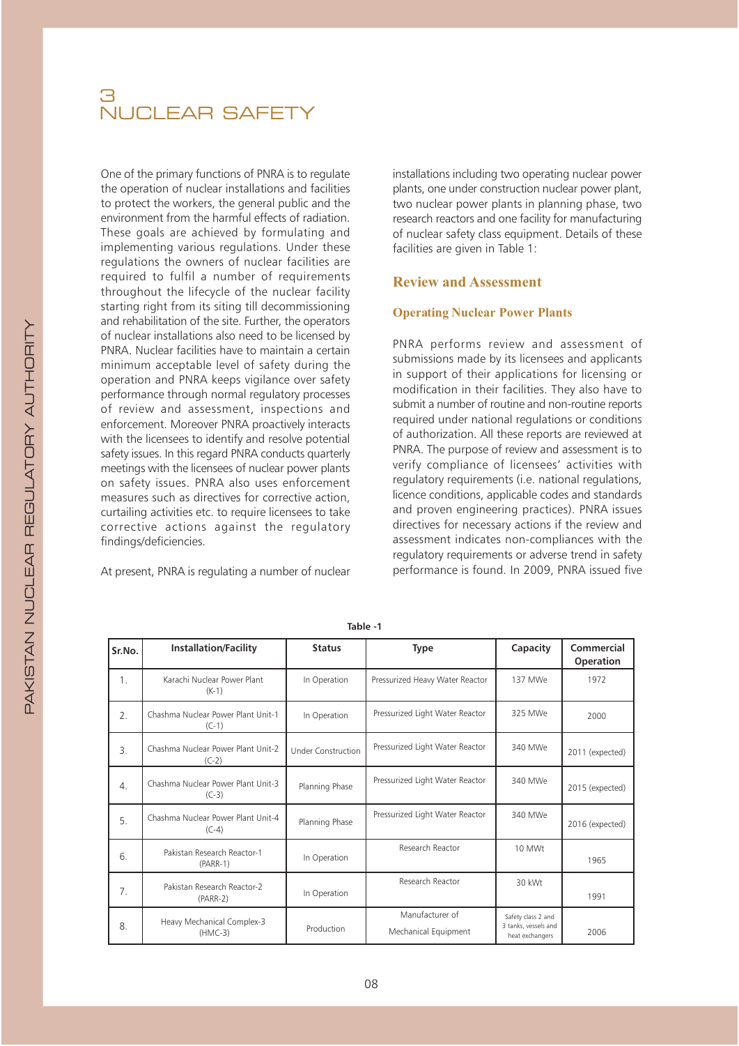# 3 NUCLEAR SAFETY

One of the primary functions of PNRA is to regulate the operation of nuclear installations and facilities to protect the workers, the general public and the environment from the harmful effects of radiation. These goals are achieved by formulating and implementing various regulations. Under these regulations the owners of nuclear facilities are required to fulfil a number of requirements throughout the lifecycle of the nuclear facility starting right from its siting till decommissioning and rehabilitation of the site. Further, the operators of nuclear installations also need to be licensed by PNRA. Nuclear facilities have to maintain a certain minimum acceptable level of safety during the operation and PNRA keeps vigilance over safety performance through normal regulatory processes of review and assessment, inspections and enforcement. Moreover PNRA proactively interacts with the licensees to identify and resolve potential safety issues. In this regard PNRA conducts quarterly meetings with the licensees of nuclear power plants on safety issues. PNRA also uses enforcement measures such as directives for corrective action, curtailing activities etc. to require licensees to take corrective actions against the regulatory findings/deficiencies.

At present, PNRA is regulating a number of nuclear installations including two operating nuclear power plants, one under construction nuclear power plant, two nuclear power plants in planning phase, two research reactors and one facility for manufacturing of nuclear safety class equipment. Details of these facilities are given in Table 1:

## Review and Assessment

### Operating Nuclear Power Plants

PNRA performs review and assessment of submissions made by its licensees and applicants in support of their applications for licensing or modification in their facilities. They also have to submit a number of routine and non-routine reports required under national regulations or conditions of authorization. All these reports are reviewed at PNRA. The purpose of review and assessment is to verify compliance of licensees' activities with regulatory requirements (i.e. national regulations, licence conditions, applicable codes and standards and proven engineering practices). PNRA issues directives for necessary actions if the review and assessment indicates non-compliances with the regulatory requirements or adverse trend in safety performance is found. In 2009, PNRA issued five

**Table -1**

| Sr.No. | Installation/Facility | Status | Type | Capacity | Commercial Operation |
|---|---|---|---|---|---|
| 1. | Karachi Nuclear Power Plant (K-1) | In Operation | Pressurized Heavy Water Reactor | 137 MWe | 1972 |
| 2. | Chashma Nuclear Power Plant Unit-1 (C-1) | In Operation | Pressurized Light Water Reactor | 325 MWe | 2000 |
| 3. | Chashma Nuclear Power Plant Unit-2 (C-2) | Under Construction | Pressurized Light Water Reactor | 340 MWe | 2011 (expected) |
| 4. | Chashma Nuclear Power Plant Unit-3 (C-3) | Planning Phase | Pressurized Light Water Reactor | 340 MWe | 2015 (expected) |
| 5. | Chashma Nuclear Power Plant Unit-4 (C-4) | Planning Phase | Pressurized Light Water Reactor | 340 MWe | 2016 (expected) |
| 6. | Pakistan Research Reactor-1 (PARR-1) | In Operation | Research Reactor | 10 MWt | 1965 |
| 7. | Pakistan Research Reactor-2 (PARR-2) | In Operation | Research Reactor | 30 kWt | 1991 |
| 8. | Heavy Mechanical Complex-3 (HMC-3) | Production | Manufacturer of Mechanical Equipment | Safety class 2 and 3 tanks, vessels and heat exchangers | 2006 |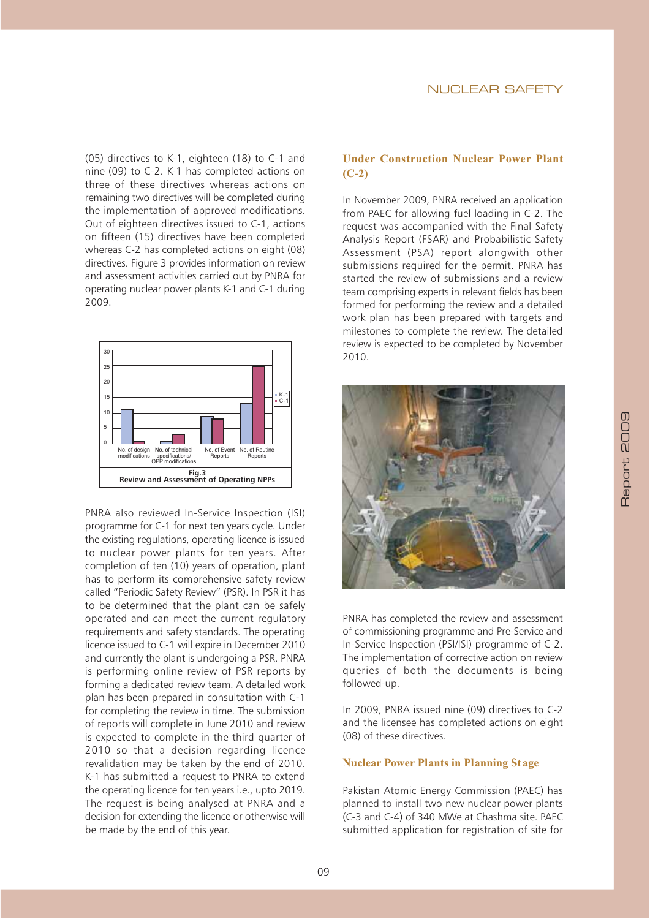(05) directives to K-1, eighteen (18) to C-1 and nine (09) to C-2. K-1 has completed actions on three of these directives whereas actions on remaining two directives will be completed during the implementation of approved modifications. Out of eighteen directives issued to C-1, actions on fifteen (15) directives have been completed whereas C-2 has completed actions on eight (08) directives. Figure 3 provides information on review and assessment activities carried out by PNRA for operating nuclear power plants K-1 and C-1 during 2009.

**Fig.3**
**Review and Assessment of Operating NPPs**

PNRA also reviewed In-Service Inspection (ISI) programme for C-1 for next ten years cycle. Under the existing regulations, operating licence is issued to nuclear power plants for ten years. After completion of ten (10) years of operation, plant has to perform its comprehensive safety review called "Periodic Safety Review" (PSR). In PSR it has to be determined that the plant can be safely operated and can meet the current regulatory requirements and safety standards. The operating licence issued to C-1 will expire in December 2010 and currently the plant is undergoing a PSR. PNRA is performing online review of PSR reports by forming a dedicated review team. A detailed work plan has been prepared in consultation with C-1 for completing the review in time. The submission of reports will complete in June 2010 and review is expected to complete in the third quarter of 2010 so that a decision regarding licence revalidation may be taken by the end of 2010. K-1 has submitted a request to PNRA to extend the operating licence for ten years i.e., upto 2019. The request is being analysed at PNRA and a decision for extending the licence or otherwise will be made by the end of this year.

## Under Construction Nuclear Power Plant (C-2)

In November 2009, PNRA received an application from PAEC for allowing fuel loading in C-2. The request was accompanied with the Final Safety Analysis Report (FSAR) and Probabilistic Safety Assessment (PSA) report alongwith other submissions required for the permit. PNRA has started the review of submissions and a review team comprising experts in relevant fields has been formed for performing the review and a detailed work plan has been prepared with targets and milestones to complete the review. The detailed review is expected to be completed by November 2010.

PNRA has completed the review and assessment of commissioning programme and Pre-Service and In-Service Inspection (PSI/ISI) programme of C-2. The implementation of corrective action on review queries of both the documents is being followed-up.

In 2009, PNRA issued nine (09) directives to C-2 and the licensee has completed actions on eight (08) of these directives.

## Nuclear Power Plants in Planning Stage

Pakistan Atomic Energy Commission (PAEC) has planned to install two new nuclear power plants (C-3 and C-4) of 340 MWe at Chashma site. PAEC submitted application for registration of site for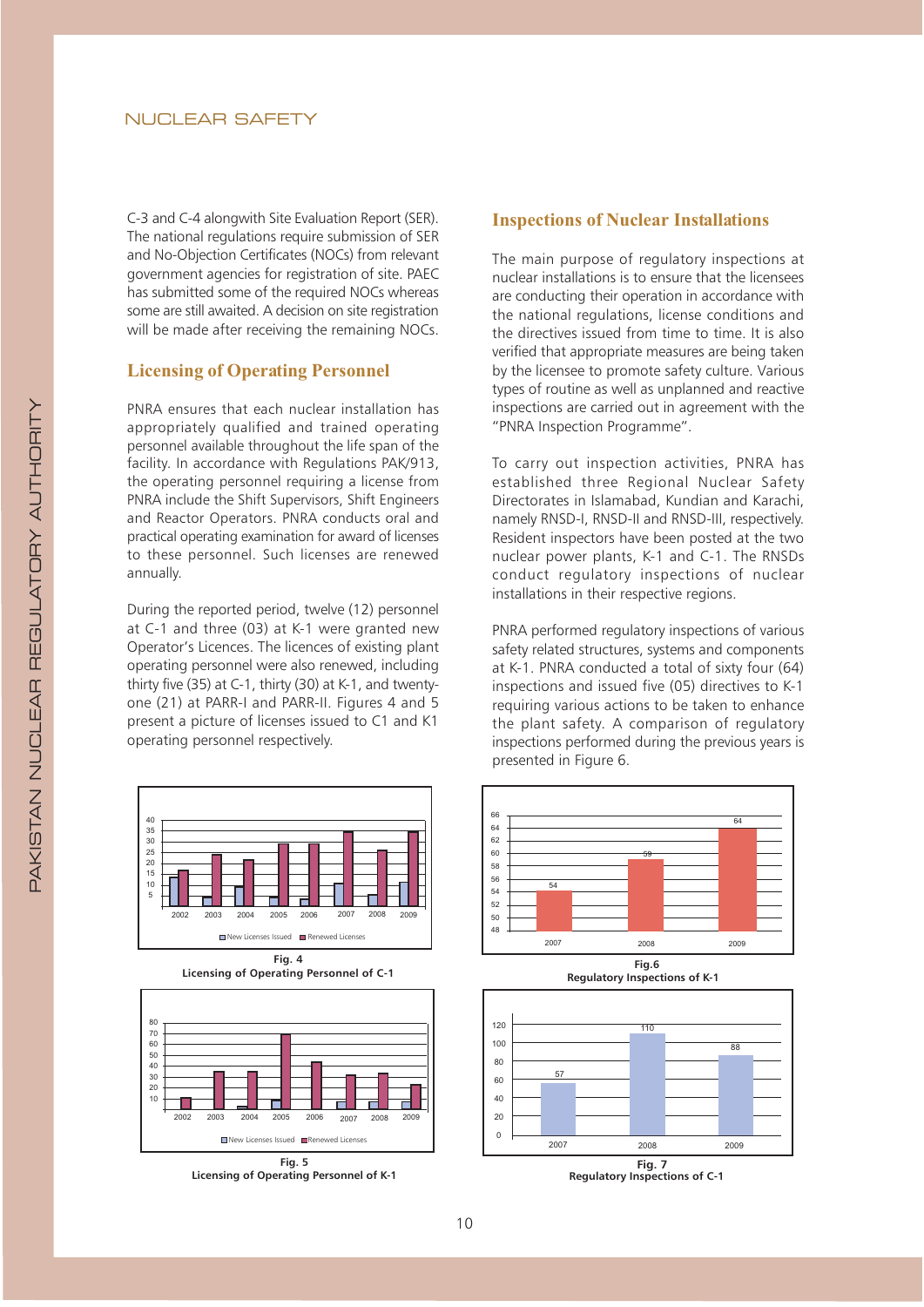C-3 and C-4 alongwith Site Evaluation Report (SER). The national regulations require submission of SER and No-Objection Certificates (NOCs) from relevant government agencies for registration of site. PAEC has submitted some of the required NOCs whereas some are still awaited. A decision on site registration will be made after receiving the remaining NOCs.

## Licensing of Operating Personnel

PNRA ensures that each nuclear installation has appropriately qualified and trained operating personnel available throughout the life span of the facility. In accordance with Regulations PAK/913, the operating personnel requiring a license from PNRA include the Shift Supervisors, Shift Engineers and Reactor Operators. PNRA conducts oral and practical operating examination for award of licenses to these personnel. Such licenses are renewed annually.

During the reported period, twelve (12) personnel at C-1 and three (03) at K-1 were granted new Operator's Licences. The licences of existing plant operating personnel were also renewed, including thirty five (35) at C-1, thirty (30) at K-1, and twenty-one (21) at PARR-I and PARR-II. Figures 4 and 5 present a picture of licenses issued to C1 and K1 operating personnel respectively.

**Fig. 4**
**Licensing of Operating Personnel of C-1**

**Fig. 5**
**Licensing of Operating Personnel of K-1**

## Inspections of Nuclear Installations

The main purpose of regulatory inspections at nuclear installations is to ensure that the licensees are conducting their operation in accordance with the national regulations, license conditions and the directives issued from time to time. It is also verified that appropriate measures are being taken by the licensee to promote safety culture. Various types of routine as well as unplanned and reactive inspections are carried out in agreement with the "PNRA Inspection Programme".

To carry out inspection activities, PNRA has established three Regional Nuclear Safety Directorates in Islamabad, Kundian and Karachi, namely RNSD-I, RNSD-II and RNSD-III, respectively. Resident inspectors have been posted at the two nuclear power plants, K-1 and C-1. The RNSDs conduct regulatory inspections of nuclear installations in their respective regions.

PNRA performed regulatory inspections of various safety related structures, systems and components at K-1. PNRA conducted a total of sixty four (64) inspections and issued five (05) directives to K-1 requiring various actions to be taken to enhance the plant safety. A comparison of regulatory inspections performed during the previous years is presented in Figure 6.

**Fig.6**
**Regulatory Inspections of K-1**

**Fig. 7**
**Regulatory Inspections of C-1**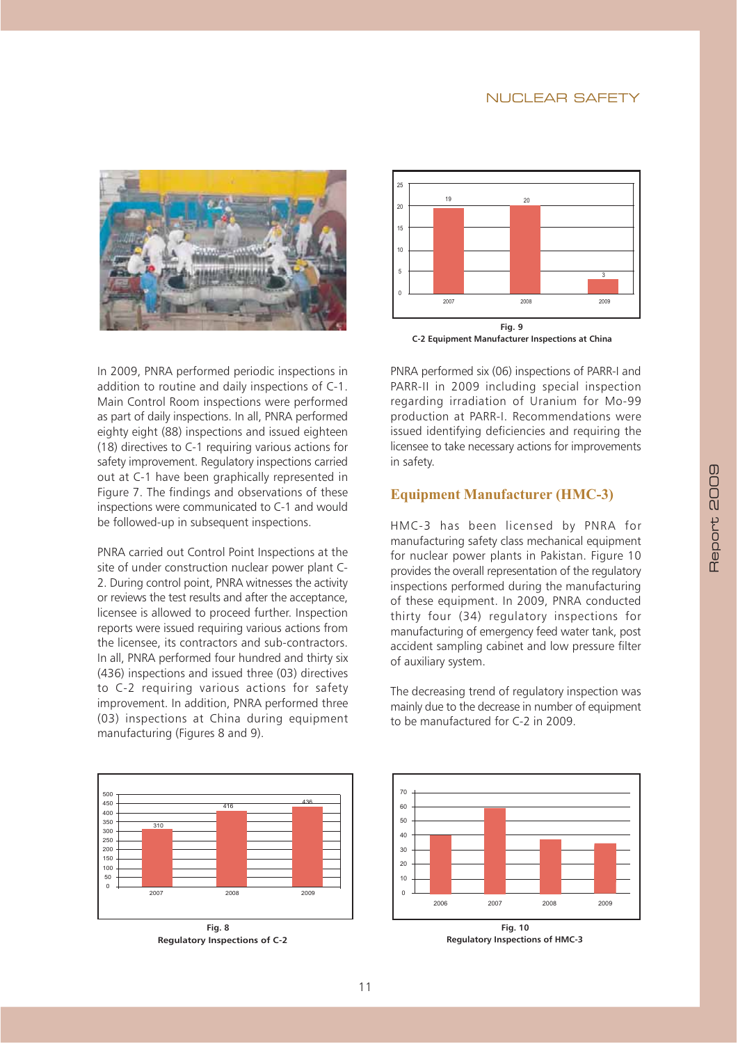In 2009, PNRA performed periodic inspections in addition to routine and daily inspections of C-1. Main Control Room inspections were performed as part of daily inspections. In all, PNRA performed eighty eight (88) inspections and issued eighteen (18) directives to C-1 requiring various actions for safety improvement. Regulatory inspections carried out at C-1 have been graphically represented in Figure 7. The findings and observations of these inspections were communicated to C-1 and would be followed-up in subsequent inspections.

PNRA carried out Control Point Inspections at the site of under construction nuclear power plant C-2. During control point, PNRA witnesses the activity or reviews the test results and after the acceptance, licensee is allowed to proceed further. Inspection reports were issued requiring various actions from the licensee, its contractors and sub-contractors. In all, PNRA performed four hundred and thirty six (436) inspections and issued three (03) directives to C-2 requiring various actions for safety improvement. In addition, PNRA performed three (03) inspections at China during equipment manufacturing (Figures 8 and 9).

| Year | Inspections |
|---|---|
| 2007 | 19 |
| 2008 | 20 |
| 2009 | 3 |

**Fig. 9**
**C-2 Equipment Manufacturer Inspections at China**

PNRA performed six (06) inspections of PARR-I and PARR-II in 2009 including special inspection regarding irradiation of Uranium for Mo-99 production at PARR-I. Recommendations were issued identifying deficiencies and requiring the licensee to take necessary actions for improvements in safety.

## Equipment Manufacturer (HMC-3)

HMC-3 has been licensed by PNRA for manufacturing safety class mechanical equipment for nuclear power plants in Pakistan. Figure 10 provides the overall representation of the regulatory inspections performed during the manufacturing of these equipment. In 2009, PNRA conducted thirty four (34) regulatory inspections for manufacturing of emergency feed water tank, post accident sampling cabinet and low pressure filter of auxiliary system.

The decreasing trend of regulatory inspection was mainly due to the decrease in number of equipment to be manufactured for C-2 in 2009.

| Year | Inspections |
|---|---|
| 2007 | 310 |
| 2008 | 416 |
| 2009 | 436 |

**Fig. 8**
**Regulatory Inspections of C-2**

| Year | Inspections |
|---|---|
| 2006 | ~40 |
| 2007 | ~59 |
| 2008 | ~37 |
| 2009 | ~34 |

**Fig. 10**
**Regulatory Inspections of HMC-3**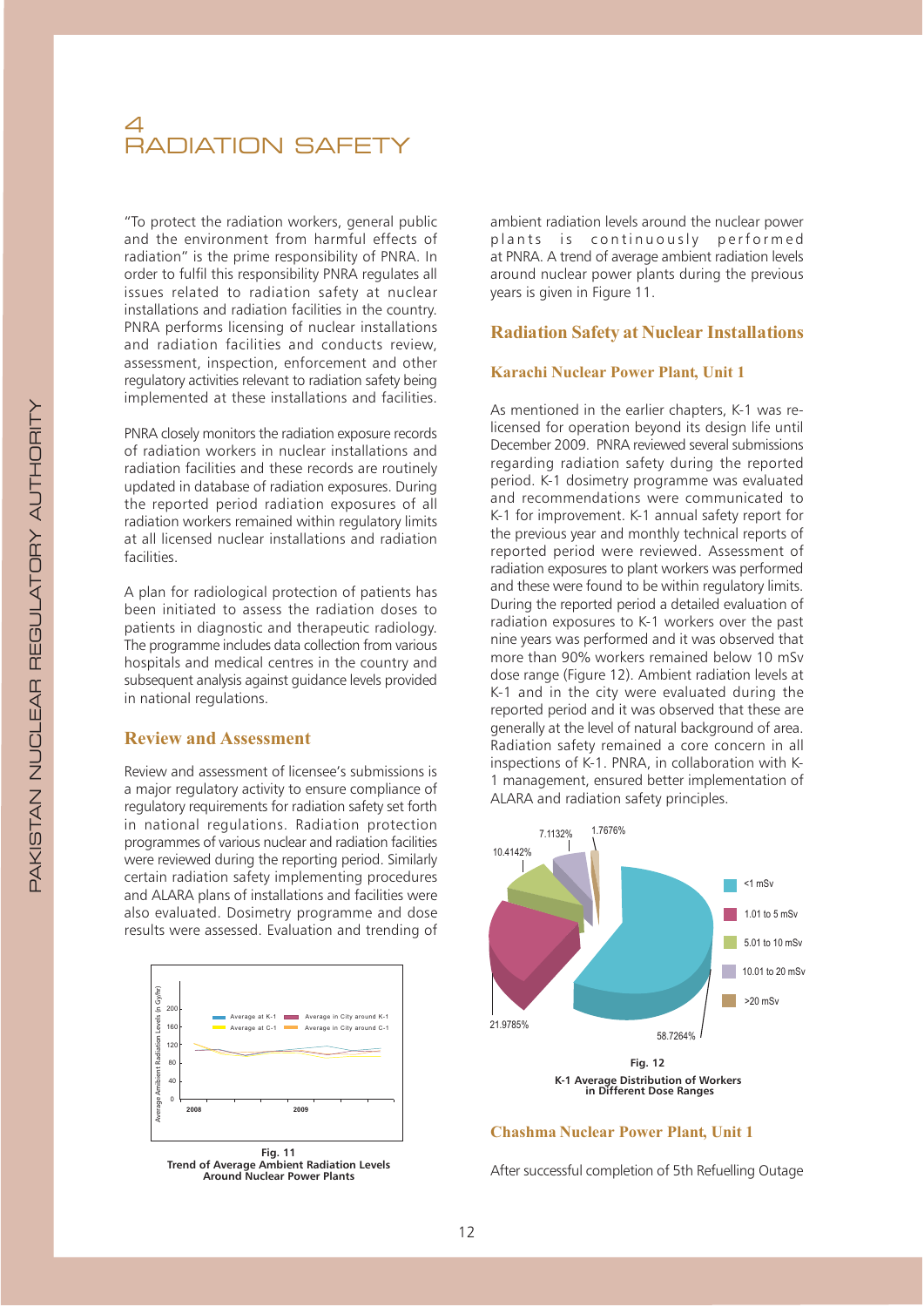# 4 RADIATION SAFETY

"To protect the radiation workers, general public and the environment from harmful effects of radiation" is the prime responsibility of PNRA. In order to fulfil this responsibility PNRA regulates all issues related to radiation safety at nuclear installations and radiation facilities in the country. PNRA performs licensing of nuclear installations and radiation facilities and conducts review, assessment, inspection, enforcement and other regulatory activities relevant to radiation safety being implemented at these installations and facilities.

PNRA closely monitors the radiation exposure records of radiation workers in nuclear installations and radiation facilities and these records are routinely updated in database of radiation exposures. During the reported period radiation exposures of all radiation workers remained within regulatory limits at all licensed nuclear installations and radiation facilities.

A plan for radiological protection of patients has been initiated to assess the radiation doses to patients in diagnostic and therapeutic radiology. The programme includes data collection from various hospitals and medical centres in the country and subsequent analysis against guidance levels provided in national regulations.

## Review and Assessment

Review and assessment of licensee's submissions is a major regulatory activity to ensure compliance of regulatory requirements for radiation safety set forth in national regulations. Radiation protection programmes of various nuclear and radiation facilities were reviewed during the reporting period. Similarly certain radiation safety implementing procedures and ALARA plans of installations and facilities were also evaluated. Dosimetry programme and dose results were assessed. Evaluation and trending of ambient radiation levels around the nuclear power plants is continuously performed at PNRA. A trend of average ambient radiation levels around nuclear power plants during the previous years is given in Figure 11.

**Fig. 11**
**Trend of Average Ambient Radiation Levels Around Nuclear Power Plants**

## Radiation Safety at Nuclear Installations

### Karachi Nuclear Power Plant, Unit 1

As mentioned in the earlier chapters, K-1 was re-licensed for operation beyond its design life until December 2009. PNRA reviewed several submissions regarding radiation safety during the reported period. K-1 dosimetry programme was evaluated and recommendations were communicated to K-1 for improvement. K-1 annual safety report for the previous year and monthly technical reports of reported period were reviewed. Assessment of radiation exposures to plant workers was performed and these were found to be within regulatory limits. During the reported period a detailed evaluation of radiation exposures to K-1 workers over the past nine years was performed and it was observed that more than 90% workers remained below 10 mSv dose range (Figure 12). Ambient radiation levels at K-1 and in the city were evaluated during the reported period and it was observed that these are generally at the level of natural background of area. Radiation safety remained a core concern in all inspections of K-1. PNRA, in collaboration with K-1 management, ensured better implementation of ALARA and radiation safety principles.

**Fig. 12**
**K-1 Average Distribution of Workers in Different Dose Ranges**

### Chashma Nuclear Power Plant, Unit 1

After successful completion of 5th Refuelling Outage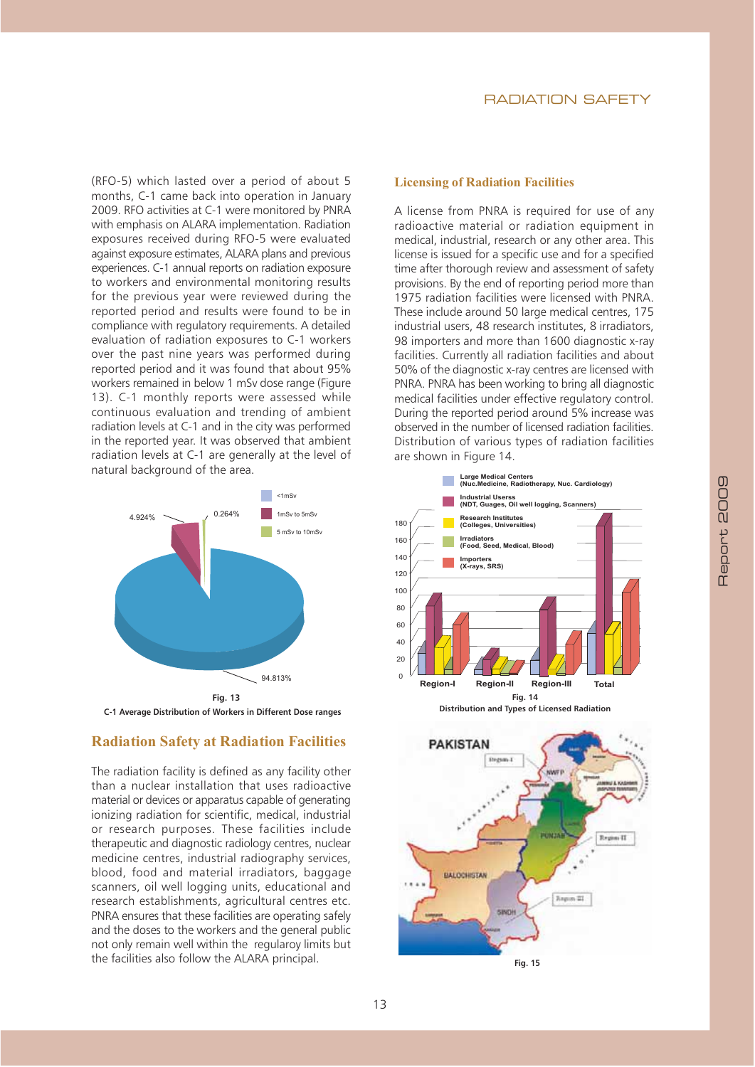(RFO-5) which lasted over a period of about 5 months, C-1 came back into operation in January 2009. RFO activities at C-1 were monitored by PNRA with emphasis on ALARA implementation. Radiation exposures received during RFO-5 were evaluated against exposure estimates, ALARA plans and previous experiences. C-1 annual reports on radiation exposure to workers and environmental monitoring results for the previous year were reviewed during the reported period and results were found to be in compliance with regulatory requirements. A detailed evaluation of radiation exposures to C-1 workers over the past nine years was performed during reported period and it was found that about 95% workers remained in below 1 mSv dose range (Figure 13). C-1 monthly reports were assessed while continuous evaluation and trending of ambient radiation levels at C-1 and in the city was performed in the reported year. It was observed that ambient radiation levels at C-1 are generally at the level of natural background of the area.

Fig. 13

C-1 Average Distribution of Workers in Different Dose ranges

## Radiation Safety at Radiation Facilities

The radiation facility is defined as any facility other than a nuclear installation that uses radioactive material or devices or apparatus capable of generating ionizing radiation for scientific, medical, industrial or research purposes. These facilities include therapeutic and diagnostic radiology centres, nuclear medicine centres, industrial radiography services, blood, food and material irradiators, baggage scanners, oil well logging units, educational and research establishments, agricultural centres etc. PNRA ensures that these facilities are operating safely and the doses to the workers and the general public not only remain well within the regularoy limits but the facilities also follow the ALARA principal.

### Licensing of Radiation Facilities

A license from PNRA is required for use of any radioactive material or radiation equipment in medical, industrial, research or any other area. This license is issued for a specific use and for a specified time after thorough review and assessment of safety provisions. By the end of reporting period more than 1975 radiation facilities were licensed with PNRA. These include around 50 large medical centres, 175 industrial users, 48 research institutes, 8 irradiators, 98 importers and more than 1600 diagnostic x-ray facilities. Currently all radiation facilities and about 50% of the diagnostic x-ray centres are licensed with PNRA. PNRA has been working to bring all diagnostic medical facilities under effective regulatory control. During the reported period around 5% increase was observed in the number of licensed radiation facilities. Distribution of various types of radiation facilities are shown in Figure 14.

Fig. 14

Distribution and Types of Licensed Radiation

Fig. 15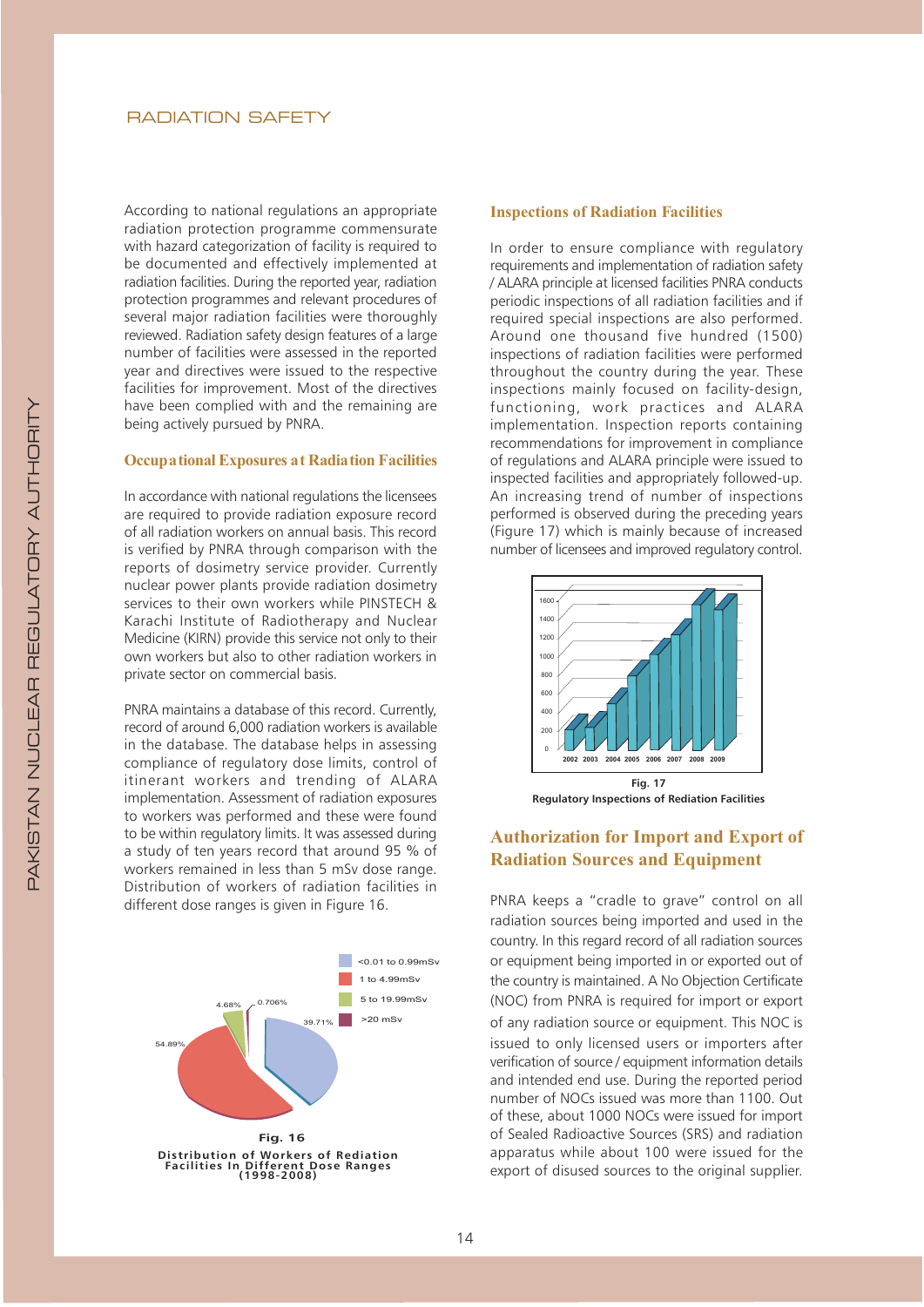According to national regulations an appropriate radiation protection programme commensurate with hazard categorization of facility is required to be documented and effectively implemented at radiation facilities. During the reported year, radiation protection programmes and relevant procedures of several major radiation facilities were thoroughly reviewed. Radiation safety design features of a large number of facilities were assessed in the reported year and directives were issued to the respective facilities for improvement. Most of the directives have been complied with and the remaining are being actively pursued by PNRA.

### Occupational Exposures at Radiation Facilities

In accordance with national regulations the licensees are required to provide radiation exposure record of all radiation workers on annual basis. This record is verified by PNRA through comparison with the reports of dosimetry service provider. Currently nuclear power plants provide radiation dosimetry services to their own workers while PINSTECH & Karachi Institute of Radiotherapy and Nuclear Medicine (KIRN) provide this service not only to their own workers but also to other radiation workers in private sector on commercial basis.

PNRA maintains a database of this record. Currently, record of around 6,000 radiation workers is available in the database. The database helps in assessing compliance of regulatory dose limits, control of itinerant workers and trending of ALARA implementation. Assessment of radiation exposures to workers was performed and these were found to be within regulatory limits. It was assessed during a study of ten years record that around 95 % of workers remained in less than 5 mSv dose range. Distribution of workers of radiation facilities in different dose ranges is given in Figure 16.

| Dose range | Percentage |
| --- | --- |
| <0.01 to 0.99mSv | 39.71% |
| 1 to 4.99mSv | 54.89% |
| 5 to 19.99mSv | 4.68% |
| >20 mSv | 0.706% |

**Fig. 16**

**Distribution of Workers of Rediation Facilities In Different Dose Ranges (1998-2008)**

### Inspections of Radiation Facilities

In order to ensure compliance with regulatory requirements and implementation of radiation safety / ALARA principle at licensed facilities PNRA conducts periodic inspections of all radiation facilities and if required special inspections are also performed. Around one thousand five hundred (1500) inspections of radiation facilities were performed throughout the country during the year. These inspections mainly focused on facility-design, functioning, work practices and ALARA implementation. Inspection reports containing recommendations for improvement in compliance of regulations and ALARA principle were issued to inspected facilities and appropriately followed-up. An increasing trend of number of inspections performed is observed during the preceding years (Figure 17) which is mainly because of increased number of licensees and improved regulatory control.

**Fig. 17**

**Regulatory Inspections of Rediation Facilities**

## Authorization for Import and Export of Radiation Sources and Equipment

PNRA keeps a "cradle to grave" control on all radiation sources being imported and used in the country. In this regard record of all radiation sources or equipment being imported in or exported out of the country is maintained. A No Objection Certificate (NOC) from PNRA is required for import or export of any radiation source or equipment. This NOC is issued to only licensed users or importers after verification of source / equipment information details and intended end use. During the reported period number of NOCs issued was more than 1100. Out of these, about 1000 NOCs were issued for import of Sealed Radioactive Sources (SRS) and radiation apparatus while about 100 were issued for the export of disused sources to the original supplier.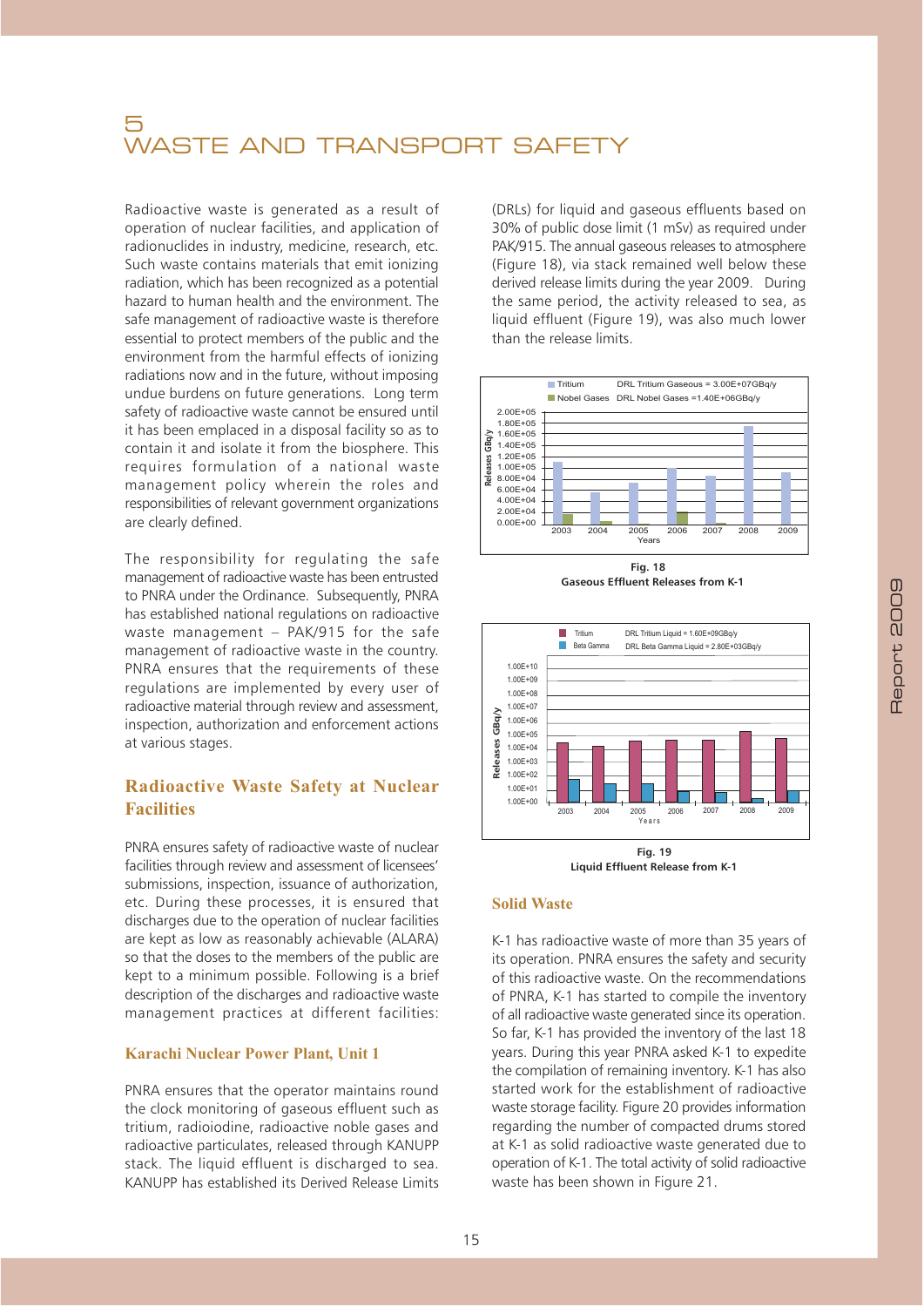# 5 WASTE AND TRANSPORT SAFETY

Radioactive waste is generated as a result of operation of nuclear facilities, and application of radionuclides in industry, medicine, research, etc. Such waste contains materials that emit ionizing radiation, which has been recognized as a potential hazard to human health and the environment. The safe management of radioactive waste is therefore essential to protect members of the public and the environment from the harmful effects of ionizing radiations now and in the future, without imposing undue burdens on future generations. Long term safety of radioactive waste cannot be ensured until it has been emplaced in a disposal facility so as to contain it and isolate it from the biosphere. This requires formulation of a national waste management policy wherein the roles and responsibilities of relevant government organizations are clearly defined.

The responsibility for regulating the safe management of radioactive waste has been entrusted to PNRA under the Ordinance. Subsequently, PNRA has established national regulations on radioactive waste management – PAK/915 for the safe management of radioactive waste in the country. PNRA ensures that the requirements of these regulations are implemented by every user of radioactive material through review and assessment, inspection, authorization and enforcement actions at various stages.

## Radioactive Waste Safety at Nuclear Facilities

PNRA ensures safety of radioactive waste of nuclear facilities through review and assessment of licensees' submissions, inspection, issuance of authorization, etc. During these processes, it is ensured that discharges due to the operation of nuclear facilities are kept as low as reasonably achievable (ALARA) so that the doses to the members of the public are kept to a minimum possible. Following is a brief description of the discharges and radioactive waste management practices at different facilities:

### Karachi Nuclear Power Plant, Unit 1

PNRA ensures that the operator maintains round the clock monitoring of gaseous effluent such as tritium, radioiodine, radioactive noble gases and radioactive particulates, released through KANUPP stack. The liquid effluent is discharged to sea. KANUPP has established its Derived Release Limits (DRLs) for liquid and gaseous effluents based on 30% of public dose limit (1 mSv) as required under PAK/915. The annual gaseous releases to atmosphere (Figure 18), via stack remained well below these derived release limits during the year 2009. During the same period, the activity released to sea, as liquid effluent (Figure 19), was also much lower than the release limits.

**Fig. 18**
**Gaseous Effluent Releases from K-1**

**Fig. 19**
**Liquid Effluent Release from K-1**

### Solid Waste

K-1 has radioactive waste of more than 35 years of its operation. PNRA ensures the safety and security of this radioactive waste. On the recommendations of PNRA, K-1 has started to compile the inventory of all radioactive waste generated since its operation. So far, K-1 has provided the inventory of the last 18 years. During this year PNRA asked K-1 to expedite the compilation of remaining inventory. K-1 has also started work for the establishment of radioactive waste storage facility. Figure 20 provides information regarding the number of compacted drums stored at K-1 as solid radioactive waste generated due to operation of K-1. The total activity of solid radioactive waste has been shown in Figure 21.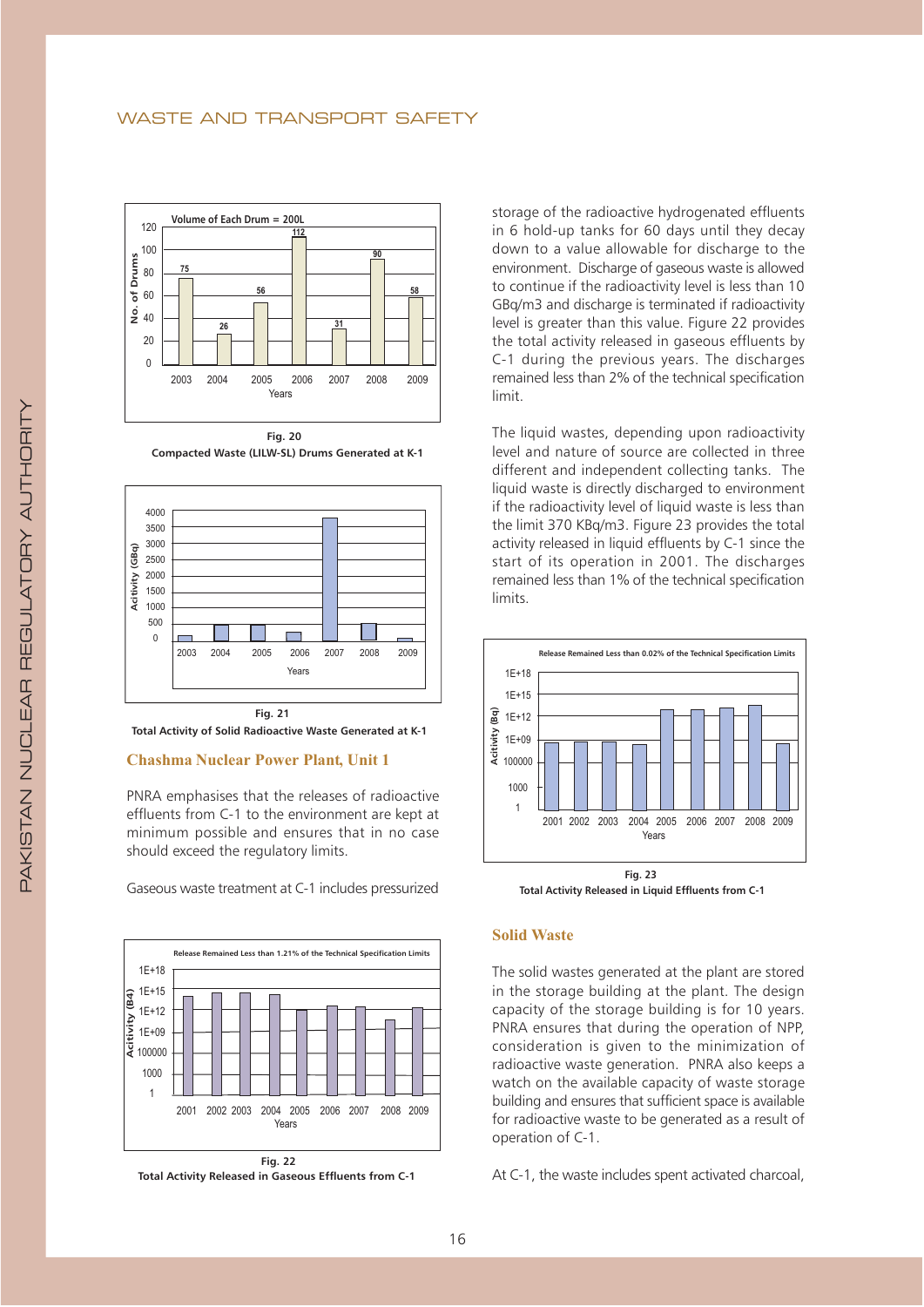Fig. 20
Compacted Waste (LILW-SL) Drums Generated at K-1

Fig. 21
Total Activity of Solid Radioactive Waste Generated at K-1

### Chashma Nuclear Power Plant, Unit 1

PNRA emphasises that the releases of radioactive effluents from C-1 to the environment are kept at minimum possible and ensures that in no case should exceed the regulatory limits.

Gaseous waste treatment at C-1 includes pressurized storage of the radioactive hydrogenated effluents in 6 hold-up tanks for 60 days until they decay down to a value allowable for discharge to the environment. Discharge of gaseous waste is allowed to continue if the radioactivity level is less than 10 GBq/m3 and discharge is terminated if radioactivity level is greater than this value. Figure 22 provides the total activity released in gaseous effluents by C-1 during the previous years. The discharges remained less than 2% of the technical specification limit.

Fig. 22
Total Activity Released in Gaseous Effluents from C-1

The liquid wastes, depending upon radioactivity level and nature of source are collected in three different and independent collecting tanks. The liquid waste is directly discharged to environment if the radioactivity level of liquid waste is less than the limit 370 KBq/m3. Figure 23 provides the total activity released in liquid effluents by C-1 since the start of its operation in 2001. The discharges remained less than 1% of the technical specification limits.

Fig. 23
Total Activity Released in Liquid Effluents from C-1

### Solid Waste

The solid wastes generated at the plant are stored in the storage building at the plant. The design capacity of the storage building is for 10 years. PNRA ensures that during the operation of NPP, consideration is given to the minimization of radioactive waste generation. PNRA also keeps a watch on the available capacity of waste storage building and ensures that sufficient space is available for radioactive waste to be generated as a result of operation of C-1.

At C-1, the waste includes spent activated charcoal,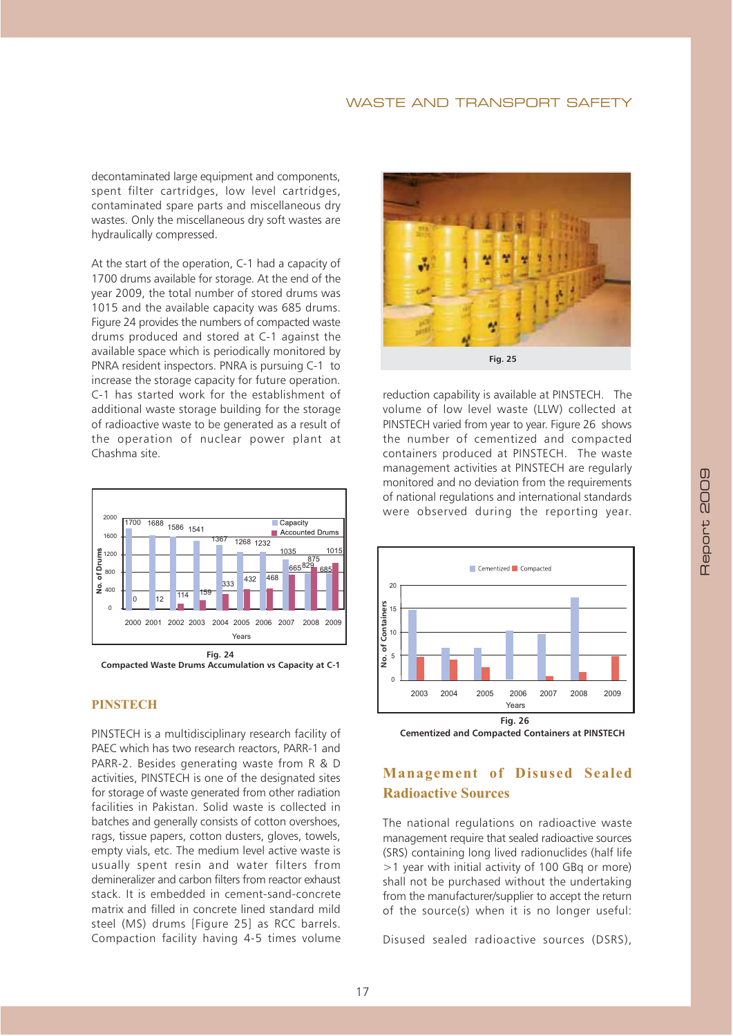decontaminated large equipment and components, spent filter cartridges, low level cartridges, contaminated spare parts and miscellaneous dry wastes. Only the miscellaneous dry soft wastes are hydraulically compressed.

At the start of the operation, C-1 had a capacity of 1700 drums available for storage. At the end of the year 2009, the total number of stored drums was 1015 and the available capacity was 685 drums. Figure 24 provides the numbers of compacted waste drums produced and stored at C-1 against the available space which is periodically monitored by PNRA resident inspectors. PNRA is pursuing C-1 to increase the storage capacity for future operation. C-1 has started work for the establishment of additional waste storage building for the storage of radioactive waste to be generated as a result of the operation of nuclear power plant at Chashma site.

| Years | Capacity | Accounted Drums |
|---|---|---|
| 2000 | 1700 | 0 |
| 2001 | 1688 | 12 |
| 2002 | 1586 | 114 |
| 2003 | 1541 | 159 |
| 2004 | 1367 | 333 |
| 2005 | 1268 | 432 |
| 2006 | 1232 | 468 |
| 2007 | 1035 | 665 |
| 2008 | 829 | 875 |
| 2009 | 685 | 1015 |

**Fig. 24**
**Compacted Waste Drums Accumulation vs Capacity at C-1**

## PINSTECH

PINSTECH is a multidisciplinary research facility of PAEC which has two research reactors, PARR-1 and PARR-2. Besides generating waste from R & D activities, PINSTECH is one of the designated sites for storage of waste generated from other radiation facilities in Pakistan. Solid waste is collected in batches and generally consists of cotton overshoes, rags, tissue papers, cotton dusters, gloves, towels, empty vials, etc. The medium level active waste is usually spent resin and water filters from demineralizer and carbon filters from reactor exhaust stack. It is embedded in cement-sand-concrete matrix and filled in concrete lined standard mild steel (MS) drums [Figure 25] as RCC barrels. Compaction facility having 4-5 times volume reduction capability is available at PINSTECH. The volume of low level waste (LLW) collected at PINSTECH varied from year to year. Figure 26 shows the number of cementized and compacted containers produced at PINSTECH. The waste management activities at PINSTECH are regularly monitored and no deviation from the requirements of national regulations and international standards were observed during the reporting year.

**Fig. 25**

**Fig. 26**
**Cementized and Compacted Containers at PINSTECH**

## Management of Disused Sealed Radioactive Sources

The national regulations on radioactive waste management require that sealed radioactive sources (SRS) containing long lived radionuclides (half life >1 year with initial activity of 100 GBq or more) shall not be purchased without the undertaking from the manufacturer/supplier to accept the return of the source(s) when it is no longer useful:

Disused sealed radioactive sources (DSRS),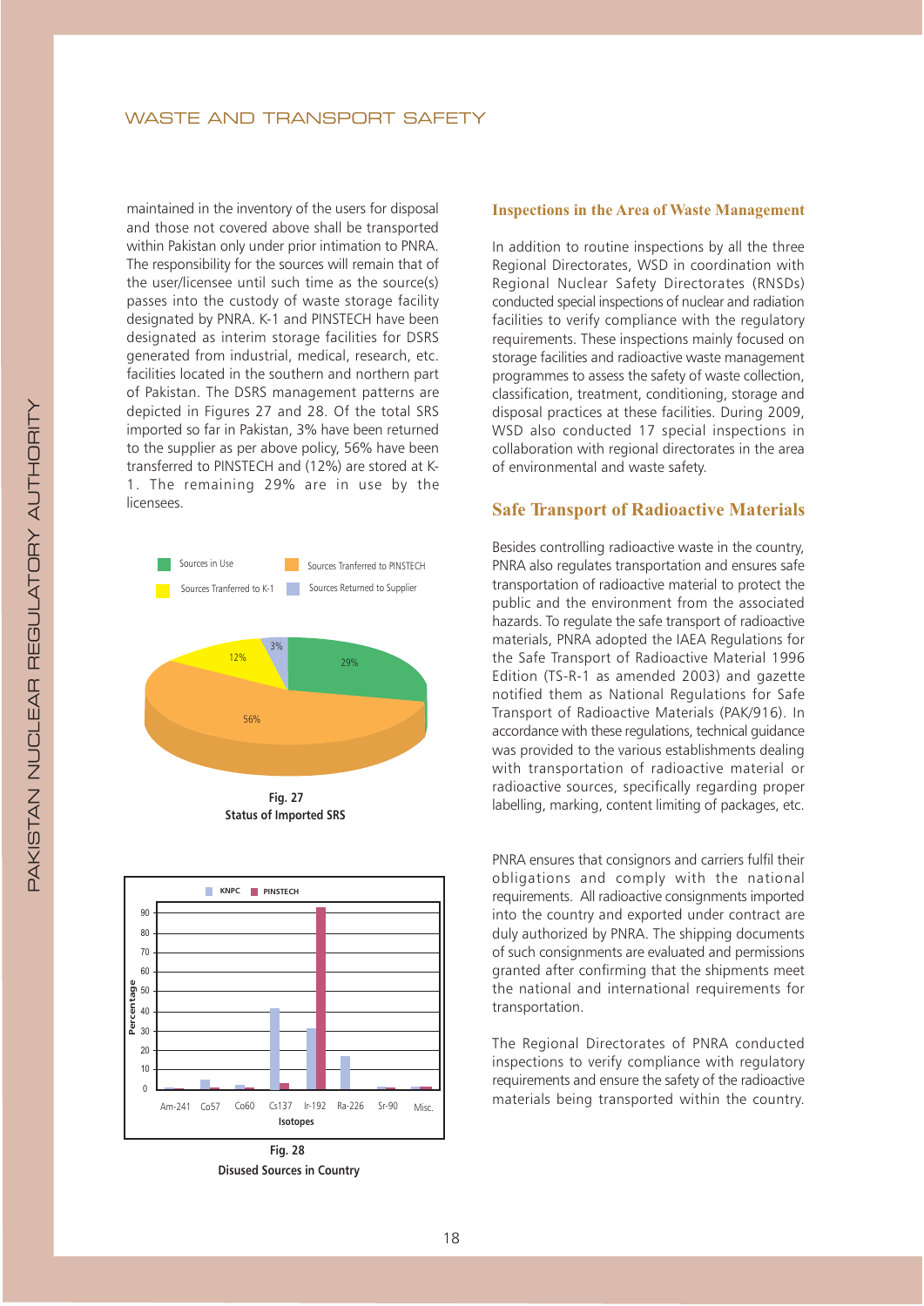maintained in the inventory of the users for disposal and those not covered above shall be transported within Pakistan only under prior intimation to PNRA. The responsibility for the sources will remain that of the user/licensee until such time as the source(s) passes into the custody of waste storage facility designated by PNRA. K-1 and PINSTECH have been designated as interim storage facilities for DSRS generated from industrial, medical, research, etc. facilities located in the southern and northern part of Pakistan. The DSRS management patterns are depicted in Figures 27 and 28. Of the total SRS imported so far in Pakistan, 3% have been returned to the supplier as per above policy, 56% have been transferred to PINSTECH and (12%) are stored at K-1. The remaining 29% are in use by the licensees.

Sources in Use | Sources Tranferred to PINSTECH | Sources Tranferred to K-1 | Sources Returned to Supplier

29% | 56% | 12% | 3%

**Fig. 27**
**Status of Imported SRS**

KNPC | PINSTECH

Percentage | Isotopes

Am-241 | Co57 | Co60 | Cs137 | Ir-192 | Ra-226 | Sr-90 | Misc.

**Fig. 28**
**Disused Sources in Country**

## Inspections in the Area of Waste Management

In addition to routine inspections by all the three Regional Directorates, WSD in coordination with Regional Nuclear Safety Directorates (RNSDs) conducted special inspections of nuclear and radiation facilities to verify compliance with the regulatory requirements. These inspections mainly focused on storage facilities and radioactive waste management programmes to assess the safety of waste collection, classification, treatment, conditioning, storage and disposal practices at these facilities. During 2009, WSD also conducted 17 special inspections in collaboration with regional directorates in the area of environmental and waste safety.

## Safe Transport of Radioactive Materials

Besides controlling radioactive waste in the country, PNRA also regulates transportation and ensures safe transportation of radioactive material to protect the public and the environment from the associated hazards. To regulate the safe transport of radioactive materials, PNRA adopted the IAEA Regulations for the Safe Transport of Radioactive Material 1996 Edition (TS-R-1 as amended 2003) and gazette notified them as National Regulations for Safe Transport of Radioactive Materials (PAK/916). In accordance with these regulations, technical guidance was provided to the various establishments dealing with transportation of radioactive material or radioactive sources, specifically regarding proper labelling, marking, content limiting of packages, etc.

PNRA ensures that consignors and carriers fulfil their obligations and comply with the national requirements. All radioactive consignments imported into the country and exported under contract are duly authorized by PNRA. The shipping documents of such consignments are evaluated and permissions granted after confirming that the shipments meet the national and international requirements for transportation.

The Regional Directorates of PNRA conducted inspections to verify compliance with regulatory requirements and ensure the safety of the radioactive materials being transported within the country.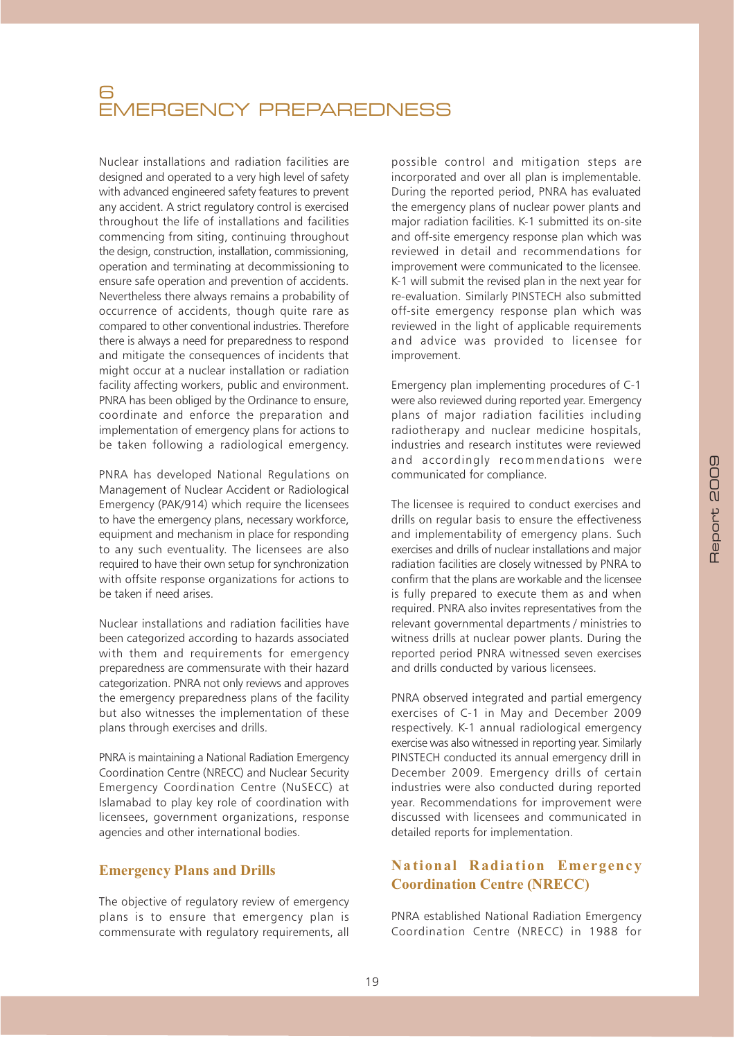# 6 EMERGENCY PREPAREDNESS

Nuclear installations and radiation facilities are designed and operated to a very high level of safety with advanced engineered safety features to prevent any accident. A strict regulatory control is exercised throughout the life of installations and facilities commencing from siting, continuing throughout the design, construction, installation, commissioning, operation and terminating at decommissioning to ensure safe operation and prevention of accidents. Nevertheless there always remains a probability of occurrence of accidents, though quite rare as compared to other conventional industries. Therefore there is always a need for preparedness to respond and mitigate the consequences of incidents that might occur at a nuclear installation or radiation facility affecting workers, public and environment. PNRA has been obliged by the Ordinance to ensure, coordinate and enforce the preparation and implementation of emergency plans for actions to be taken following a radiological emergency.

PNRA has developed National Regulations on Management of Nuclear Accident or Radiological Emergency (PAK/914) which require the licensees to have the emergency plans, necessary workforce, equipment and mechanism in place for responding to any such eventuality. The licensees are also required to have their own setup for synchronization with offsite response organizations for actions to be taken if need arises.

Nuclear installations and radiation facilities have been categorized according to hazards associated with them and requirements for emergency preparedness are commensurate with their hazard categorization. PNRA not only reviews and approves the emergency preparedness plans of the facility but also witnesses the implementation of these plans through exercises and drills.

PNRA is maintaining a National Radiation Emergency Coordination Centre (NRECC) and Nuclear Security Emergency Coordination Centre (NuSECC) at Islamabad to play key role of coordination with licensees, government organizations, response agencies and other international bodies.

## Emergency Plans and Drills

The objective of regulatory review of emergency plans is to ensure that emergency plan is commensurate with regulatory requirements, all possible control and mitigation steps are incorporated and over all plan is implementable. During the reported period, PNRA has evaluated the emergency plans of nuclear power plants and major radiation facilities. K-1 submitted its on-site and off-site emergency response plan which was reviewed in detail and recommendations for improvement were communicated to the licensee. K-1 will submit the revised plan in the next year for re-evaluation. Similarly PINSTECH also submitted off-site emergency response plan which was reviewed in the light of applicable requirements and advice was provided to licensee for improvement.

Emergency plan implementing procedures of C-1 were also reviewed during reported year. Emergency plans of major radiation facilities including radiotherapy and nuclear medicine hospitals, industries and research institutes were reviewed and accordingly recommendations were communicated for compliance.

The licensee is required to conduct exercises and drills on regular basis to ensure the effectiveness and implementability of emergency plans. Such exercises and drills of nuclear installations and major radiation facilities are closely witnessed by PNRA to confirm that the plans are workable and the licensee is fully prepared to execute them as and when required. PNRA also invites representatives from the relevant governmental departments / ministries to witness drills at nuclear power plants. During the reported period PNRA witnessed seven exercises and drills conducted by various licensees.

PNRA observed integrated and partial emergency exercises of C-1 in May and December 2009 respectively. K-1 annual radiological emergency exercise was also witnessed in reporting year. Similarly PINSTECH conducted its annual emergency drill in December 2009. Emergency drills of certain industries were also conducted during reported year. Recommendations for improvement were discussed with licensees and communicated in detailed reports for implementation.

## National Radiation Emergency Coordination Centre (NRECC)

PNRA established National Radiation Emergency Coordination Centre (NRECC) in 1988 for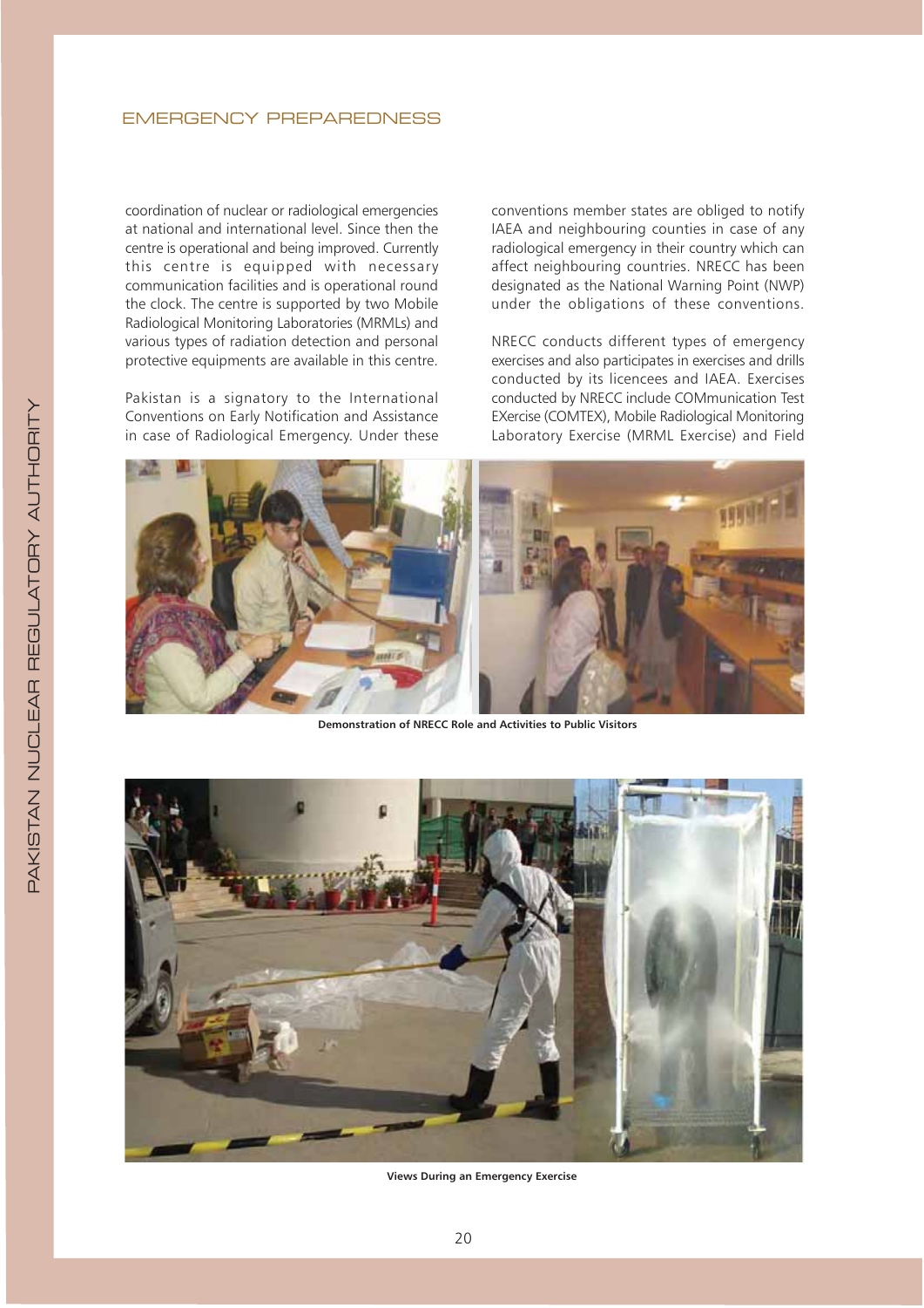coordination of nuclear or radiological emergencies at national and international level. Since then the centre is operational and being improved. Currently this centre is equipped with necessary communication facilities and is operational round the clock. The centre is supported by two Mobile Radiological Monitoring Laboratories (MRMLs) and various types of radiation detection and personal protective equipments are available in this centre.

Pakistan is a signatory to the International Conventions on Early Notification and Assistance in case of Radiological Emergency. Under these conventions member states are obliged to notify IAEA and neighbouring counties in case of any radiological emergency in their country which can affect neighbouring countries. NRECC has been designated as the National Warning Point (NWP) under the obligations of these conventions.

NRECC conducts different types of emergency exercises and also participates in exercises and drills conducted by its licencees and IAEA. Exercises conducted by NRECC include COMmunication Test EXercise (COMTEX), Mobile Radiological Monitoring Laboratory Exercise (MRML Exercise) and Field

**Demonstration of NRECC Role and Activities to Public Visitors**

**Views During an Emergency Exercise**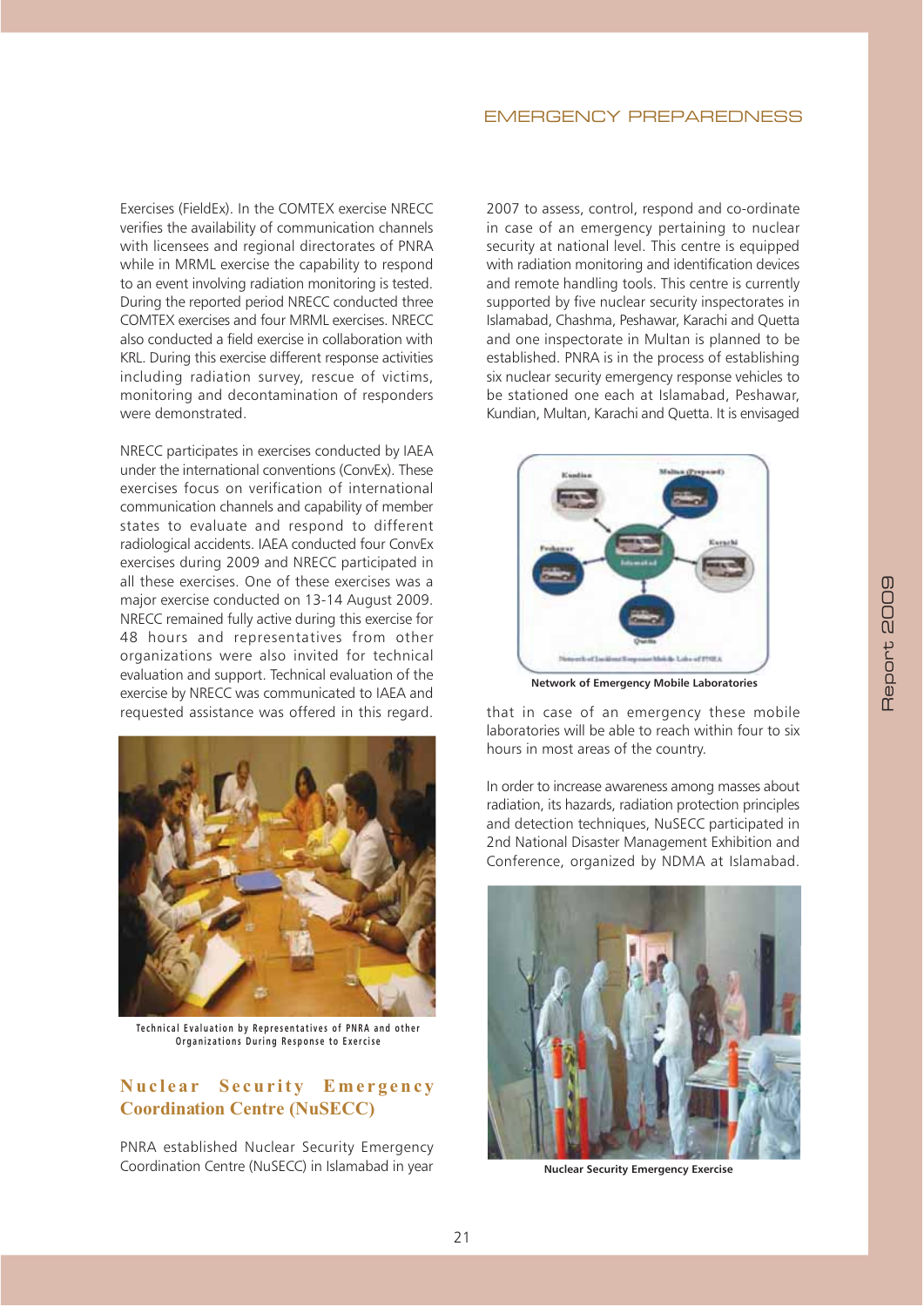Exercises (FieldEx). In the COMTEX exercise NRECC verifies the availability of communication channels with licensees and regional directorates of PNRA while in MRML exercise the capability to respond to an event involving radiation monitoring is tested. During the reported period NRECC conducted three COMTEX exercises and four MRML exercises. NRECC also conducted a field exercise in collaboration with KRL. During this exercise different response activities including radiation survey, rescue of victims, monitoring and decontamination of responders were demonstrated.

NRECC participates in exercises conducted by IAEA under the international conventions (ConvEx). These exercises focus on verification of international communication channels and capability of member states to evaluate and respond to different radiological accidents. IAEA conducted four ConvEx exercises during 2009 and NRECC participated in all these exercises. One of these exercises was a major exercise conducted on 13-14 August 2009. NRECC remained fully active during this exercise for 48 hours and representatives from other organizations were also invited for technical evaluation and support. Technical evaluation of the exercise by NRECC was communicated to IAEA and requested assistance was offered in this regard.

Technical Evaluation by Representatives of PNRA and other Organizations During Response to Exercise

## Nuclear Security Emergency Coordination Centre (NuSECC)

PNRA established Nuclear Security Emergency Coordination Centre (NuSECC) in Islamabad in year 2007 to assess, control, respond and co-ordinate in case of an emergency pertaining to nuclear security at national level. This centre is equipped with radiation monitoring and identification devices and remote handling tools. This centre is currently supported by five nuclear security inspectorates in Islamabad, Chashma, Peshawar, Karachi and Quetta and one inspectorate in Multan is planned to be established. PNRA is in the process of establishing six nuclear security emergency response vehicles to be stationed one each at Islamabad, Peshawar, Kundian, Multan, Karachi and Quetta. It is envisaged that in case of an emergency these mobile laboratories will be able to reach within four to six hours in most areas of the country.

Network of Emergency Mobile Laboratories

In order to increase awareness among masses about radiation, its hazards, radiation protection principles and detection techniques, NuSECC participated in 2nd National Disaster Management Exhibition and Conference, organized by NDMA at Islamabad.

Nuclear Security Emergency Exercise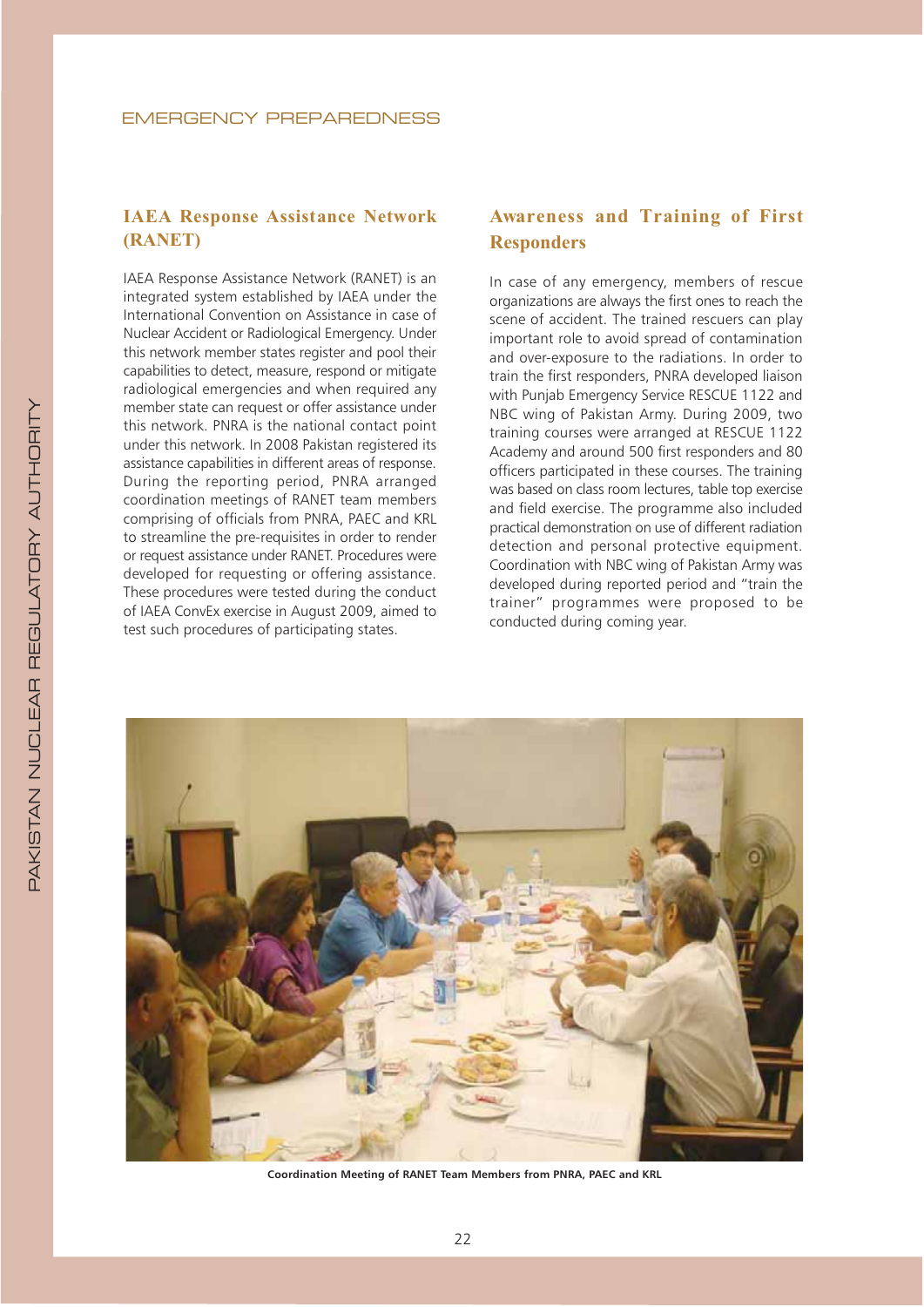## IAEA Response Assistance Network (RANET)

IAEA Response Assistance Network (RANET) is an integrated system established by IAEA under the International Convention on Assistance in case of Nuclear Accident or Radiological Emergency. Under this network member states register and pool their capabilities to detect, measure, respond or mitigate radiological emergencies and when required any member state can request or offer assistance under this network. PNRA is the national contact point under this network. In 2008 Pakistan registered its assistance capabilities in different areas of response. During the reporting period, PNRA arranged coordination meetings of RANET team members comprising of officials from PNRA, PAEC and KRL to streamline the pre-requisites in order to render or request assistance under RANET. Procedures were developed for requesting or offering assistance. These procedures were tested during the conduct of IAEA ConvEx exercise in August 2009, aimed to test such procedures of participating states.

## Awareness and Training of First Responders

In case of any emergency, members of rescue organizations are always the first ones to reach the scene of accident. The trained rescuers can play important role to avoid spread of contamination and over-exposure to the radiations. In order to train the first responders, PNRA developed liaison with Punjab Emergency Service RESCUE 1122 and NBC wing of Pakistan Army. During 2009, two training courses were arranged at RESCUE 1122 Academy and around 500 first responders and 80 officers participated in these courses. The training was based on class room lectures, table top exercise and field exercise. The programme also included practical demonstration on use of different radiation detection and personal protective equipment. Coordination with NBC wing of Pakistan Army was developed during reported period and "train the trainer" programmes were proposed to be conducted during coming year.

**Coordination Meeting of RANET Team Members from PNRA, PAEC and KRL**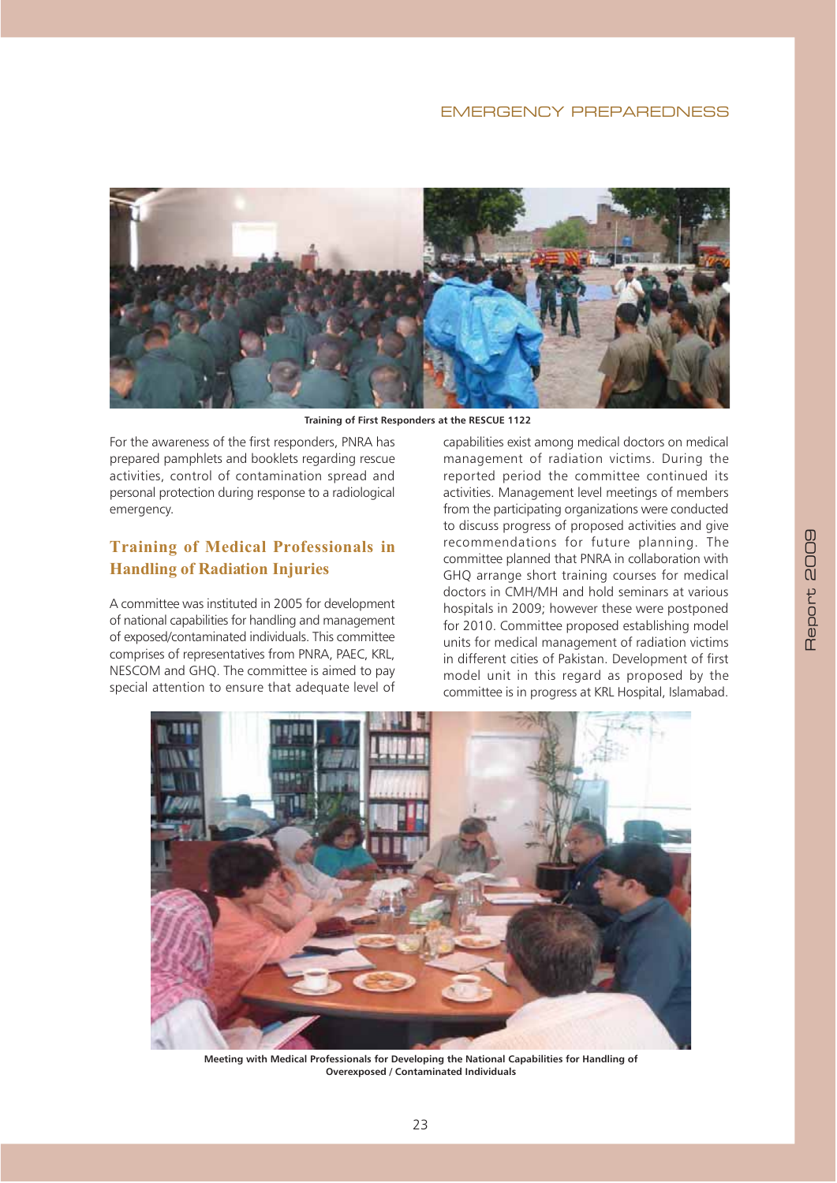Training of First Responders at the RESCUE 1122

For the awareness of the first responders, PNRA has prepared pamphlets and booklets regarding rescue activities, control of contamination spread and personal protection during response to a radiological emergency.

## Training of Medical Professionals in Handling of Radiation Injuries

A committee was instituted in 2005 for development of national capabilities for handling and management of exposed/contaminated individuals. This committee comprises of representatives from PNRA, PAEC, KRL, NESCOM and GHQ. The committee is aimed to pay special attention to ensure that adequate level of capabilities exist among medical doctors on medical management of radiation victims. During the reported period the committee continued its activities. Management level meetings of members from the participating organizations were conducted to discuss progress of proposed activities and give recommendations for future planning. The committee planned that PNRA in collaboration with GHQ arrange short training courses for medical doctors in CMH/MH and hold seminars at various hospitals in 2009; however these were postponed for 2010. Committee proposed establishing model units for medical management of radiation victims in different cities of Pakistan. Development of first model unit in this regard as proposed by the committee is in progress at KRL Hospital, Islamabad.

Meeting with Medical Professionals for Developing the National Capabilities for Handling of Overexposed / Contaminated Individuals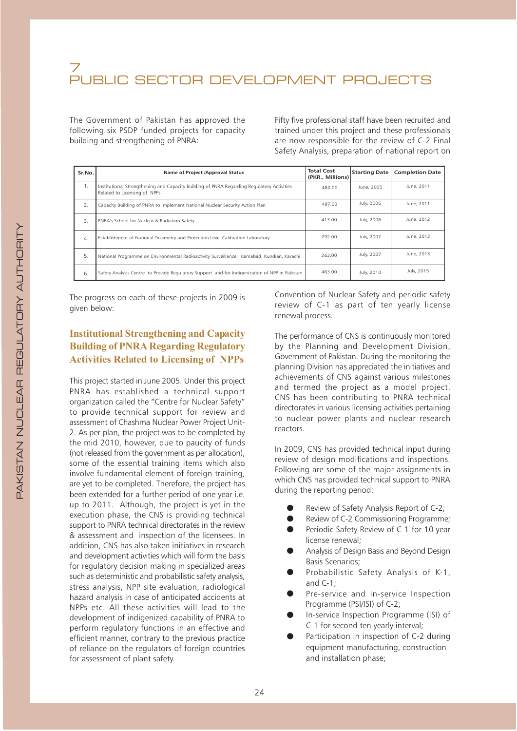# 7 PUBLIC SECTOR DEVELOPMENT PROJECTS

The Government of Pakistan has approved the following six PSDP funded projects for capacity building and strengthening of PNRA:

| Sr.No. | Name of Project /Approval Status | Total Cost (PKR., Millions) | Starting Date | Completion Date |
|---|---|---|---|---|
| 1. | Institutional Strengthening and Capacity Building of PNRA Regarding Regulatory Activities Related to Licensing of NPPs | 480.00 | June, 2005 | June, 2011 |
| 2. | Capacity Building of PNRA to Implement National Nuclear Security Action Plan | 497.00 | July, 2006 | June, 2011 |
| 3. | PNRA's School for Nuclear & Radiation Safety | 413.00 | July, 2006 | June, 2012 |
| 4. | Establishment of National Dosimetry and Protection Level Calibration Laboratory | 292.00 | July, 2007 | June, 2013 |
| 5. | National Programme on Environmental Radioactivity Surveillance, Islamabad, Kundian, Karachi | 263.00 | July, 2007 | June, 2013 |
| 6. | Safety Analysis Centre to Provide Regulatory Support and for Indigenization of NPP in Pakistan | 463.00 | July, 2010 | July, 2015 |

The progress on each of these projects in 2009 is given below:

## Institutional Strengthening and Capacity Building of PNRA Regarding Regulatory Activities Related to Licensing of NPPs

This project started in June 2005. Under this project PNRA has established a technical support organization called the "Centre for Nuclear Safety" to provide technical support for review and assessment of Chashma Nuclear Power Project Unit-2. As per plan, the project was to be completed by the mid 2010, however, due to paucity of funds (not released from the government as per allocation), some of the essential training items which also involve fundamental element of foreign training, are yet to be completed. Therefore, the project has been extended for a further period of one year i.e. up to 2011. Although, the project is yet in the execution phase, the CNS is providing technical support to PNRA technical directorates in the review & assessment and inspection of the licensees. In addition, CNS has also taken initiatives in research and development activities which will form the basis for regulatory decision making in specialized areas such as deterministic and probabilistic safety analysis, stress analysis, NPP site evaluation, radiological hazard analysis in case of anticipated accidents at NPPs etc. All these activities will lead to the development of indigenized capability of PNRA to perform regulatory functions in an effective and efficient manner, contrary to the previous practice of reliance on the regulators of foreign countries for assessment of plant safety.

Fifty five professional staff have been recruited and trained under this project and these professionals are now responsible for the review of C-2 Final Safety Analysis, preparation of national report on Convention of Nuclear Safety and periodic safety review of C-1 as part of ten yearly license renewal process.

The performance of CNS is continuously monitored by the Planning and Development Division, Government of Pakistan. During the monitoring the planning Division has appreciated the initiatives and achievements of CNS against various milestones and termed the project as a model project. CNS has been contributing to PNRA technical directorates in various licensing activities pertaining to nuclear power plants and nuclear research reactors.

In 2009, CNS has provided technical input during review of design modifications and inspections. Following are some of the major assignments in which CNS has provided technical support to PNRA during the reporting period:

- Review of Safety Analysis Report of C-2;
- Review of C-2 Commissioning Programme;
- Periodic Safety Review of C-1 for 10 year license renewal;
- Analysis of Design Basis and Beyond Design Basis Scenarios;
- Probabilistic Safety Analysis of K-1, and C-1;
- Pre-service and In-service Inspection Programme (PSI/ISI) of C-2;
- In-service Inspection Programme (ISI) of C-1 for second ten yearly interval;
- Participation in inspection of C-2 during equipment manufacturing, construction and installation phase;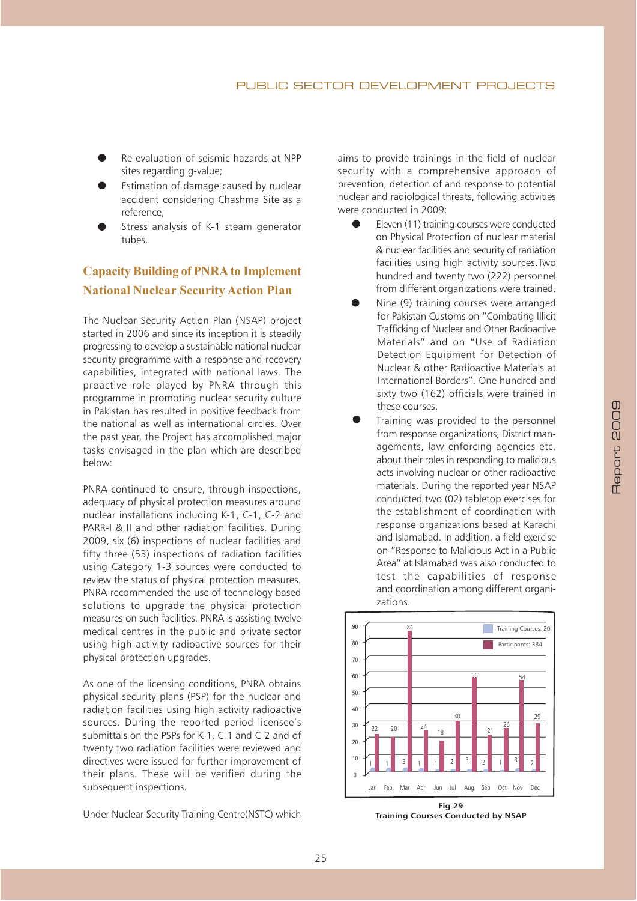- Re-evaluation of seismic hazards at NPP sites regarding g-value;
- Estimation of damage caused by nuclear accident considering Chashma Site as a reference;
- Stress analysis of K-1 steam generator tubes.

## Capacity Building of PNRA to Implement National Nuclear Security Action Plan

The Nuclear Security Action Plan (NSAP) project started in 2006 and since its inception it is steadily progressing to develop a sustainable national nuclear security programme with a response and recovery capabilities, integrated with national laws. The proactive role played by PNRA through this programme in promoting nuclear security culture in Pakistan has resulted in positive feedback from the national as well as international circles. Over the past year, the Project has accomplished major tasks envisaged in the plan which are described below:

PNRA continued to ensure, through inspections, adequacy of physical protection measures around nuclear installations including K-1, C-1, C-2 and PARR-I & II and other radiation facilities. During 2009, six (6) inspections of nuclear facilities and fifty three (53) inspections of radiation facilities using Category 1-3 sources were conducted to review the status of physical protection measures. PNRA recommended the use of technology based solutions to upgrade the physical protection measures on such facilities. PNRA is assisting twelve medical centres in the public and private sector using high activity radioactive sources for their physical protection upgrades.

As one of the licensing conditions, PNRA obtains physical security plans (PSP) for the nuclear and radiation facilities using high activity radioactive sources. During the reported period licensee's submittals on the PSPs for K-1, C-1 and C-2 and of twenty two radiation facilities were reviewed and directives were issued for further improvement of their plans. These will be verified during the subsequent inspections.

Under Nuclear Security Training Centre(NSTC) which aims to provide trainings in the field of nuclear security with a comprehensive approach of prevention, detection of and response to potential nuclear and radiological threats, following activities were conducted in 2009:

- Eleven (11) training courses were conducted on Physical Protection of nuclear material & nuclear facilities and security of radiation facilities using high activity sources.Two hundred and twenty two (222) personnel from different organizations were trained.
- Nine (9) training courses were arranged for Pakistan Customs on "Combating Illicit Trafficking of Nuclear and Other Radioactive Materials" and on "Use of Radiation Detection Equipment for Detection of Nuclear & other Radioactive Materials at International Borders". One hundred and sixty two (162) officials were trained in these courses.
- Training was provided to the personnel from response organizations, District managements, law enforcing agencies etc. about their roles in responding to malicious acts involving nuclear or other radioactive materials. During the reported year NSAP conducted two (02) tabletop exercises for the establishment of coordination with response organizations based at Karachi and Islamabad. In addition, a field exercise on "Response to Malicious Act in a Public Area" at Islamabad was also conducted to test the capabilities of response and coordination among different organizations.

| Month | Training Courses | Participants |
|---|---|---|
| Jan | 1 | 22 |
| Feb | 1 | 20 |
| Mar | 3 | 84 |
| Apr | 1 | 24 |
| Jun | 1 | 18 |
| Jul | 2 | 30 |
| Aug | 3 | 56 |
| Sep | 2 | 21 |
| Oct | 1 | 26 |
| Nov | 3 | 54 |
| Dec | 2 | 29 |

Training Courses: 20; Participants: 384

**Fig 29**
**Training Courses Conducted by NSAP**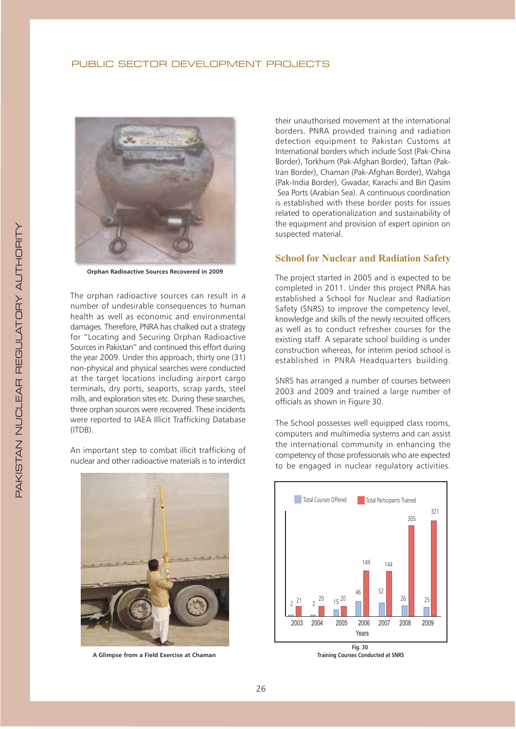Orphan Radioactive Sources Recovered in 2009

The orphan radioactive sources can result in a number of undesirable consequences to human health as well as economic and environmental damages. Therefore, PNRA has chalked out a strategy for "Locating and Securing Orphan Radioactive Sources in Pakistan" and continued this effort during the year 2009. Under this approach, thirty one (31) non-physical and physical searches were conducted at the target locations including airport cargo terminals, dry ports, seaports, scrap yards, steel mills, and exploration sites etc. During these searches, three orphan sources were recovered. These incidents were reported to IAEA Illicit Trafficking Database (ITDB).

An important step to combat illicit trafficking of nuclear and other radioactive materials is to interdict their unauthorised movement at the international borders. PNRA provided training and radiation detection equipment to Pakistan Customs at International borders which include Sost (Pak-China Border), Torkhum (Pak-Afghan Border), Taftan (Pak-Iran Border), Chaman (Pak-Afghan Border), Wahga (Pak-India Border), Gwadar, Karachi and Bin Qasim Sea Ports (Arabian Sea). A continuous coordination is established with these border posts for issues related to operationalization and sustainability of the equipment and provision of expert opinion on suspected material.

A Glimpse from a Field Exercise at Chaman

## School for Nuclear and Radiation Safety

The project started in 2005 and is expected to be completed in 2011. Under this project PNRA has established a School for Nuclear and Radiation Safety (SNRS) to improve the competency level, knowledge and skills of the newly recruited officers as well as to conduct refresher courses for the existing staff. A separate school building is under construction whereas, for interim period school is established in PNRA Headquarters building.

SNRS has arranged a number of courses between 2003 and 2009 and trained a large number of officials as shown in Figure 30.

The School possesses well equipped class rooms, computers and multimedia systems and can assist the international community in enhancing the competency of those professionals who are expected to be engaged in nuclear regulatory activities.

| Years | Total Courses Offered | Total Participants Trained |
|---|---|---|
| 2003 | 2 | 21 |
| 2004 | 2 | 20 |
| 2005 | 15 | 20 |
| 2006 | 46 | 149 |
| 2007 | 52 | 144 |
| 2008 | 26 | 305 |
| 2009 | 25 | 321 |

Fig. 30
Training Courses Conducted at SNRS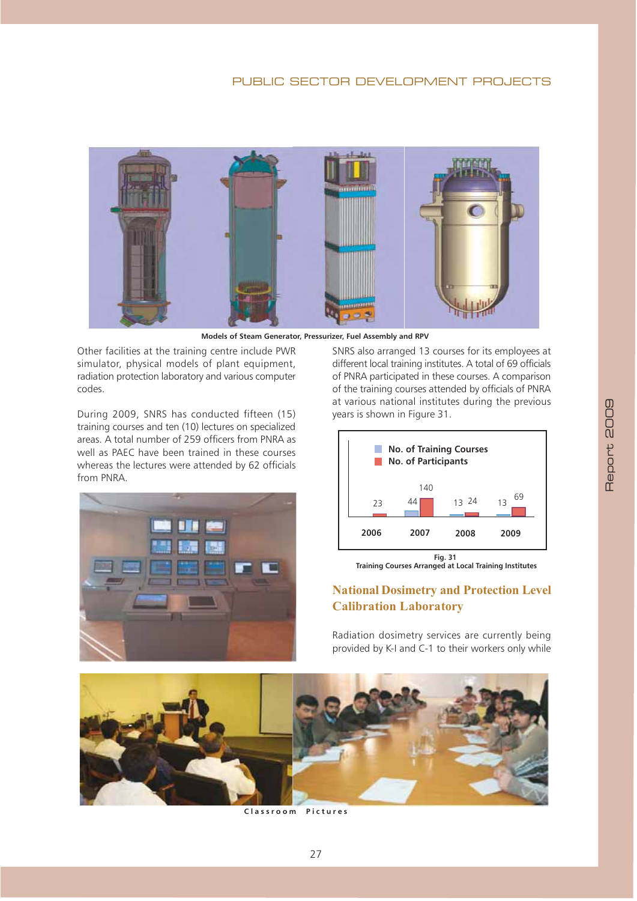Models of Steam Generator, Pressurizer, Fuel Assembly and RPV

Other facilities at the training centre include PWR simulator, physical models of plant equipment, radiation protection laboratory and various computer codes.

During 2009, SNRS has conducted fifteen (15) training courses and ten (10) lectures on specialized areas. A total number of 259 officers from PNRA as well as PAEC have been trained in these courses whereas the lectures were attended by 62 officials from PNRA.

SNRS also arranged 13 courses for its employees at different local training institutes. A total of 69 officials of PNRA participated in these courses. A comparison of the training courses attended by officials of PNRA at various national institutes during the previous years is shown in Figure 31.

| Year | No. of Training Courses | No. of Participants |
|---|---|---|
| 2006 | | 23 |
| 2007 | 44 | 140 |
| 2008 | 13 | 24 |
| 2009 | 13 | 69 |

Fig. 31
Training Courses Arranged at Local Training Institutes

## National Dosimetry and Protection Level Calibration Laboratory

Radiation dosimetry services are currently being provided by K-I and C-1 to their workers only while

Classroom Pictures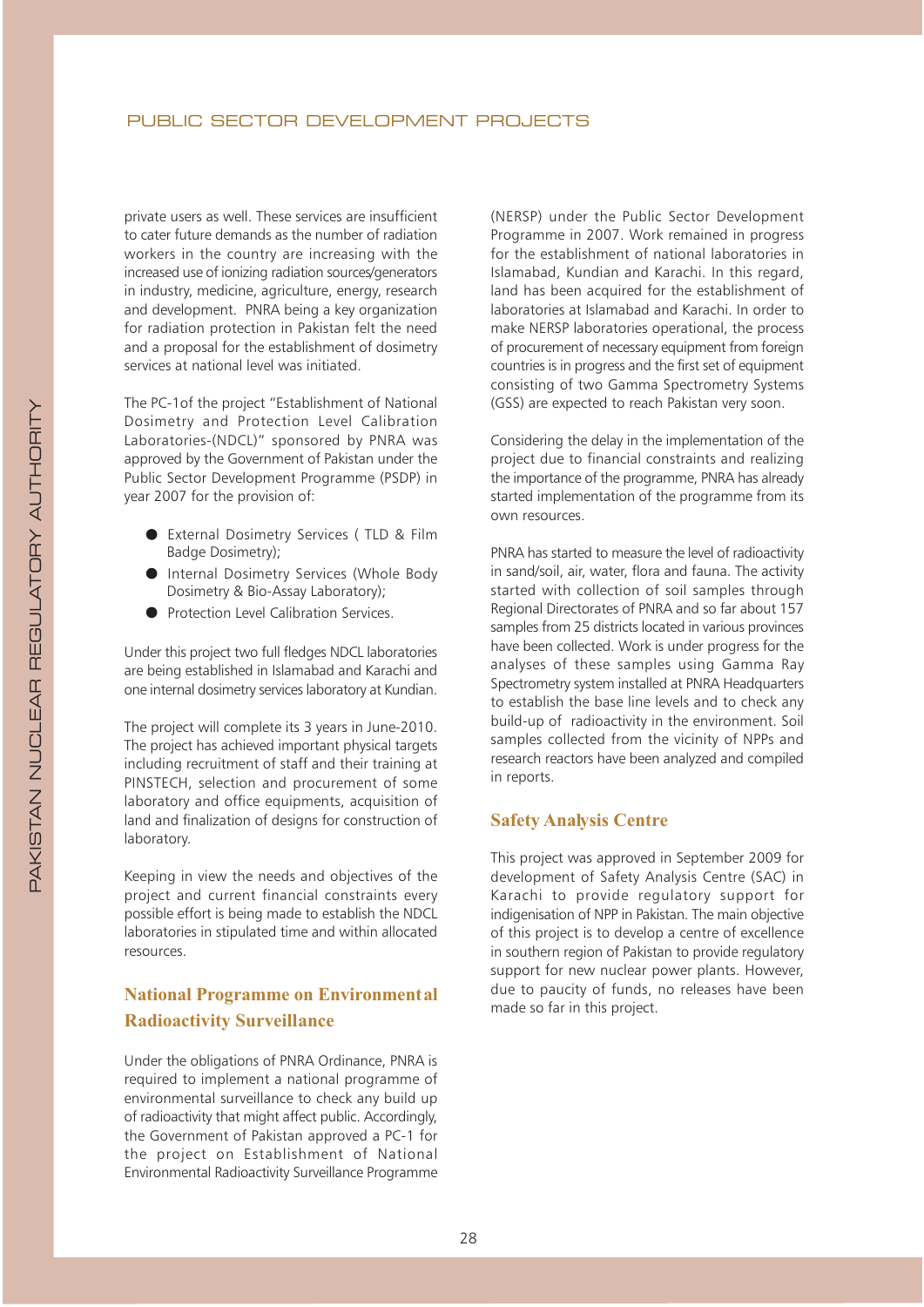private users as well. These services are insufficient to cater future demands as the number of radiation workers in the country are increasing with the increased use of ionizing radiation sources/generators in industry, medicine, agriculture, energy, research and development. PNRA being a key organization for radiation protection in Pakistan felt the need and a proposal for the establishment of dosimetry services at national level was initiated.

The PC-1of the project "Establishment of National Dosimetry and Protection Level Calibration Laboratories-(NDCL)" sponsored by PNRA was approved by the Government of Pakistan under the Public Sector Development Programme (PSDP) in year 2007 for the provision of:

- External Dosimetry Services ( TLD & Film Badge Dosimetry);
- Internal Dosimetry Services (Whole Body Dosimetry & Bio-Assay Laboratory);
- Protection Level Calibration Services.

Under this project two full fledges NDCL laboratories are being established in Islamabad and Karachi and one internal dosimetry services laboratory at Kundian.

The project will complete its 3 years in June-2010. The project has achieved important physical targets including recruitment of staff and their training at PINSTECH, selection and procurement of some laboratory and office equipments, acquisition of land and finalization of designs for construction of laboratory.

Keeping in view the needs and objectives of the project and current financial constraints every possible effort is being made to establish the NDCL laboratories in stipulated time and within allocated resources.

## National Programme on Environmental Radioactivity Surveillance

Under the obligations of PNRA Ordinance, PNRA is required to implement a national programme of environmental surveillance to check any build up of radioactivity that might affect public. Accordingly, the Government of Pakistan approved a PC-1 for the project on Establishment of National Environmental Radioactivity Surveillance Programme (NERSP) under the Public Sector Development Programme in 2007. Work remained in progress for the establishment of national laboratories in Islamabad, Kundian and Karachi. In this regard, land has been acquired for the establishment of laboratories at Islamabad and Karachi. In order to make NERSP laboratories operational, the process of procurement of necessary equipment from foreign countries is in progress and the first set of equipment consisting of two Gamma Spectrometry Systems (GSS) are expected to reach Pakistan very soon.

Considering the delay in the implementation of the project due to financial constraints and realizing the importance of the programme, PNRA has already started implementation of the programme from its own resources.

PNRA has started to measure the level of radioactivity in sand/soil, air, water, flora and fauna. The activity started with collection of soil samples through Regional Directorates of PNRA and so far about 157 samples from 25 districts located in various provinces have been collected. Work is under progress for the analyses of these samples using Gamma Ray Spectrometry system installed at PNRA Headquarters to establish the base line levels and to check any build-up of radioactivity in the environment. Soil samples collected from the vicinity of NPPs and research reactors have been analyzed and compiled in reports.

## Safety Analysis Centre

This project was approved in September 2009 for development of Safety Analysis Centre (SAC) in Karachi to provide regulatory support for indigenisation of NPP in Pakistan. The main objective of this project is to develop a centre of excellence in southern region of Pakistan to provide regulatory support for new nuclear power plants. However, due to paucity of funds, no releases have been made so far in this project.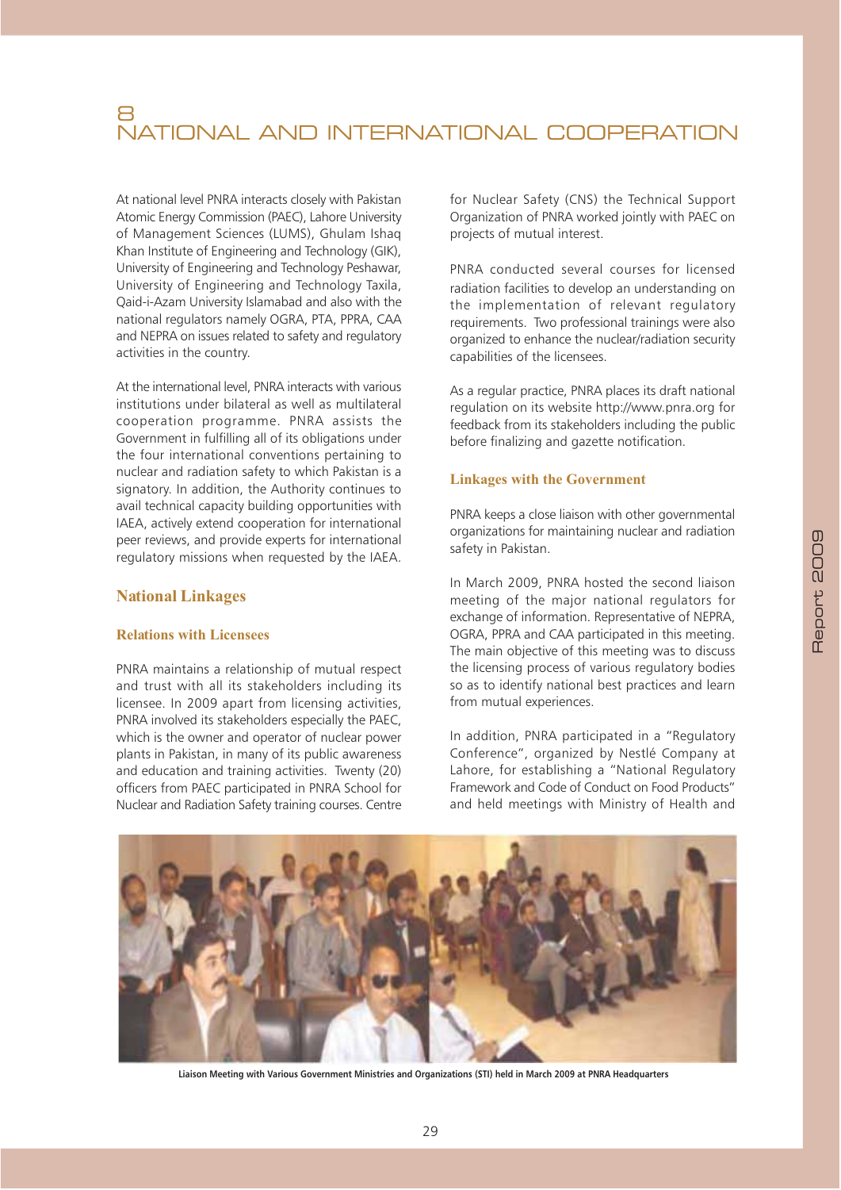# 8 NATIONAL AND INTERNATIONAL COOPERATION

At national level PNRA interacts closely with Pakistan Atomic Energy Commission (PAEC), Lahore University of Management Sciences (LUMS), Ghulam Ishaq Khan Institute of Engineering and Technology (GIK), University of Engineering and Technology Peshawar, University of Engineering and Technology Taxila, Qaid-i-Azam University Islamabad and also with the national regulators namely OGRA, PTA, PPRA, CAA and NEPRA on issues related to safety and regulatory activities in the country.

At the international level, PNRA interacts with various institutions under bilateral as well as multilateral cooperation programme. PNRA assists the Government in fulfilling all of its obligations under the four international conventions pertaining to nuclear and radiation safety to which Pakistan is a signatory. In addition, the Authority continues to avail technical capacity building opportunities with IAEA, actively extend cooperation for international peer reviews, and provide experts for international regulatory missions when requested by the IAEA.

## National Linkages

### Relations with Licensees

PNRA maintains a relationship of mutual respect and trust with all its stakeholders including its licensee. In 2009 apart from licensing activities, PNRA involved its stakeholders especially the PAEC, which is the owner and operator of nuclear power plants in Pakistan, in many of its public awareness and education and training activities. Twenty (20) officers from PAEC participated in PNRA School for Nuclear and Radiation Safety training courses. Centre for Nuclear Safety (CNS) the Technical Support Organization of PNRA worked jointly with PAEC on projects of mutual interest.

PNRA conducted several courses for licensed radiation facilities to develop an understanding on the implementation of relevant regulatory requirements. Two professional trainings were also organized to enhance the nuclear/radiation security capabilities of the licensees.

As a regular practice, PNRA places its draft national regulation on its website http://www.pnra.org for feedback from its stakeholders including the public before finalizing and gazette notification.

### Linkages with the Government

PNRA keeps a close liaison with other governmental organizations for maintaining nuclear and radiation safety in Pakistan.

In March 2009, PNRA hosted the second liaison meeting of the major national regulators for exchange of information. Representative of NEPRA, OGRA, PPRA and CAA participated in this meeting. The main objective of this meeting was to discuss the licensing process of various regulatory bodies so as to identify national best practices and learn from mutual experiences.

In addition, PNRA participated in a "Regulatory Conference", organized by Nestlé Company at Lahore, for establishing a "National Regulatory Framework and Code of Conduct on Food Products" and held meetings with Ministry of Health and

Liaison Meeting with Various Government Ministries and Organizations (STI) held in March 2009 at PNRA Headquarters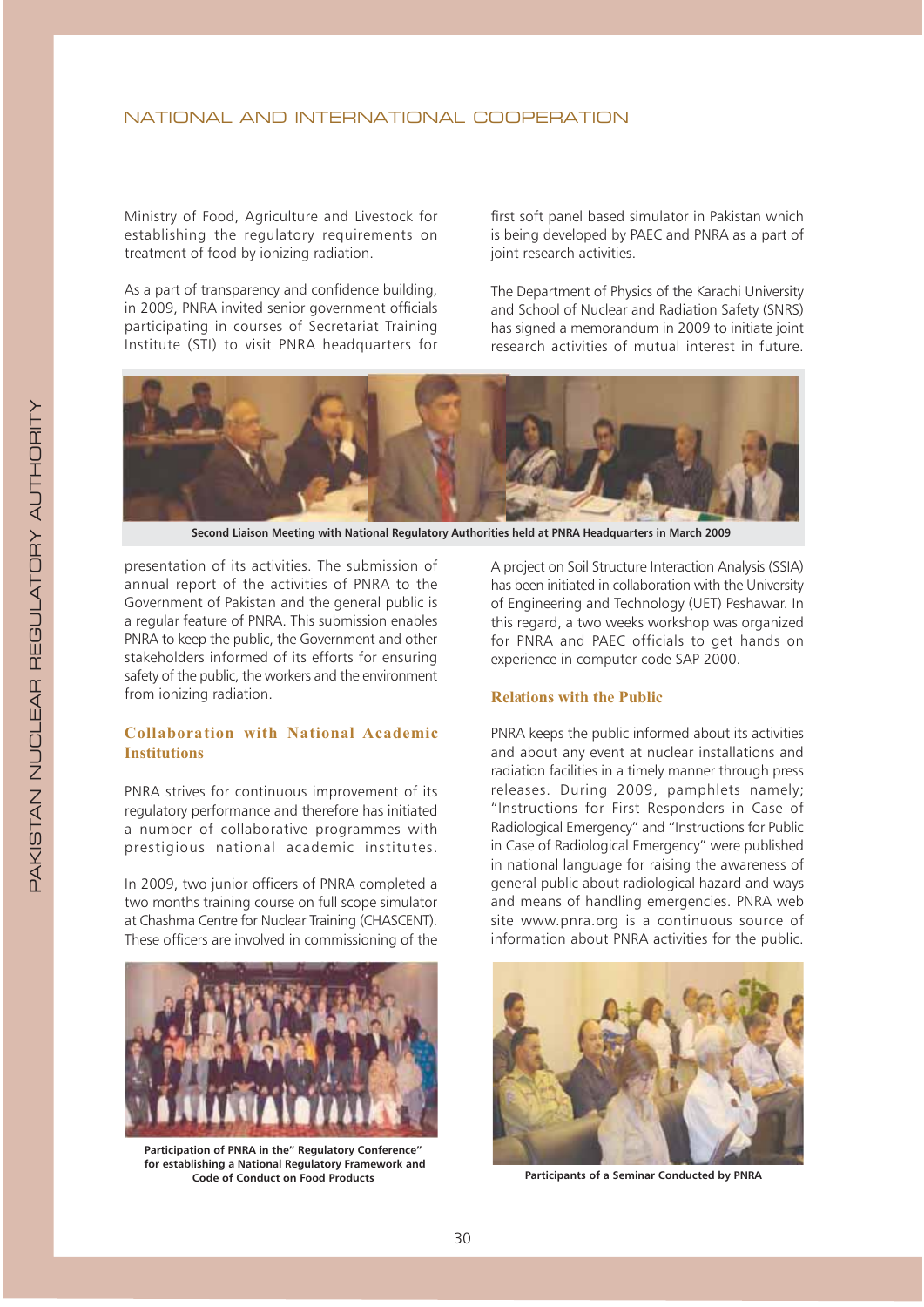Ministry of Food, Agriculture and Livestock for establishing the regulatory requirements on treatment of food by ionizing radiation.

As a part of transparency and confidence building, in 2009, PNRA invited senior government officials participating in courses of Secretariat Training Institute (STI) to visit PNRA headquarters for presentation of its activities. The submission of annual report of the activities of PNRA to the Government of Pakistan and the general public is a regular feature of PNRA. This submission enables PNRA to keep the public, the Government and other stakeholders informed of its efforts for ensuring safety of the public, the workers and the environment from ionizing radiation.

Second Liaison Meeting with National Regulatory Authorities held at PNRA Headquarters in March 2009

### Collaboration with National Academic Institutions

PNRA strives for continuous improvement of its regulatory performance and therefore has initiated a number of collaborative programmes with prestigious national academic institutes.

In 2009, two junior officers of PNRA completed a two months training course on full scope simulator at Chashma Centre for Nuclear Training (CHASCENT). These officers are involved in commissioning of the first soft panel based simulator in Pakistan which is being developed by PAEC and PNRA as a part of joint research activities.

The Department of Physics of the Karachi University and School of Nuclear and Radiation Safety (SNRS) has signed a memorandum in 2009 to initiate joint research activities of mutual interest in future.

A project on Soil Structure Interaction Analysis (SSIA) has been initiated in collaboration with the University of Engineering and Technology (UET) Peshawar. In this regard, a two weeks workshop was organized for PNRA and PAEC officials to get hands on experience in computer code SAP 2000.

Participation of PNRA in the" Regulatory Conference" for establishing a National Regulatory Framework and Code of Conduct on Food Products

### Relations with the Public

PNRA keeps the public informed about its activities and about any event at nuclear installations and radiation facilities in a timely manner through press releases. During 2009, pamphlets namely; "Instructions for First Responders in Case of Radiological Emergency" and "Instructions for Public in Case of Radiological Emergency" were published in national language for raising the awareness of general public about radiological hazard and ways and means of handling emergencies. PNRA web site www.pnra.org is a continuous source of information about PNRA activities for the public.

Participants of a Seminar Conducted by PNRA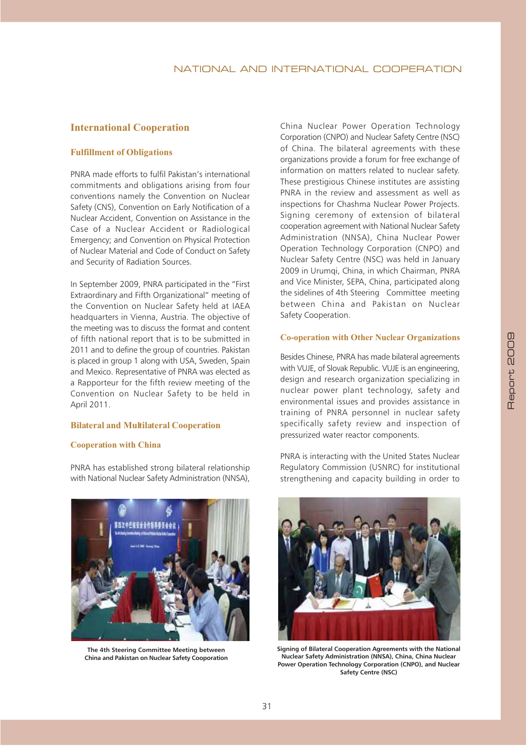## International Cooperation

### Fulfillment of Obligations

PNRA made efforts to fulfil Pakistan's international commitments and obligations arising from four conventions namely the Convention on Nuclear Safety (CNS), Convention on Early Notification of a Nuclear Accident, Convention on Assistance in the Case of a Nuclear Accident or Radiological Emergency; and Convention on Physical Protection of Nuclear Material and Code of Conduct on Safety and Security of Radiation Sources.

In September 2009, PNRA participated in the "First Extraordinary and Fifth Organizational" meeting of the Convention on Nuclear Safety held at IAEA headquarters in Vienna, Austria. The objective of the meeting was to discuss the format and content of fifth national report that is to be submitted in 2011 and to define the group of countries. Pakistan is placed in group 1 along with USA, Sweden, Spain and Mexico. Representative of PNRA was elected as a Rapporteur for the fifth review meeting of the Convention on Nuclear Safety to be held in April 2011.

### Bilateral and Multilateral Cooperation

#### Cooperation with China

PNRA has established strong bilateral relationship with National Nuclear Safety Administration (NNSA), China Nuclear Power Operation Technology Corporation (CNPO) and Nuclear Safety Centre (NSC) of China. The bilateral agreements with these organizations provide a forum for free exchange of information on matters related to nuclear safety. These prestigious Chinese institutes are assisting PNRA in the review and assessment as well as inspections for Chashma Nuclear Power Projects. Signing ceremony of extension of bilateral cooperation agreement with National Nuclear Safety Administration (NNSA), China Nuclear Power Operation Technology Corporation (CNPO) and Nuclear Safety Centre (NSC) was held in January 2009 in Urumqi, China, in which Chairman, PNRA and Vice Minister, SEPA, China, participated along the sidelines of 4th Steering Committee meeting between China and Pakistan on Nuclear Safety Cooperation.

The 4th Steering Committee Meeting between China and Pakistan on Nuclear Safety Cooporation

Signing of Bilateral Cooperation Agreements with the National Nuclear Safety Administration (NNSA), China, China Nuclear Power Operation Technology Corporation (CNPO), and Nuclear Safety Centre (NSC)

#### Co-operation with Other Nuclear Organizations

Besides Chinese, PNRA has made bilateral agreements with VUJE, of Slovak Republic. VUJE is an engineering, design and research organization specializing in nuclear power plant technology, safety and environmental issues and provides assistance in training of PNRA personnel in nuclear safety specifically safety review and inspection of pressurized water reactor components.

PNRA is interacting with the United States Nuclear Regulatory Commission (USNRC) for institutional strengthening and capacity building in order to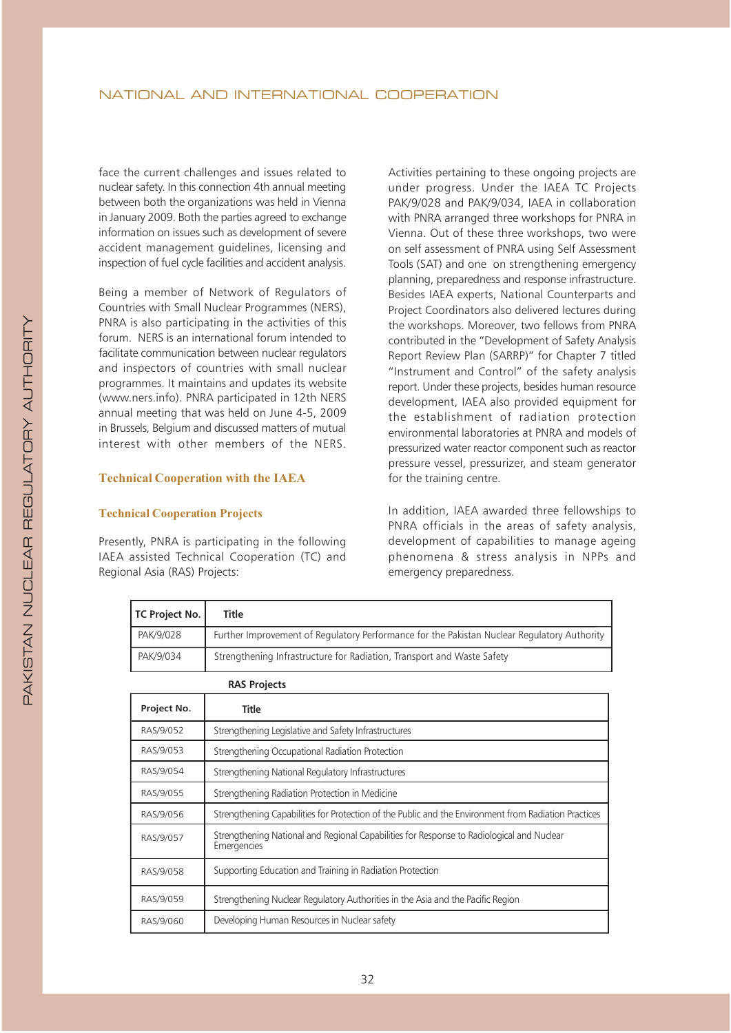face the current challenges and issues related to nuclear safety. In this connection 4th annual meeting between both the organizations was held in Vienna in January 2009. Both the parties agreed to exchange information on issues such as development of severe accident management guidelines, licensing and inspection of fuel cycle facilities and accident analysis.

Being a member of Network of Regulators of Countries with Small Nuclear Programmes (NERS), PNRA is also participating in the activities of this forum. NERS is an international forum intended to facilitate communication between nuclear regulators and inspectors of countries with small nuclear programmes. It maintains and updates its website (www.ners.info). PNRA participated in 12th NERS annual meeting that was held on June 4-5, 2009 in Brussels, Belgium and discussed matters of mutual interest with other members of the NERS.

### Technical Cooperation with the IAEA

#### Technical Cooperation Projects

Presently, PNRA is participating in the following IAEA assisted Technical Cooperation (TC) and Regional Asia (RAS) Projects:

Activities pertaining to these ongoing projects are under progress. Under the IAEA TC Projects PAK/9/028 and PAK/9/034, IAEA in collaboration with PNRA arranged three workshops for PNRA in Vienna. Out of these three workshops, two were on self assessment of PNRA using Self Assessment Tools (SAT) and one on strengthening emergency planning, preparedness and response infrastructure. Besides IAEA experts, National Counterparts and Project Coordinators also delivered lectures during the workshops. Moreover, two fellows from PNRA contributed in the "Development of Safety Analysis Report Review Plan (SARRP)" for Chapter 7 titled "Instrument and Control" of the safety analysis report. Under these projects, besides human resource development, IAEA also provided equipment for the establishment of radiation protection environmental laboratories at PNRA and models of pressurized water reactor component such as reactor pressure vessel, pressurizer, and steam generator for the training centre.

In addition, IAEA awarded three fellowships to PNRA officials in the areas of safety analysis, development of capabilities to manage ageing phenomena & stress analysis in NPPs and emergency preparedness.

| TC Project No. | Title |
|---|---|
| PAK/9/028 | Further Improvement of Regulatory Performance for the Pakistan Nuclear Regulatory Authority |
| PAK/9/034 | Strengthening Infrastructure for Radiation, Transport and Waste Safety |

**RAS Projects**

| Project No. | Title |
|---|---|
| RAS/9/052 | Strengthening Legislative and Safety Infrastructures |
| RAS/9/053 | Strengthening Occupational Radiation Protection |
| RAS/9/054 | Strengthening National Regulatory Infrastructures |
| RAS/9/055 | Strengthening Radiation Protection in Medicine |
| RAS/9/056 | Strengthening Capabilities for Protection of the Public and the Environment from Radiation Practices |
| RAS/9/057 | Strengthening National and Regional Capabilities for Response to Radiological and Nuclear Emergencies |
| RAS/9/058 | Supporting Education and Training in Radiation Protection |
| RAS/9/059 | Strengthening Nuclear Regulatory Authorities in the Asia and the Pacific Region |
| RAS/9/060 | Developing Human Resources in Nuclear safety |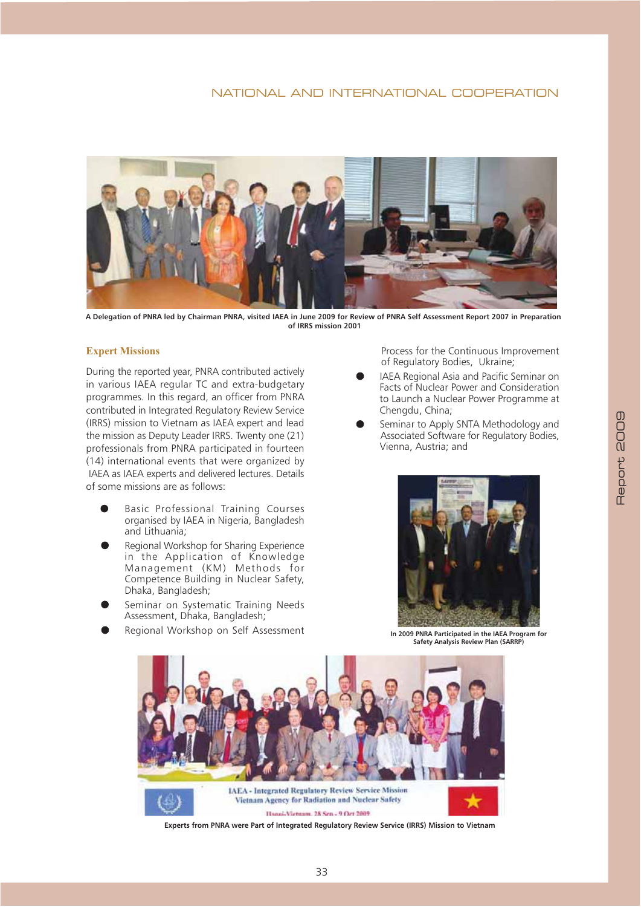A Delegation of PNRA led by Chairman PNRA, visited IAEA in June 2009 for Review of PNRA Self Assessment Report 2007 in Preparation of IRRS mission 2001

## Expert Missions

During the reported year, PNRA contributed actively in various IAEA regular TC and extra-budgetary programmes. In this regard, an officer from PNRA contributed in Integrated Regulatory Review Service (IRRS) mission to Vietnam as IAEA expert and lead the mission as Deputy Leader IRRS. Twenty one (21) professionals from PNRA participated in fourteen (14) international events that were organized by IAEA as IAEA experts and delivered lectures. Details of some missions are as follows:

- Basic Professional Training Courses organised by IAEA in Nigeria, Bangladesh and Lithuania;
- Regional Workshop for Sharing Experience in the Application of Knowledge Management (KM) Methods for Competence Building in Nuclear Safety, Dhaka, Bangladesh;
- Seminar on Systematic Training Needs Assessment, Dhaka, Bangladesh;
- Regional Workshop on Self Assessment Process for the Continuous Improvement of Regulatory Bodies, Ukraine;
- IAEA Regional Asia and Pacific Seminar on Facts of Nuclear Power and Consideration to Launch a Nuclear Power Programme at Chengdu, China;
- Seminar to Apply SNTA Methodology and Associated Software for Regulatory Bodies, Vienna, Austria; and

In 2009 PNRA Participated in the IAEA Program for Safety Analysis Review Plan (SARRP)

Experts from PNRA were Part of Integrated Regulatory Review Service (IRRS) Mission to Vietnam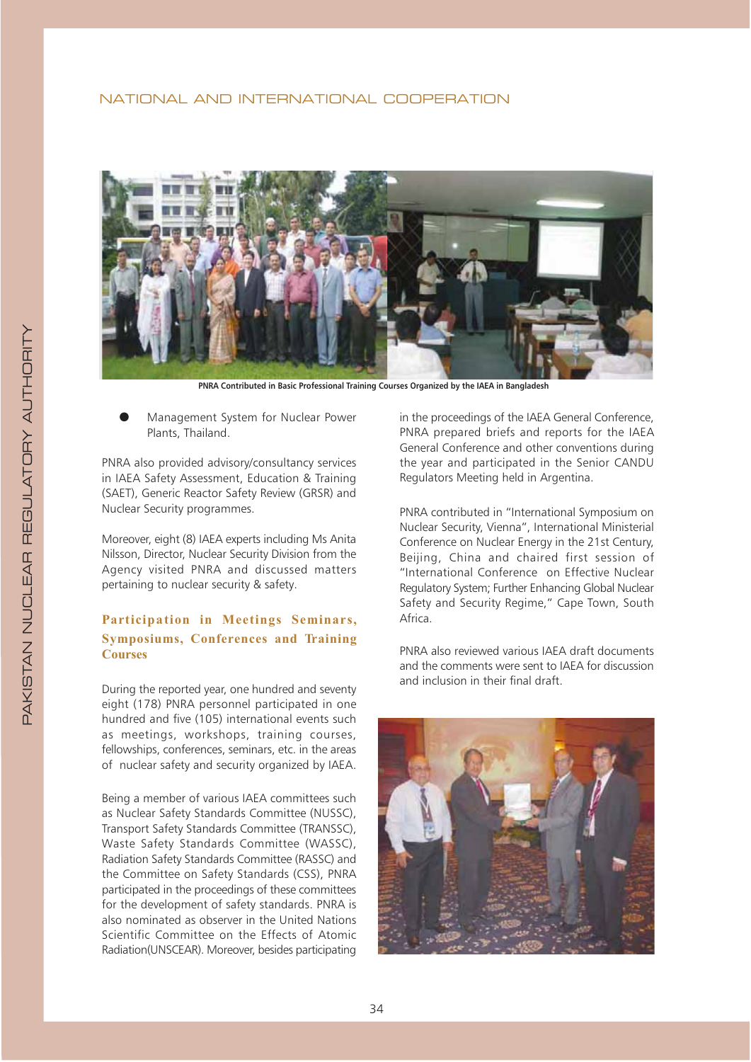PNRA Contributed in Basic Professional Training Courses Organized by the IAEA in Bangladesh

- Management System for Nuclear Power Plants, Thailand.

PNRA also provided advisory/consultancy services in IAEA Safety Assessment, Education & Training (SAET), Generic Reactor Safety Review (GRSR) and Nuclear Security programmes.

Moreover, eight (8) IAEA experts including Ms Anita Nilsson, Director, Nuclear Security Division from the Agency visited PNRA and discussed matters pertaining to nuclear security & safety.

### Participation in Meetings Seminars, Symposiums, Conferences and Training Courses

During the reported year, one hundred and seventy eight (178) PNRA personnel participated in one hundred and five (105) international events such as meetings, workshops, training courses, fellowships, conferences, seminars, etc. in the areas of nuclear safety and security organized by IAEA.

Being a member of various IAEA committees such as Nuclear Safety Standards Committee (NUSSC), Transport Safety Standards Committee (TRANSSC), Waste Safety Standards Committee (WASSC), Radiation Safety Standards Committee (RASSC) and the Committee on Safety Standards (CSS), PNRA participated in the proceedings of these committees for the development of safety standards. PNRA is also nominated as observer in the United Nations Scientific Committee on the Effects of Atomic Radiation(UNSCEAR). Moreover, besides participating in the proceedings of the IAEA General Conference, PNRA prepared briefs and reports for the IAEA General Conference and other conventions during the year and participated in the Senior CANDU Regulators Meeting held in Argentina.

PNRA contributed in "International Symposium on Nuclear Security, Vienna", International Ministerial Conference on Nuclear Energy in the 21st Century, Beijing, China and chaired first session of "International Conference on Effective Nuclear Regulatory System; Further Enhancing Global Nuclear Safety and Security Regime," Cape Town, South Africa.

PNRA also reviewed various IAEA draft documents and the comments were sent to IAEA for discussion and inclusion in their final draft.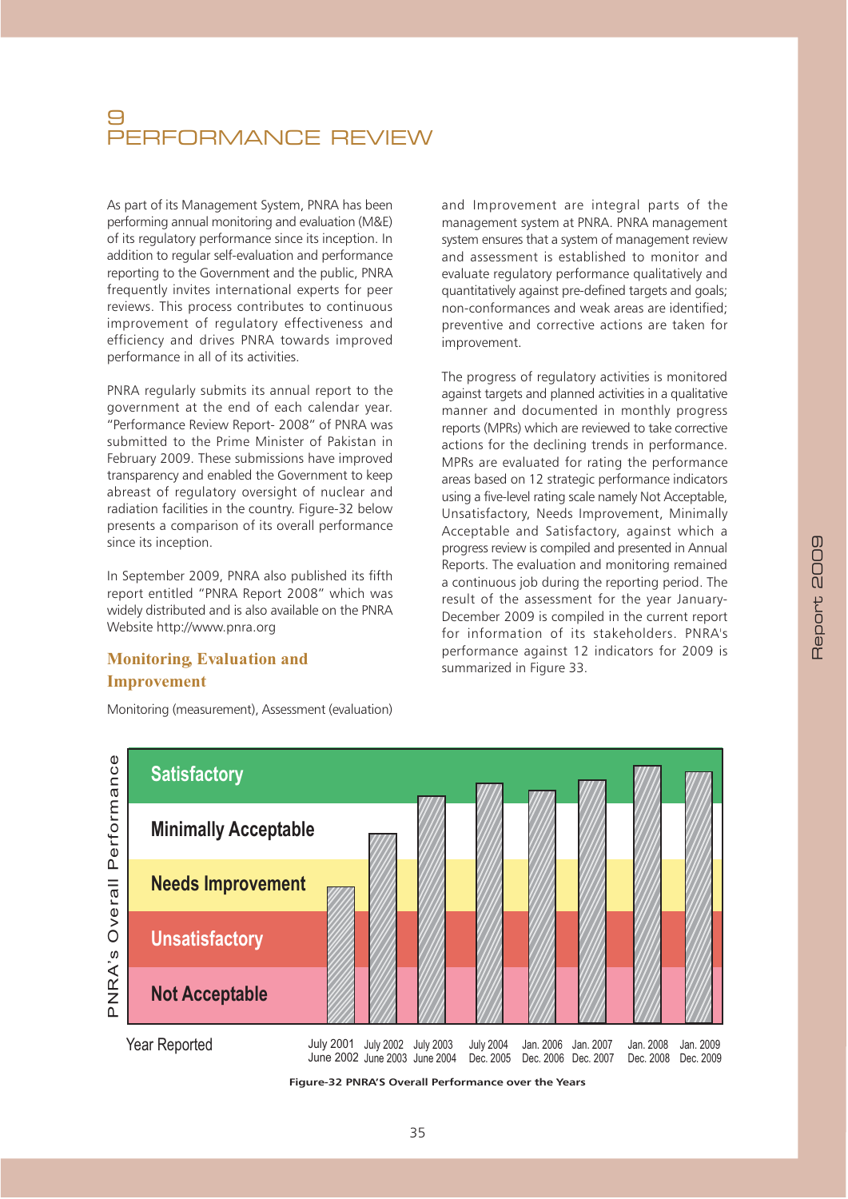# 9 PERFORMANCE REVIEW

As part of its Management System, PNRA has been performing annual monitoring and evaluation (M&E) of its regulatory performance since its inception. In addition to regular self-evaluation and performance reporting to the Government and the public, PNRA frequently invites international experts for peer reviews. This process contributes to continuous improvement of regulatory effectiveness and efficiency and drives PNRA towards improved performance in all of its activities.

PNRA regularly submits its annual report to the government at the end of each calendar year. "Performance Review Report- 2008" of PNRA was submitted to the Prime Minister of Pakistan in February 2009. These submissions have improved transparency and enabled the Government to keep abreast of regulatory oversight of nuclear and radiation facilities in the country. Figure-32 below presents a comparison of its overall performance since its inception.

In September 2009, PNRA also published its fifth report entitled "PNRA Report 2008" which was widely distributed and is also available on the PNRA Website http://www.pnra.org

## Monitoring, Evaluation and Improvement

Monitoring (measurement), Assessment (evaluation) and Improvement are integral parts of the management system at PNRA. PNRA management system ensures that a system of management review and assessment is established to monitor and evaluate regulatory performance qualitatively and quantitatively against pre-defined targets and goals; non-conformances and weak areas are identified; preventive and corrective actions are taken for improvement.

The progress of regulatory activities is monitored against targets and planned activities in a qualitative manner and documented in monthly progress reports (MPRs) which are reviewed to take corrective actions for the declining trends in performance. MPRs are evaluated for rating the performance areas based on 12 strategic performance indicators using a five-level rating scale namely Not Acceptable, Unsatisfactory, Needs Improvement, Minimally Acceptable and Satisfactory, against which a progress review is compiled and presented in Annual Reports. The evaluation and monitoring remained a continuous job during the reporting period. The result of the assessment for the year January-December 2009 is compiled in the current report for information of its stakeholders. PNRA's performance against 12 indicators for 2009 is summarized in Figure 33.

PNRA's Overall Performance: Satisfactory / Minimally Acceptable / Needs Improvement / Unsatisfactory / Not Acceptable

Year Reported: July 2001 – June 2002; July 2002 – June 2003; July 2003 – June 2004; July 2004 – Dec. 2005; Jan. 2006 – Dec. 2006; Jan. 2007 – Dec. 2007; Jan. 2008 – Dec. 2008; Jan. 2009 – Dec. 2009

**Figure-32 PNRA'S Overall Performance over the Years**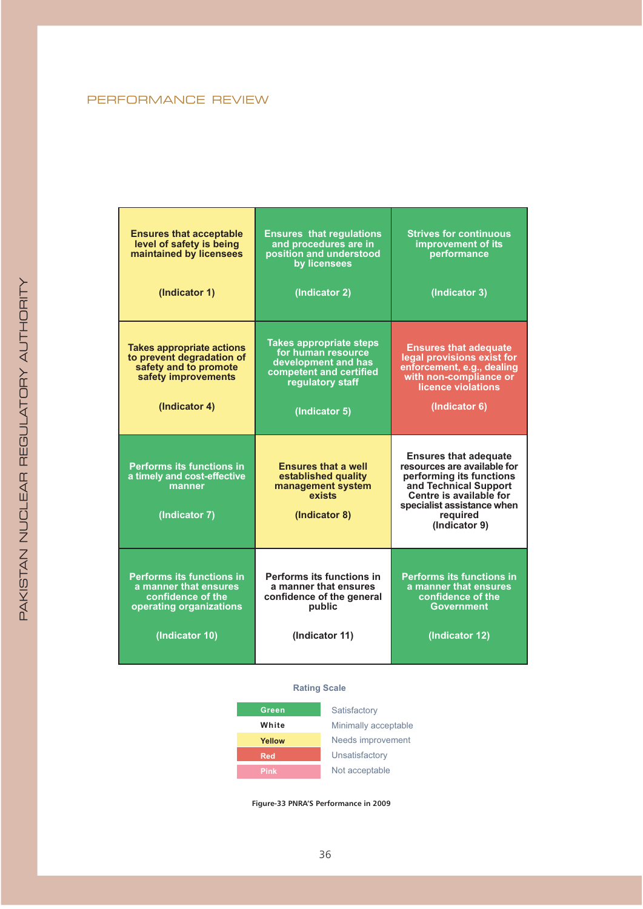## PERFORMANCE REVIEW

| | | |
|---|---|---|
| Ensures that acceptable level of safety is being maintained by licensees (Indicator 1) | Ensures that regulations and procedures are in position and understood by licensees (Indicator 2) | Strives for continuous improvement of its performance (Indicator 3) |
| Takes appropriate actions to prevent degradation of safety and to promote safety improvements (Indicator 4) | Takes appropriate steps for human resource development and has competent and certified regulatory staff (Indicator 5) | Ensures that adequate legal provisions exist for enforcement, e.g., dealing with non-compliance or licence violations (Indicator 6) |
| Performs its functions in a timely and cost-effective manner (Indicator 7) | Ensures that a well established quality management system exists (Indicator 8) | Ensures that adequate resources are available for performing its functions and Technical Support Centre is available for specialist assistance when required (Indicator 9) |
| Performs its functions in a manner that ensures confidence of the operating organizations (Indicator 10) | Performs its functions in a manner that ensures confidence of the general public (Indicator 11) | Performs its functions in a manner that ensures confidence of the Government (Indicator 12) |

**Rating Scale**

| Colour | Rating |
|---|---|
| Green | Satisfactory |
| White | Minimally acceptable |
| Yellow | Needs improvement |
| Red | Unsatisfactory |
| Pink | Not acceptable |

Ratings shown by cell colour in the figure: Indicator 1 – Yellow; Indicator 2 – Green; Indicator 3 – Green; Indicator 4 – Yellow; Indicator 5 – Green; Indicator 6 – Red; Indicator 7 – Green; Indicator 8 – Yellow; Indicator 9 – White; Indicator 10 – Green; Indicator 11 – White; Indicator 12 – Green.

**Figure-33 PNRA'S Performance in 2009**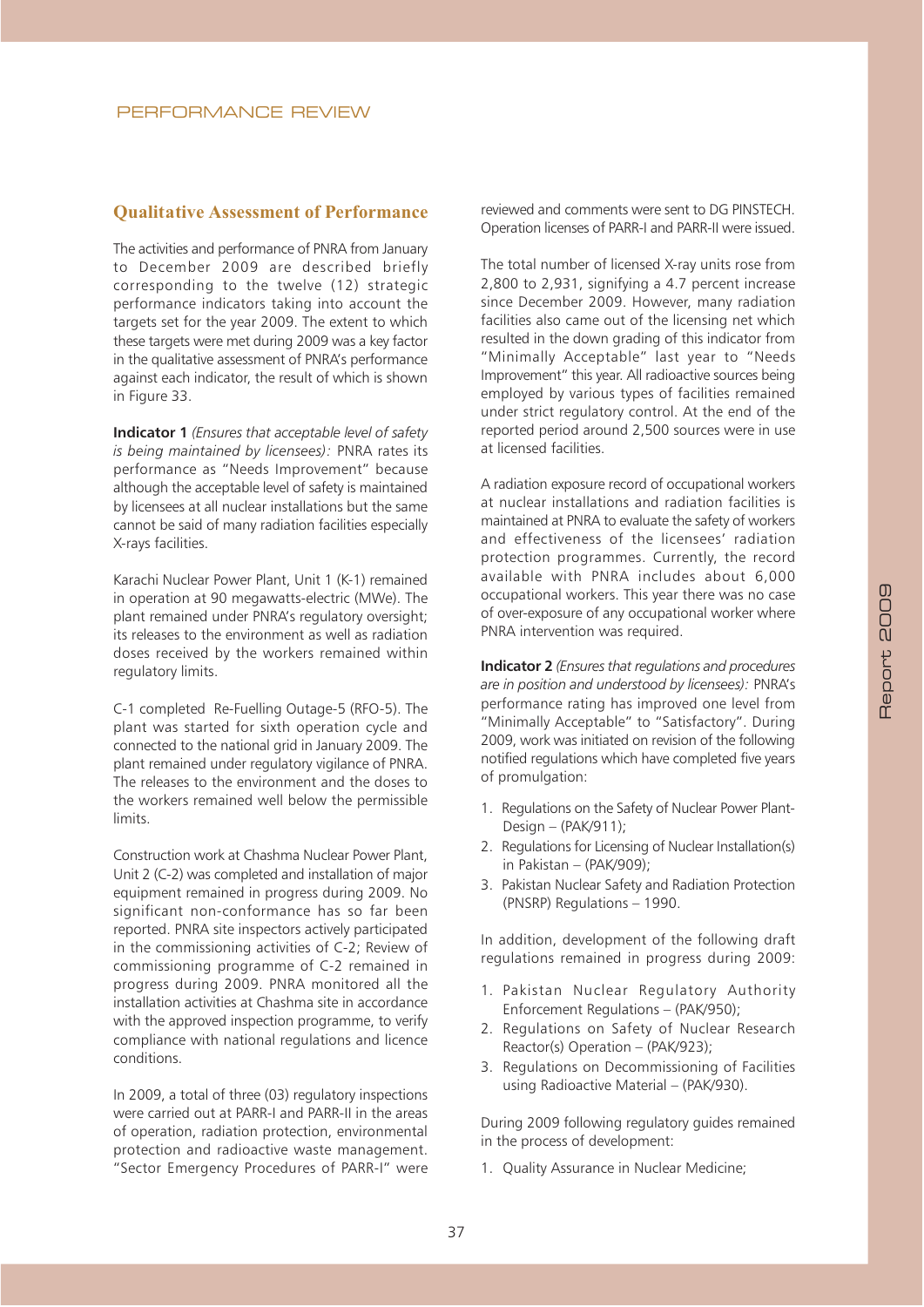## Qualitative Assessment of Performance

The activities and performance of PNRA from January to December 2009 are described briefly corresponding to the twelve (12) strategic performance indicators taking into account the targets set for the year 2009. The extent to which these targets were met during 2009 was a key factor in the qualitative assessment of PNRA's performance against each indicator, the result of which is shown in Figure 33.

**Indicator 1** *(Ensures that acceptable level of safety is being maintained by licensees):* PNRA rates its performance as "Needs Improvement" because although the acceptable level of safety is maintained by licensees at all nuclear installations but the same cannot be said of many radiation facilities especially X-rays facilities.

Karachi Nuclear Power Plant, Unit 1 (K-1) remained in operation at 90 megawatts-electric (MWe). The plant remained under PNRA's regulatory oversight; its releases to the environment as well as radiation doses received by the workers remained within regulatory limits.

C-1 completed Re-Fuelling Outage-5 (RFO-5). The plant was started for sixth operation cycle and connected to the national grid in January 2009. The plant remained under regulatory vigilance of PNRA. The releases to the environment and the doses to the workers remained well below the permissible limits.

Construction work at Chashma Nuclear Power Plant, Unit 2 (C-2) was completed and installation of major equipment remained in progress during 2009. No significant non-conformance has so far been reported. PNRA site inspectors actively participated in the commissioning activities of C-2; Review of commissioning programme of C-2 remained in progress during 2009. PNRA monitored all the installation activities at Chashma site in accordance with the approved inspection programme, to verify compliance with national regulations and licence conditions.

In 2009, a total of three (03) regulatory inspections were carried out at PARR-I and PARR-II in the areas of operation, radiation protection, environmental protection and radioactive waste management. "Sector Emergency Procedures of PARR-I" were reviewed and comments were sent to DG PINSTECH. Operation licenses of PARR-I and PARR-II were issued.

The total number of licensed X-ray units rose from 2,800 to 2,931, signifying a 4.7 percent increase since December 2009. However, many radiation facilities also came out of the licensing net which resulted in the down grading of this indicator from "Minimally Acceptable" last year to "Needs Improvement" this year. All radioactive sources being employed by various types of facilities remained under strict regulatory control. At the end of the reported period around 2,500 sources were in use at licensed facilities.

A radiation exposure record of occupational workers at nuclear installations and radiation facilities is maintained at PNRA to evaluate the safety of workers and effectiveness of the licensees' radiation protection programmes. Currently, the record available with PNRA includes about 6,000 occupational workers. This year there was no case of over-exposure of any occupational worker where PNRA intervention was required.

**Indicator 2** *(Ensures that regulations and procedures are in position and understood by licensees):* PNRA's performance rating has improved one level from "Minimally Acceptable" to "Satisfactory". During 2009, work was initiated on revision of the following notified regulations which have completed five years of promulgation:

1. Regulations on the Safety of Nuclear Power Plant-Design – (PAK/911);
2. Regulations for Licensing of Nuclear Installation(s) in Pakistan – (PAK/909);
3. Pakistan Nuclear Safety and Radiation Protection (PNSRP) Regulations – 1990.

In addition, development of the following draft regulations remained in progress during 2009:

1. Pakistan Nuclear Regulatory Authority Enforcement Regulations – (PAK/950);
2. Regulations on Safety of Nuclear Research Reactor(s) Operation – (PAK/923);
3. Regulations on Decommissioning of Facilities using Radioactive Material – (PAK/930).

During 2009 following regulatory guides remained in the process of development:

1. Quality Assurance in Nuclear Medicine;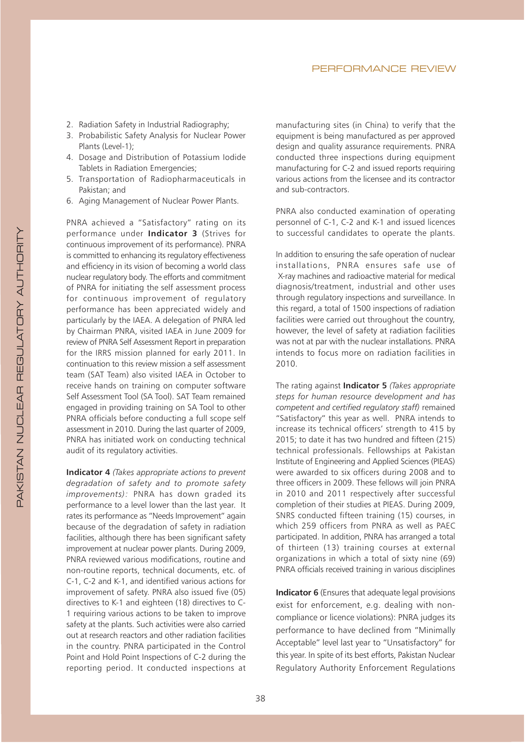2. Radiation Safety in Industrial Radiography;
3. Probabilistic Safety Analysis for Nuclear Power Plants (Level-1);
4. Dosage and Distribution of Potassium Iodide Tablets in Radiation Emergencies;
5. Transportation of Radiopharmaceuticals in Pakistan; and
6. Aging Management of Nuclear Power Plants.

PNRA achieved a "Satisfactory" rating on its performance under **Indicator 3** (Strives for continuous improvement of its performance). PNRA is committed to enhancing its regulatory effectiveness and efficiency in its vision of becoming a world class nuclear regulatory body. The efforts and commitment of PNRA for initiating the self assessment process for continuous improvement of regulatory performance has been appreciated widely and particularly by the IAEA. A delegation of PNRA led by Chairman PNRA, visited IAEA in June 2009 for review of PNRA Self Assessment Report in preparation for the IRRS mission planned for early 2011. In continuation to this review mission a self assessment team (SAT Team) also visited IAEA in October to receive hands on training on computer software Self Assessment Tool (SA Tool). SAT Team remained engaged in providing training on SA Tool to other PNRA officials before conducting a full scope self assessment in 2010. During the last quarter of 2009, PNRA has initiated work on conducting technical audit of its regulatory activities.

**Indicator 4** *(Takes appropriate actions to prevent degradation of safety and to promote safety improvements):* PNRA has down graded its performance to a level lower than the last year. It rates its performance as "Needs Improvement" again because of the degradation of safety in radiation facilities, although there has been significant safety improvement at nuclear power plants. During 2009, PNRA reviewed various modifications, routine and non-routine reports, technical documents, etc. of C-1, C-2 and K-1, and identified various actions for improvement of safety. PNRA also issued five (05) directives to K-1 and eighteen (18) directives to C-1 requiring various actions to be taken to improve safety at the plants. Such activities were also carried out at research reactors and other radiation facilities in the country. PNRA participated in the Control Point and Hold Point Inspections of C-2 during the reporting period. It conducted inspections at manufacturing sites (in China) to verify that the equipment is being manufactured as per approved design and quality assurance requirements. PNRA conducted three inspections during equipment manufacturing for C-2 and issued reports requiring various actions from the licensee and its contractor and sub-contractors.

PNRA also conducted examination of operating personnel of C-1, C-2 and K-1 and issued licences to successful candidates to operate the plants.

In addition to ensuring the safe operation of nuclear installations, PNRA ensures safe use of X-ray machines and radioactive material for medical diagnosis/treatment, industrial and other uses through regulatory inspections and surveillance. In this regard, a total of 1500 inspections of radiation facilities were carried out throughout the country, however, the level of safety at radiation facilities was not at par with the nuclear installations. PNRA intends to focus more on radiation facilities in 2010.

The rating against **Indicator 5** *(Takes appropriate steps for human resource development and has competent and certified regulatory staff)* remained "Satisfactory" this year as well. PNRA intends to increase its technical officers' strength to 415 by 2015; to date it has two hundred and fifteen (215) technical professionals. Fellowships at Pakistan Institute of Engineering and Applied Sciences (PIEAS) were awarded to six officers during 2008 and to three officers in 2009. These fellows will join PNRA in 2010 and 2011 respectively after successful completion of their studies at PIEAS. During 2009, SNRS conducted fifteen training (15) courses, in which 259 officers from PNRA as well as PAEC participated. In addition, PNRA has arranged a total of thirteen (13) training courses at external organizations in which a total of sixty nine (69) PNRA officials received training in various disciplines

**Indicator 6** (Ensures that adequate legal provisions exist for enforcement, e.g. dealing with non-compliance or licence violations): PNRA judges its performance to have declined from "Minimally Acceptable" level last year to "Unsatisfactory" for this year. In spite of its best efforts, Pakistan Nuclear Regulatory Authority Enforcement Regulations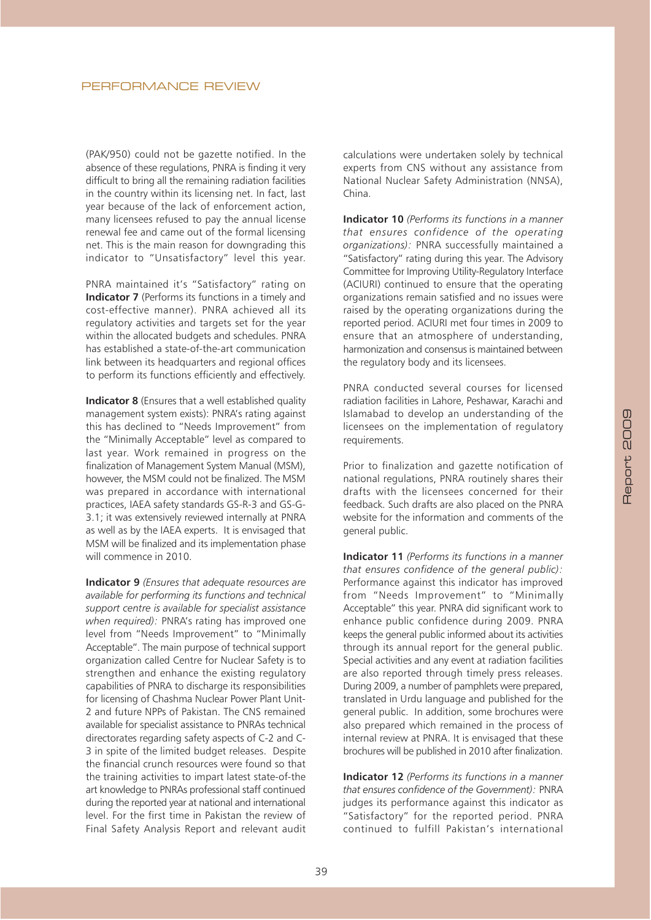(PAK/950) could not be gazette notified. In the absence of these regulations, PNRA is finding it very difficult to bring all the remaining radiation facilities in the country within its licensing net. In fact, last year because of the lack of enforcement action, many licensees refused to pay the annual license renewal fee and came out of the formal licensing net. This is the main reason for downgrading this indicator to "Unsatisfactory" level this year.

PNRA maintained it's "Satisfactory" rating on **Indicator 7** (Performs its functions in a timely and cost-effective manner). PNRA achieved all its regulatory activities and targets set for the year within the allocated budgets and schedules. PNRA has established a state-of-the-art communication link between its headquarters and regional offices to perform its functions efficiently and effectively.

**Indicator 8** (Ensures that a well established quality management system exists): PNRA's rating against this has declined to "Needs Improvement" from the "Minimally Acceptable" level as compared to last year. Work remained in progress on the finalization of Management System Manual (MSM), however, the MSM could not be finalized. The MSM was prepared in accordance with international practices, IAEA safety standards GS-R-3 and GS-G-3.1; it was extensively reviewed internally at PNRA as well as by the IAEA experts. It is envisaged that MSM will be finalized and its implementation phase will commence in 2010.

**Indicator 9** *(Ensures that adequate resources are available for performing its functions and technical support centre is available for specialist assistance when required):* PNRA's rating has improved one level from "Needs Improvement" to "Minimally Acceptable". The main purpose of technical support organization called Centre for Nuclear Safety is to strengthen and enhance the existing regulatory capabilities of PNRA to discharge its responsibilities for licensing of Chashma Nuclear Power Plant Unit-2 and future NPPs of Pakistan. The CNS remained available for specialist assistance to PNRAs technical directorates regarding safety aspects of C-2 and C-3 in spite of the limited budget releases. Despite the financial crunch resources were found so that the training activities to impart latest state-of-the-art knowledge to PNRAs professional staff continued during the reported year at national and international level. For the first time in Pakistan the review of Final Safety Analysis Report and relevant audit calculations were undertaken solely by technical experts from CNS without any assistance from National Nuclear Safety Administration (NNSA), China.

**Indicator 10** *(Performs its functions in a manner that ensures confidence of the operating organizations):* PNRA successfully maintained a "Satisfactory" rating during this year. The Advisory Committee for Improving Utility-Regulatory Interface (ACIURI) continued to ensure that the operating organizations remain satisfied and no issues were raised by the operating organizations during the reported period. ACIURI met four times in 2009 to ensure that an atmosphere of understanding, harmonization and consensus is maintained between the regulatory body and its licensees.

PNRA conducted several courses for licensed radiation facilities in Lahore, Peshawar, Karachi and Islamabad to develop an understanding of the licensees on the implementation of regulatory requirements.

Prior to finalization and gazette notification of national regulations, PNRA routinely shares their drafts with the licensees concerned for their feedback. Such drafts are also placed on the PNRA website for the information and comments of the general public.

**Indicator 11** *(Performs its functions in a manner that ensures confidence of the general public):* Performance against this indicator has improved from "Needs Improvement" to "Minimally Acceptable" this year. PNRA did significant work to enhance public confidence during 2009. PNRA keeps the general public informed about its activities through its annual report for the general public. Special activities and any event at radiation facilities are also reported through timely press releases. During 2009, a number of pamphlets were prepared, translated in Urdu language and published for the general public. In addition, some brochures were also prepared which remained in the process of internal review at PNRA. It is envisaged that these brochures will be published in 2010 after finalization.

**Indicator 12** *(Performs its functions in a manner that ensures confidence of the Government):* PNRA judges its performance against this indicator as "Satisfactory" for the reported period. PNRA continued to fulfill Pakistan's international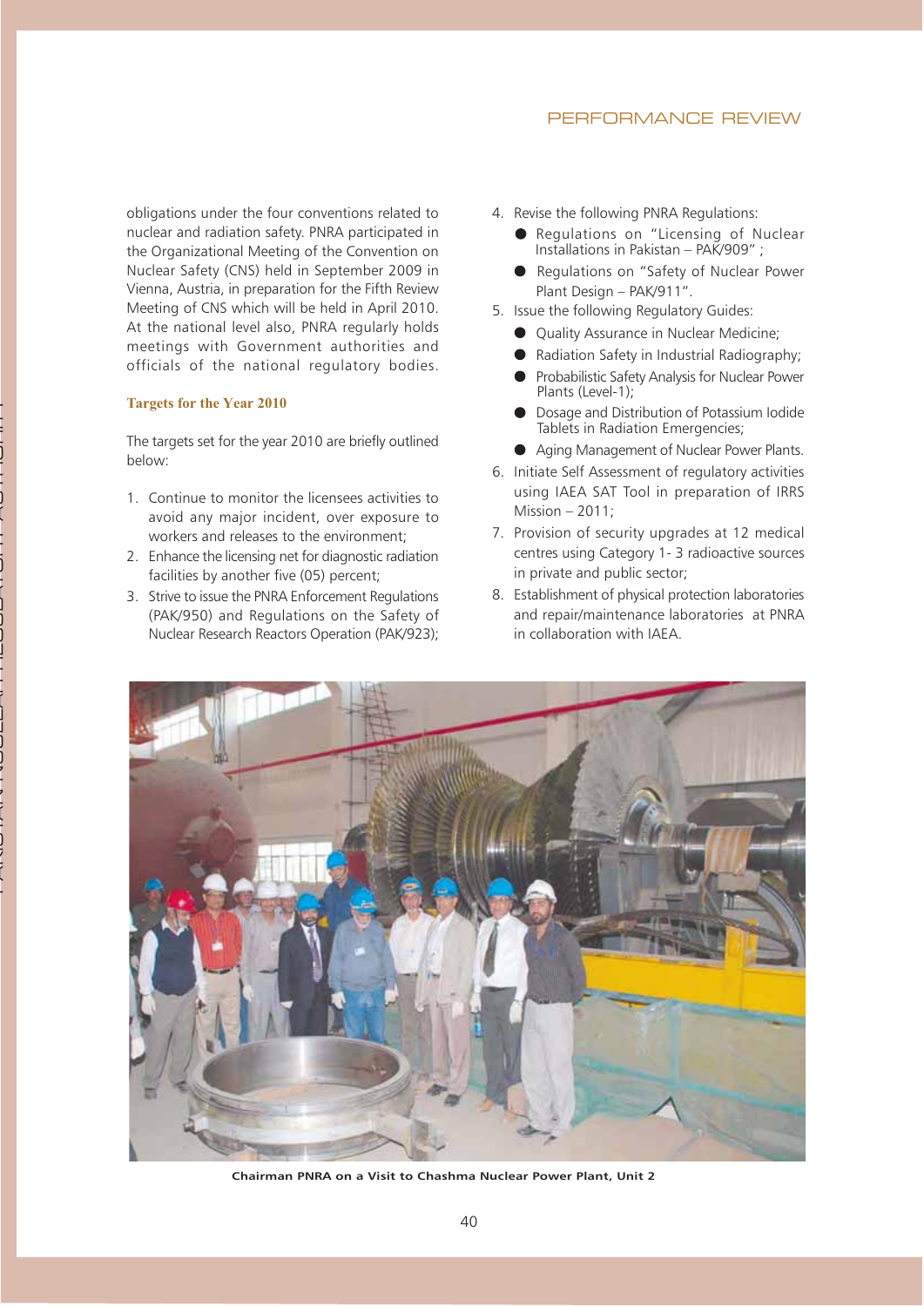obligations under the four conventions related to nuclear and radiation safety. PNRA participated in the Organizational Meeting of the Convention on Nuclear Safety (CNS) held in September 2009 in Vienna, Austria, in preparation for the Fifth Review Meeting of CNS which will be held in April 2010. At the national level also, PNRA regularly holds meetings with Government authorities and officials of the national regulatory bodies.

**Targets for the Year 2010**

The targets set for the year 2010 are briefly outlined below:

1. Continue to monitor the licensees activities to avoid any major incident, over exposure to workers and releases to the environment;
2. Enhance the licensing net for diagnostic radiation facilities by another five (05) percent;
3. Strive to issue the PNRA Enforcement Regulations (PAK/950) and Regulations on the Safety of Nuclear Research Reactors Operation (PAK/923);
4. Revise the following PNRA Regulations:
   - Regulations on "Licensing of Nuclear Installations in Pakistan – PAK/909" ;
   - Regulations on "Safety of Nuclear Power Plant Design – PAK/911".
5. Issue the following Regulatory Guides:
   - Quality Assurance in Nuclear Medicine;
   - Radiation Safety in Industrial Radiography;
   - Probabilistic Safety Analysis for Nuclear Power Plants (Level-1);
   - Dosage and Distribution of Potassium Iodide Tablets in Radiation Emergencies;
   - Aging Management of Nuclear Power Plants.
6. Initiate Self Assessment of regulatory activities using IAEA SAT Tool in preparation of IRRS Mission – 2011;
7. Provision of security upgrades at 12 medical centres using Category 1- 3 radioactive sources in private and public sector;
8. Establishment of physical protection laboratories and repair/maintenance laboratories at PNRA in collaboration with IAEA.

**Chairman PNRA on a Visit to Chashma Nuclear Power Plant, Unit 2**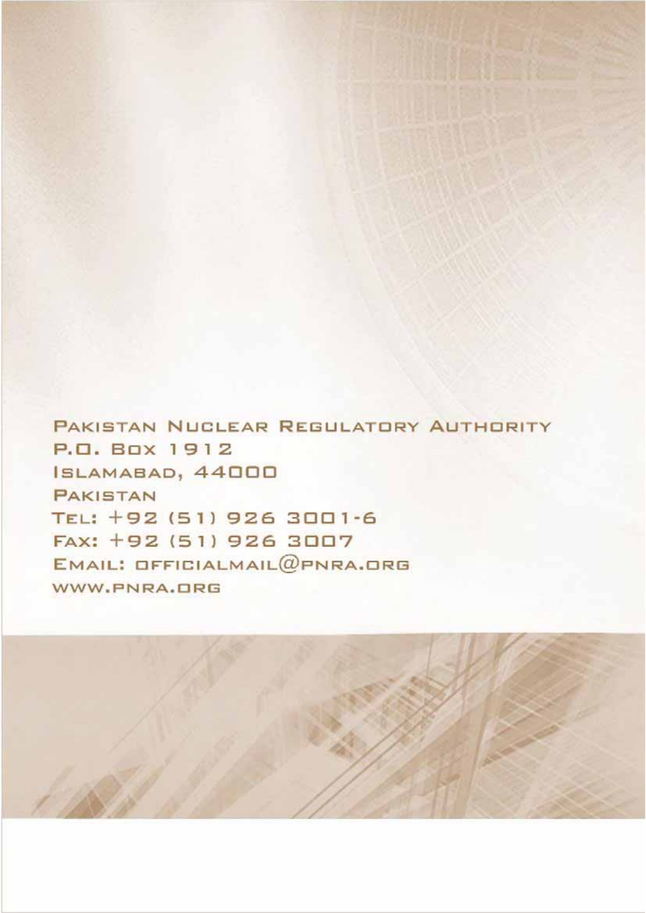PAKISTAN NUCLEAR REGULATORY AUTHORITY
P.O. BOX 1912
ISLAMABAD, 44000
PAKISTAN
TEL: +92 (51) 926 3001-6
FAX: +92 (51) 926 3007
EMAIL: OFFICIALMAIL@PNRA.ORG
WWW.PNRA.ORG